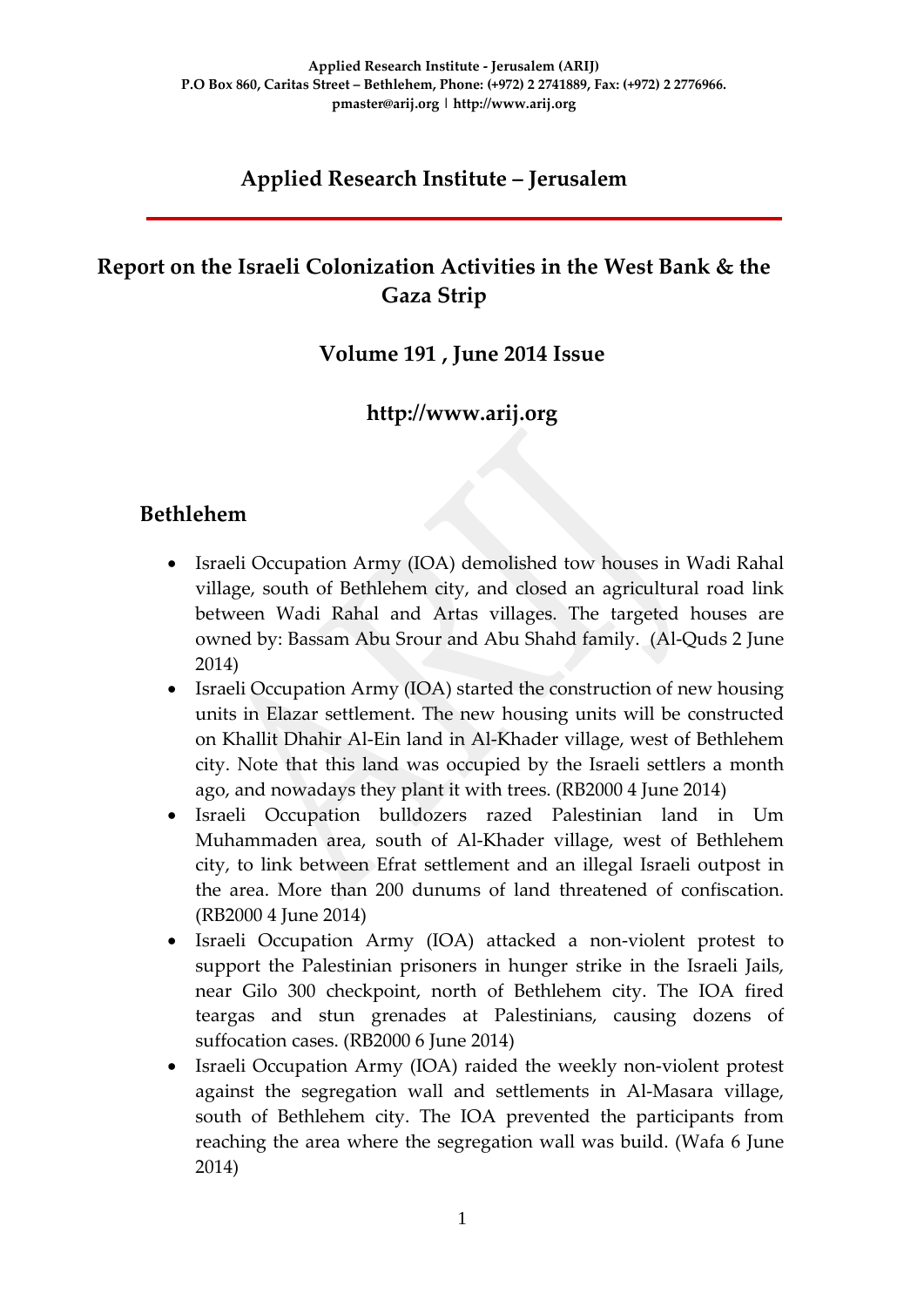**Applied Research Institute - Jerusalem (ARIJ)**
**P.O Box 860, Caritas Street – Bethlehem, Phone: (+972) 2 2741889, Fax: (+972) 2 2776966.**
**pmaster@arij.org | http://www.arij.org**

# Applied Research Institute – Jerusalem

## Report on the Israeli Colonization Activities in the West Bank & the Gaza Strip

### Volume 191 , June 2014 Issue

### http://www.arij.org

## Bethlehem

- Israeli Occupation Army (IOA) demolished tow houses in Wadi Rahal village, south of Bethlehem city, and closed an agricultural road link between Wadi Rahal and Artas villages. The targeted houses are owned by: Bassam Abu Srour and Abu Shahd family. (Al-Quds 2 June 2014)
- Israeli Occupation Army (IOA) started the construction of new housing units in Elazar settlement. The new housing units will be constructed on Khallit Dhahir Al-Ein land in Al-Khader village, west of Bethlehem city. Note that this land was occupied by the Israeli settlers a month ago, and nowadays they plant it with trees. (RB2000 4 June 2014)
- Israeli Occupation bulldozers razed Palestinian land in Um Muhammaden area, south of Al-Khader village, west of Bethlehem city, to link between Efrat settlement and an illegal Israeli outpost in the area. More than 200 dunums of land threatened of confiscation. (RB2000 4 June 2014)
- Israeli Occupation Army (IOA) attacked a non-violent protest to support the Palestinian prisoners in hunger strike in the Israeli Jails, near Gilo 300 checkpoint, north of Bethlehem city. The IOA fired teargas and stun grenades at Palestinians, causing dozens of suffocation cases. (RB2000 6 June 2014)
- Israeli Occupation Army (IOA) raided the weekly non-violent protest against the segregation wall and settlements in Al-Masara village, south of Bethlehem city. The IOA prevented the participants from reaching the area where the segregation wall was build. (Wafa 6 June 2014)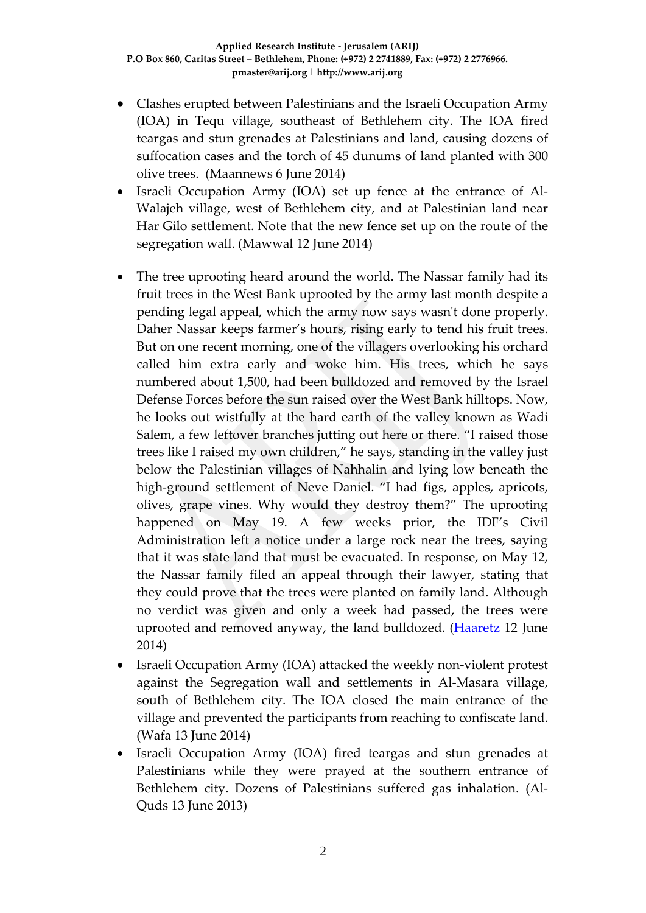- Clashes erupted between Palestinians and the Israeli Occupation Army (IOA) in Tequ village, southeast of Bethlehem city. The IOA fired teargas and stun grenades at Palestinians and land, causing dozens of suffocation cases and the torch of 45 dunums of land planted with 300 olive trees. (Maannews 6 June 2014)
- Israeli Occupation Army (IOA) set up fence at the entrance of Al-Walajeh village, west of Bethlehem city, and at Palestinian land near Har Gilo settlement. Note that the new fence set up on the route of the segregation wall. (Mawwal 12 June 2014)
- The tree uprooting heard around the world. The Nassar family had its fruit trees in the West Bank uprooted by the army last month despite a pending legal appeal, which the army now says wasn't done properly. Daher Nassar keeps farmer's hours, rising early to tend his fruit trees. But on one recent morning, one of the villagers overlooking his orchard called him extra early and woke him. His trees, which he says numbered about 1,500, had been bulldozed and removed by the Israel Defense Forces before the sun raised over the West Bank hilltops. Now, he looks out wistfully at the hard earth of the valley known as Wadi Salem, a few leftover branches jutting out here or there. "I raised those trees like I raised my own children," he says, standing in the valley just below the Palestinian villages of Nahhalin and lying low beneath the high-ground settlement of Neve Daniel. "I had figs, apples, apricots, olives, grape vines. Why would they destroy them?" The uprooting happened on May 19. A few weeks prior, the IDF's Civil Administration left a notice under a large rock near the trees, saying that it was state land that must be evacuated. In response, on May 12, the Nassar family filed an appeal through their lawyer, stating that they could prove that the trees were planted on family land. Although no verdict was given and only a week had passed, the trees were uprooted and removed anyway, the land bulldozed. (Haaretz 12 June 2014)
- Israeli Occupation Army (IOA) attacked the weekly non-violent protest against the Segregation wall and settlements in Al-Masara village, south of Bethlehem city. The IOA closed the main entrance of the village and prevented the participants from reaching to confiscate land. (Wafa 13 June 2014)
- Israeli Occupation Army (IOA) fired teargas and stun grenades at Palestinians while they were prayed at the southern entrance of Bethlehem city. Dozens of Palestinians suffered gas inhalation. (Al-Quds 13 June 2013)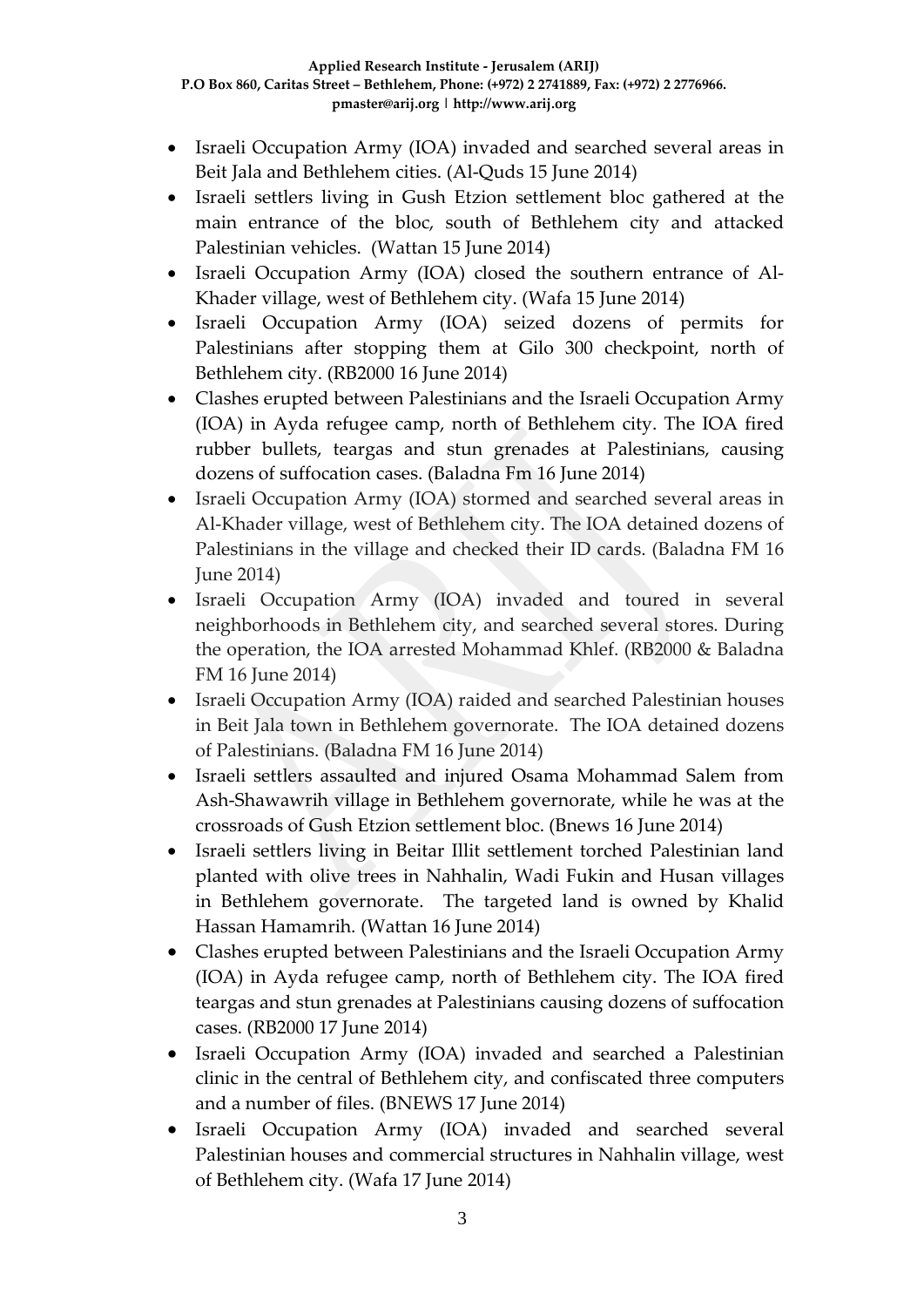- Israeli Occupation Army (IOA) invaded and searched several areas in Beit Jala and Bethlehem cities. (Al-Quds 15 June 2014)
- Israeli settlers living in Gush Etzion settlement bloc gathered at the main entrance of the bloc, south of Bethlehem city and attacked Palestinian vehicles. (Wattan 15 June 2014)
- Israeli Occupation Army (IOA) closed the southern entrance of Al-Khader village, west of Bethlehem city. (Wafa 15 June 2014)
- Israeli Occupation Army (IOA) seized dozens of permits for Palestinians after stopping them at Gilo 300 checkpoint, north of Bethlehem city. (RB2000 16 June 2014)
- Clashes erupted between Palestinians and the Israeli Occupation Army (IOA) in Ayda refugee camp, north of Bethlehem city. The IOA fired rubber bullets, teargas and stun grenades at Palestinians, causing dozens of suffocation cases. (Baladna Fm 16 June 2014)
- Israeli Occupation Army (IOA) stormed and searched several areas in Al-Khader village, west of Bethlehem city. The IOA detained dozens of Palestinians in the village and checked their ID cards. (Baladna FM 16 June 2014)
- Israeli Occupation Army (IOA) invaded and toured in several neighborhoods in Bethlehem city, and searched several stores. During the operation, the IOA arrested Mohammad Khlef. (RB2000 & Baladna FM 16 June 2014)
- Israeli Occupation Army (IOA) raided and searched Palestinian houses in Beit Jala town in Bethlehem governorate. The IOA detained dozens of Palestinians. (Baladna FM 16 June 2014)
- Israeli settlers assaulted and injured Osama Mohammad Salem from Ash-Shawawrih village in Bethlehem governorate, while he was at the crossroads of Gush Etzion settlement bloc. (Bnews 16 June 2014)
- Israeli settlers living in Beitar Illit settlement torched Palestinian land planted with olive trees in Nahhalin, Wadi Fukin and Husan villages in Bethlehem governorate. The targeted land is owned by Khalid Hassan Hamamrih. (Wattan 16 June 2014)
- Clashes erupted between Palestinians and the Israeli Occupation Army (IOA) in Ayda refugee camp, north of Bethlehem city. The IOA fired teargas and stun grenades at Palestinians causing dozens of suffocation cases. (RB2000 17 June 2014)
- Israeli Occupation Army (IOA) invaded and searched a Palestinian clinic in the central of Bethlehem city, and confiscated three computers and a number of files. (BNEWS 17 June 2014)
- Israeli Occupation Army (IOA) invaded and searched several Palestinian houses and commercial structures in Nahhalin village, west of Bethlehem city. (Wafa 17 June 2014)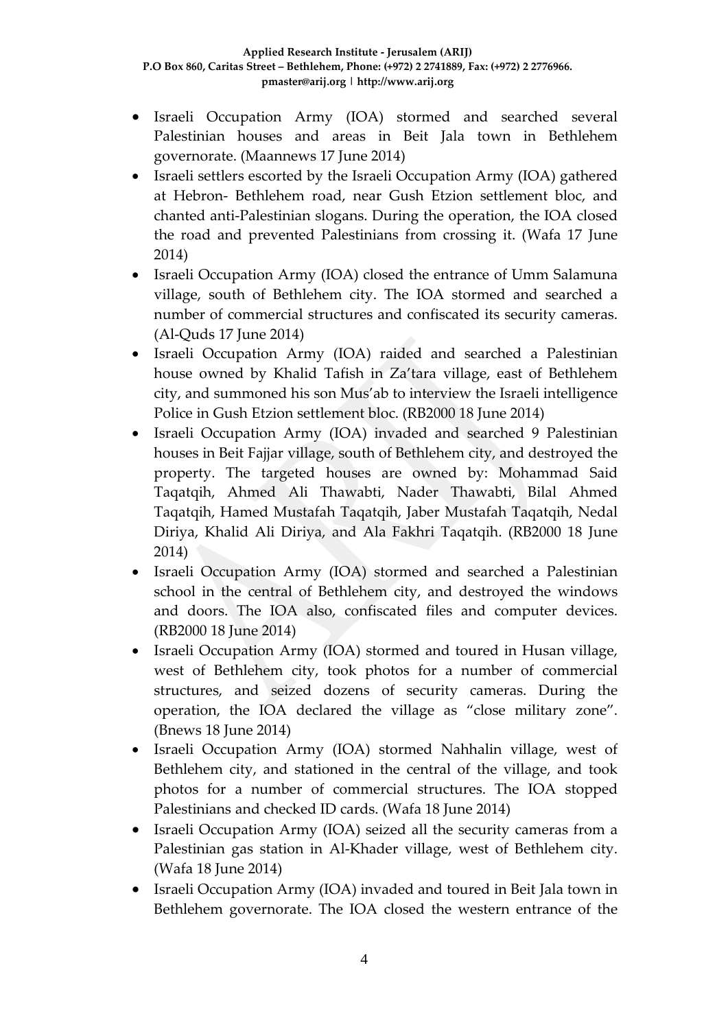- Israeli Occupation Army (IOA) stormed and searched several Palestinian houses and areas in Beit Jala town in Bethlehem governorate. (Maannews 17 June 2014)
- Israeli settlers escorted by the Israeli Occupation Army (IOA) gathered at Hebron- Bethlehem road, near Gush Etzion settlement bloc, and chanted anti-Palestinian slogans. During the operation, the IOA closed the road and prevented Palestinians from crossing it. (Wafa 17 June 2014)
- Israeli Occupation Army (IOA) closed the entrance of Umm Salamuna village, south of Bethlehem city. The IOA stormed and searched a number of commercial structures and confiscated its security cameras. (Al-Quds 17 June 2014)
- Israeli Occupation Army (IOA) raided and searched a Palestinian house owned by Khalid Tafish in Za'tara village, east of Bethlehem city, and summoned his son Mus'ab to interview the Israeli intelligence Police in Gush Etzion settlement bloc. (RB2000 18 June 2014)
- Israeli Occupation Army (IOA) invaded and searched 9 Palestinian houses in Beit Fajjar village, south of Bethlehem city, and destroyed the property. The targeted houses are owned by: Mohammad Said Taqatqih, Ahmed Ali Thawabti, Nader Thawabti, Bilal Ahmed Taqatqih, Hamed Mustafah Taqatqih, Jaber Mustafah Taqatqih, Nedal Diriya, Khalid Ali Diriya, and Ala Fakhri Taqatqih. (RB2000 18 June 2014)
- Israeli Occupation Army (IOA) stormed and searched a Palestinian school in the central of Bethlehem city, and destroyed the windows and doors. The IOA also, confiscated files and computer devices. (RB2000 18 June 2014)
- Israeli Occupation Army (IOA) stormed and toured in Husan village, west of Bethlehem city, took photos for a number of commercial structures, and seized dozens of security cameras. During the operation, the IOA declared the village as "close military zone". (Bnews 18 June 2014)
- Israeli Occupation Army (IOA) stormed Nahhalin village, west of Bethlehem city, and stationed in the central of the village, and took photos for a number of commercial structures. The IOA stopped Palestinians and checked ID cards. (Wafa 18 June 2014)
- Israeli Occupation Army (IOA) seized all the security cameras from a Palestinian gas station in Al-Khader village, west of Bethlehem city. (Wafa 18 June 2014)
- Israeli Occupation Army (IOA) invaded and toured in Beit Jala town in Bethlehem governorate. The IOA closed the western entrance of the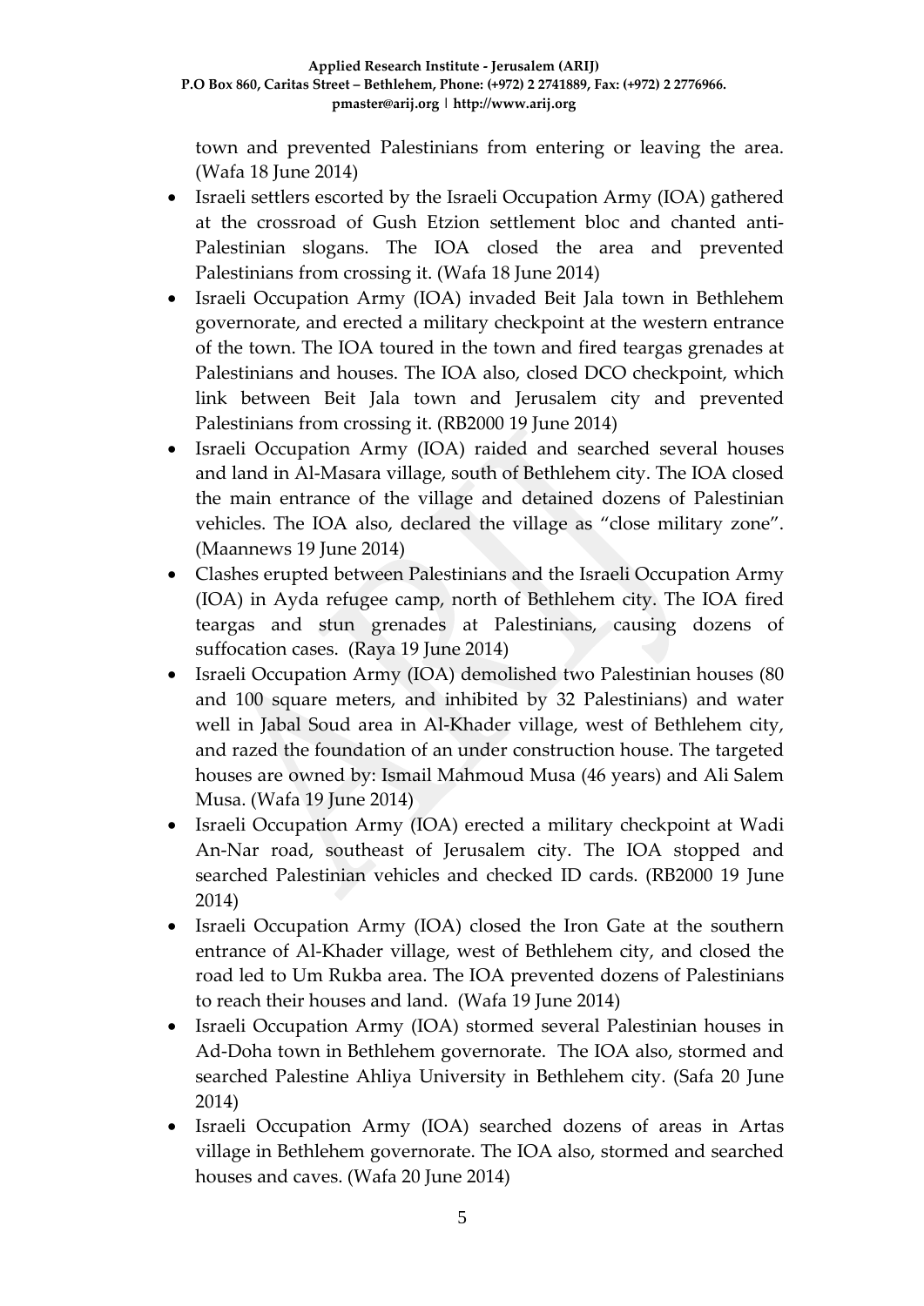town and prevented Palestinians from entering or leaving the area. (Wafa 18 June 2014)

- Israeli settlers escorted by the Israeli Occupation Army (IOA) gathered at the crossroad of Gush Etzion settlement bloc and chanted anti-Palestinian slogans. The IOA closed the area and prevented Palestinians from crossing it. (Wafa 18 June 2014)
- Israeli Occupation Army (IOA) invaded Beit Jala town in Bethlehem governorate, and erected a military checkpoint at the western entrance of the town. The IOA toured in the town and fired teargas grenades at Palestinians and houses. The IOA also, closed DCO checkpoint, which link between Beit Jala town and Jerusalem city and prevented Palestinians from crossing it. (RB2000 19 June 2014)
- Israeli Occupation Army (IOA) raided and searched several houses and land in Al-Masara village, south of Bethlehem city. The IOA closed the main entrance of the village and detained dozens of Palestinian vehicles. The IOA also, declared the village as "close military zone". (Maannews 19 June 2014)
- Clashes erupted between Palestinians and the Israeli Occupation Army (IOA) in Ayda refugee camp, north of Bethlehem city. The IOA fired teargas and stun grenades at Palestinians, causing dozens of suffocation cases. (Raya 19 June 2014)
- Israeli Occupation Army (IOA) demolished two Palestinian houses (80 and 100 square meters, and inhibited by 32 Palestinians) and water well in Jabal Soud area in Al-Khader village, west of Bethlehem city, and razed the foundation of an under construction house. The targeted houses are owned by: Ismail Mahmoud Musa (46 years) and Ali Salem Musa. (Wafa 19 June 2014)
- Israeli Occupation Army (IOA) erected a military checkpoint at Wadi An-Nar road, southeast of Jerusalem city. The IOA stopped and searched Palestinian vehicles and checked ID cards. (RB2000 19 June 2014)
- Israeli Occupation Army (IOA) closed the Iron Gate at the southern entrance of Al-Khader village, west of Bethlehem city, and closed the road led to Um Rukba area. The IOA prevented dozens of Palestinians to reach their houses and land. (Wafa 19 June 2014)
- Israeli Occupation Army (IOA) stormed several Palestinian houses in Ad-Doha town in Bethlehem governorate. The IOA also, stormed and searched Palestine Ahliya University in Bethlehem city. (Safa 20 June 2014)
- Israeli Occupation Army (IOA) searched dozens of areas in Artas village in Bethlehem governorate. The IOA also, stormed and searched houses and caves. (Wafa 20 June 2014)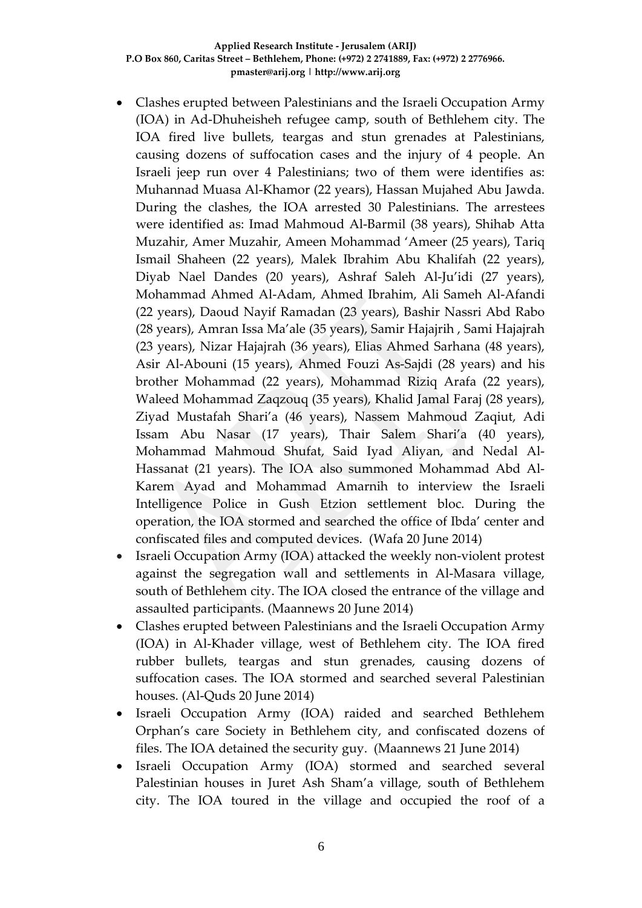- Clashes erupted between Palestinians and the Israeli Occupation Army (IOA) in Ad-Dhuheisheh refugee camp, south of Bethlehem city. The IOA fired live bullets, teargas and stun grenades at Palestinians, causing dozens of suffocation cases and the injury of 4 people. An Israeli jeep run over 4 Palestinians; two of them were identifies as: Muhannad Muasa Al-Khamor (22 years), Hassan Mujahed Abu Jawda. During the clashes, the IOA arrested 30 Palestinians. The arrestees were identified as: Imad Mahmoud Al-Barmil (38 years), Shihab Atta Muzahir, Amer Muzahir, Ameen Mohammad 'Ameer (25 years), Tariq Ismail Shaheen (22 years), Malek Ibrahim Abu Khalifah (22 years), Diyab Nael Dandes (20 years), Ashraf Saleh Al-Ju'idi (27 years), Mohammad Ahmed Al-Adam, Ahmed Ibrahim, Ali Sameh Al-Afandi (22 years), Daoud Nayif Ramadan (23 years), Bashir Nassri Abd Rabo (28 years), Amran Issa Ma'ale (35 years), Samir Hajajrih , Sami Hajajrah (23 years), Nizar Hajajrah (36 years), Elias Ahmed Sarhana (48 years), Asir Al-Abouni (15 years), Ahmed Fouzi As-Sajdi (28 years) and his brother Mohammad (22 years), Mohammad Riziq Arafa (22 years), Waleed Mohammad Zaqzouq (35 years), Khalid Jamal Faraj (28 years), Ziyad Mustafah Shari'a (46 years), Nassem Mahmoud Zaqiut, Adi Issam Abu Nasar (17 years), Thair Salem Shari'a (40 years), Mohammad Mahmoud Shufat, Said Iyad Aliyan, and Nedal Al-Hassanat (21 years). The IOA also summoned Mohammad Abd Al-Karem Ayad and Mohammad Amarnih to interview the Israeli Intelligence Police in Gush Etzion settlement bloc. During the operation, the IOA stormed and searched the office of Ibda' center and confiscated files and computed devices. (Wafa 20 June 2014)
- Israeli Occupation Army (IOA) attacked the weekly non-violent protest against the segregation wall and settlements in Al-Masara village, south of Bethlehem city. The IOA closed the entrance of the village and assaulted participants. (Maannews 20 June 2014)
- Clashes erupted between Palestinians and the Israeli Occupation Army (IOA) in Al-Khader village, west of Bethlehem city. The IOA fired rubber bullets, teargas and stun grenades, causing dozens of suffocation cases. The IOA stormed and searched several Palestinian houses. (Al-Quds 20 June 2014)
- Israeli Occupation Army (IOA) raided and searched Bethlehem Orphan's care Society in Bethlehem city, and confiscated dozens of files. The IOA detained the security guy. (Maannews 21 June 2014)
- Israeli Occupation Army (IOA) stormed and searched several Palestinian houses in Juret Ash Sham'a village, south of Bethlehem city. The IOA toured in the village and occupied the roof of a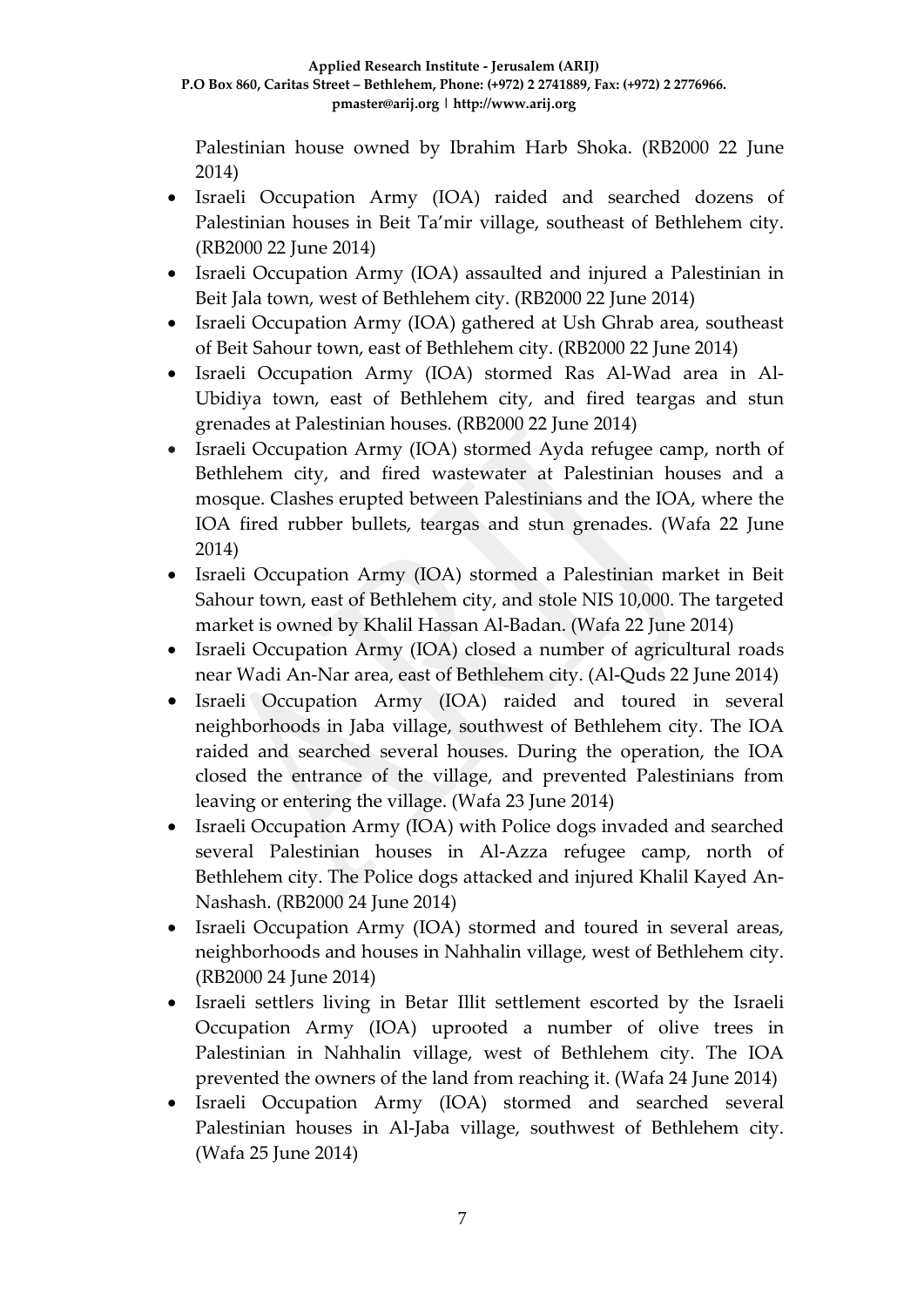Palestinian house owned by Ibrahim Harb Shoka. (RB2000 22 June 2014)

- Israeli Occupation Army (IOA) raided and searched dozens of Palestinian houses in Beit Ta'mir village, southeast of Bethlehem city. (RB2000 22 June 2014)
- Israeli Occupation Army (IOA) assaulted and injured a Palestinian in Beit Jala town, west of Bethlehem city. (RB2000 22 June 2014)
- Israeli Occupation Army (IOA) gathered at Ush Ghrab area, southeast of Beit Sahour town, east of Bethlehem city. (RB2000 22 June 2014)
- Israeli Occupation Army (IOA) stormed Ras Al-Wad area in Al-Ubidiya town, east of Bethlehem city, and fired teargas and stun grenades at Palestinian houses. (RB2000 22 June 2014)
- Israeli Occupation Army (IOA) stormed Ayda refugee camp, north of Bethlehem city, and fired wastewater at Palestinian houses and a mosque. Clashes erupted between Palestinians and the IOA, where the IOA fired rubber bullets, teargas and stun grenades. (Wafa 22 June 2014)
- Israeli Occupation Army (IOA) stormed a Palestinian market in Beit Sahour town, east of Bethlehem city, and stole NIS 10,000. The targeted market is owned by Khalil Hassan Al-Badan. (Wafa 22 June 2014)
- Israeli Occupation Army (IOA) closed a number of agricultural roads near Wadi An-Nar area, east of Bethlehem city. (Al-Quds 22 June 2014)
- Israeli Occupation Army (IOA) raided and toured in several neighborhoods in Jaba village, southwest of Bethlehem city. The IOA raided and searched several houses. During the operation, the IOA closed the entrance of the village, and prevented Palestinians from leaving or entering the village. (Wafa 23 June 2014)
- Israeli Occupation Army (IOA) with Police dogs invaded and searched several Palestinian houses in Al-Azza refugee camp, north of Bethlehem city. The Police dogs attacked and injured Khalil Kayed An-Nashash. (RB2000 24 June 2014)
- Israeli Occupation Army (IOA) stormed and toured in several areas, neighborhoods and houses in Nahhalin village, west of Bethlehem city. (RB2000 24 June 2014)
- Israeli settlers living in Betar Illit settlement escorted by the Israeli Occupation Army (IOA) uprooted a number of olive trees in Palestinian in Nahhalin village, west of Bethlehem city. The IOA prevented the owners of the land from reaching it. (Wafa 24 June 2014)
- Israeli Occupation Army (IOA) stormed and searched several Palestinian houses in Al-Jaba village, southwest of Bethlehem city. (Wafa 25 June 2014)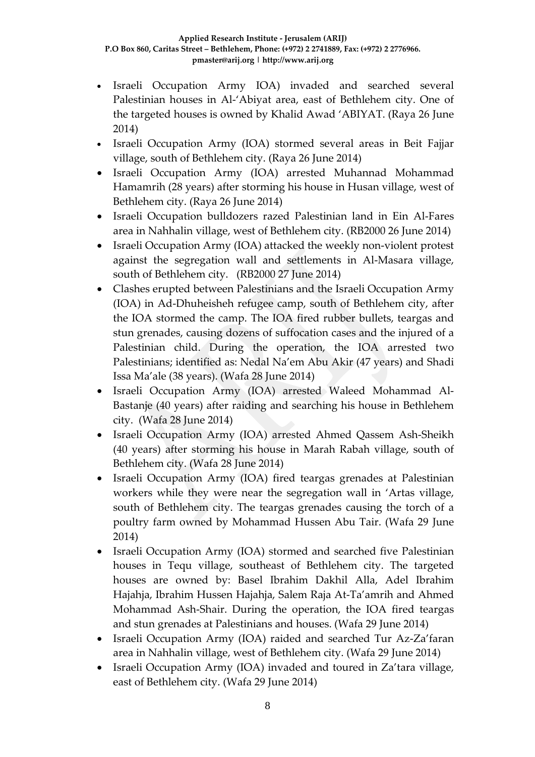- Israeli Occupation Army IOA) invaded and searched several Palestinian houses in Al-'Abiyat area, east of Bethlehem city. One of the targeted houses is owned by Khalid Awad 'ABIYAT. (Raya 26 June 2014)
- Israeli Occupation Army (IOA) stormed several areas in Beit Fajjar village, south of Bethlehem city. (Raya 26 June 2014)
- Israeli Occupation Army (IOA) arrested Muhannad Mohammad Hamamrih (28 years) after storming his house in Husan village, west of Bethlehem city. (Raya 26 June 2014)
- Israeli Occupation bulldozers razed Palestinian land in Ein Al-Fares area in Nahhalin village, west of Bethlehem city. (RB2000 26 June 2014)
- Israeli Occupation Army (IOA) attacked the weekly non-violent protest against the segregation wall and settlements in Al-Masara village, south of Bethlehem city. (RB2000 27 June 2014)
- Clashes erupted between Palestinians and the Israeli Occupation Army (IOA) in Ad-Dhuheisheh refugee camp, south of Bethlehem city, after the IOA stormed the camp. The IOA fired rubber bullets, teargas and stun grenades, causing dozens of suffocation cases and the injured of a Palestinian child. During the operation, the IOA arrested two Palestinians; identified as: Nedal Na'em Abu Akir (47 years) and Shadi Issa Ma'ale (38 years). (Wafa 28 June 2014)
- Israeli Occupation Army (IOA) arrested Waleed Mohammad Al-Bastanje (40 years) after raiding and searching his house in Bethlehem city. (Wafa 28 June 2014)
- Israeli Occupation Army (IOA) arrested Ahmed Qassem Ash-Sheikh (40 years) after storming his house in Marah Rabah village, south of Bethlehem city. (Wafa 28 June 2014)
- Israeli Occupation Army (IOA) fired teargas grenades at Palestinian workers while they were near the segregation wall in 'Artas village, south of Bethlehem city. The teargas grenades causing the torch of a poultry farm owned by Mohammad Hussen Abu Tair. (Wafa 29 June 2014)
- Israeli Occupation Army (IOA) stormed and searched five Palestinian houses in Tequ village, southeast of Bethlehem city. The targeted houses are owned by: Basel Ibrahim Dakhil Alla, Adel Ibrahim Hajahja, Ibrahim Hussen Hajahja, Salem Raja At-Ta'amrih and Ahmed Mohammad Ash-Shair. During the operation, the IOA fired teargas and stun grenades at Palestinians and houses. (Wafa 29 June 2014)
- Israeli Occupation Army (IOA) raided and searched Tur Az-Za'faran area in Nahhalin village, west of Bethlehem city. (Wafa 29 June 2014)
- Israeli Occupation Army (IOA) invaded and toured in Za'tara village, east of Bethlehem city. (Wafa 29 June 2014)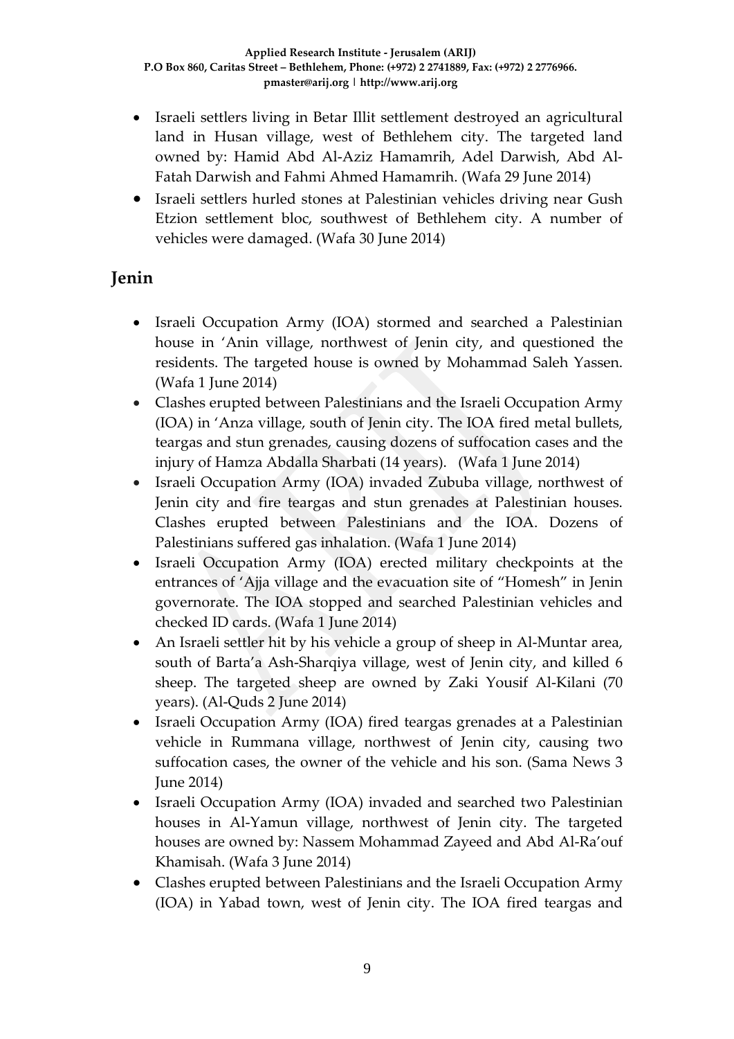- Israeli settlers living in Betar Illit settlement destroyed an agricultural land in Husan village, west of Bethlehem city. The targeted land owned by: Hamid Abd Al-Aziz Hamamrih, Adel Darwish, Abd Al-Fatah Darwish and Fahmi Ahmed Hamamrih. (Wafa 29 June 2014)
- Israeli settlers hurled stones at Palestinian vehicles driving near Gush Etzion settlement bloc, southwest of Bethlehem city. A number of vehicles were damaged. (Wafa 30 June 2014)

## Jenin

- Israeli Occupation Army (IOA) stormed and searched a Palestinian house in 'Anin village, northwest of Jenin city, and questioned the residents. The targeted house is owned by Mohammad Saleh Yassen. (Wafa 1 June 2014)
- Clashes erupted between Palestinians and the Israeli Occupation Army (IOA) in 'Anza village, south of Jenin city. The IOA fired metal bullets, teargas and stun grenades, causing dozens of suffocation cases and the injury of Hamza Abdalla Sharbati (14 years). (Wafa 1 June 2014)
- Israeli Occupation Army (IOA) invaded Zububa village, northwest of Jenin city and fire teargas and stun grenades at Palestinian houses. Clashes erupted between Palestinians and the IOA. Dozens of Palestinians suffered gas inhalation. (Wafa 1 June 2014)
- Israeli Occupation Army (IOA) erected military checkpoints at the entrances of 'Ajja village and the evacuation site of "Homesh" in Jenin governorate. The IOA stopped and searched Palestinian vehicles and checked ID cards. (Wafa 1 June 2014)
- An Israeli settler hit by his vehicle a group of sheep in Al-Muntar area, south of Barta'a Ash-Sharqiya village, west of Jenin city, and killed 6 sheep. The targeted sheep are owned by Zaki Yousif Al-Kilani (70 years). (Al-Quds 2 June 2014)
- Israeli Occupation Army (IOA) fired teargas grenades at a Palestinian vehicle in Rummana village, northwest of Jenin city, causing two suffocation cases, the owner of the vehicle and his son. (Sama News 3 June 2014)
- Israeli Occupation Army (IOA) invaded and searched two Palestinian houses in Al-Yamun village, northwest of Jenin city. The targeted houses are owned by: Nassem Mohammad Zayeed and Abd Al-Ra'ouf Khamisah. (Wafa 3 June 2014)
- Clashes erupted between Palestinians and the Israeli Occupation Army (IOA) in Yabad town, west of Jenin city. The IOA fired teargas and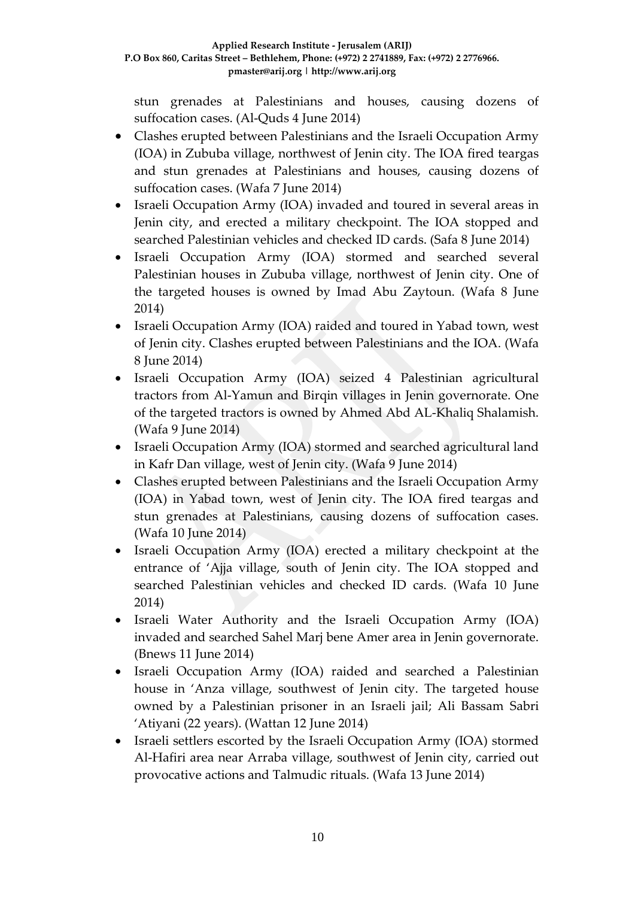stun grenades at Palestinians and houses, causing dozens of suffocation cases. (Al-Quds 4 June 2014)

- Clashes erupted between Palestinians and the Israeli Occupation Army (IOA) in Zububa village, northwest of Jenin city. The IOA fired teargas and stun grenades at Palestinians and houses, causing dozens of suffocation cases. (Wafa 7 June 2014)
- Israeli Occupation Army (IOA) invaded and toured in several areas in Jenin city, and erected a military checkpoint. The IOA stopped and searched Palestinian vehicles and checked ID cards. (Safa 8 June 2014)
- Israeli Occupation Army (IOA) stormed and searched several Palestinian houses in Zububa village, northwest of Jenin city. One of the targeted houses is owned by Imad Abu Zaytoun. (Wafa 8 June 2014)
- Israeli Occupation Army (IOA) raided and toured in Yabad town, west of Jenin city. Clashes erupted between Palestinians and the IOA. (Wafa 8 June 2014)
- Israeli Occupation Army (IOA) seized 4 Palestinian agricultural tractors from Al-Yamun and Birqin villages in Jenin governorate. One of the targeted tractors is owned by Ahmed Abd AL-Khaliq Shalamish. (Wafa 9 June 2014)
- Israeli Occupation Army (IOA) stormed and searched agricultural land in Kafr Dan village, west of Jenin city. (Wafa 9 June 2014)
- Clashes erupted between Palestinians and the Israeli Occupation Army (IOA) in Yabad town, west of Jenin city. The IOA fired teargas and stun grenades at Palestinians, causing dozens of suffocation cases. (Wafa 10 June 2014)
- Israeli Occupation Army (IOA) erected a military checkpoint at the entrance of 'Ajja village, south of Jenin city. The IOA stopped and searched Palestinian vehicles and checked ID cards. (Wafa 10 June 2014)
- Israeli Water Authority and the Israeli Occupation Army (IOA) invaded and searched Sahel Marj bene Amer area in Jenin governorate. (Bnews 11 June 2014)
- Israeli Occupation Army (IOA) raided and searched a Palestinian house in 'Anza village, southwest of Jenin city. The targeted house owned by a Palestinian prisoner in an Israeli jail; Ali Bassam Sabri 'Atiyani (22 years). (Wattan 12 June 2014)
- Israeli settlers escorted by the Israeli Occupation Army (IOA) stormed Al-Hafiri area near Arraba village, southwest of Jenin city, carried out provocative actions and Talmudic rituals. (Wafa 13 June 2014)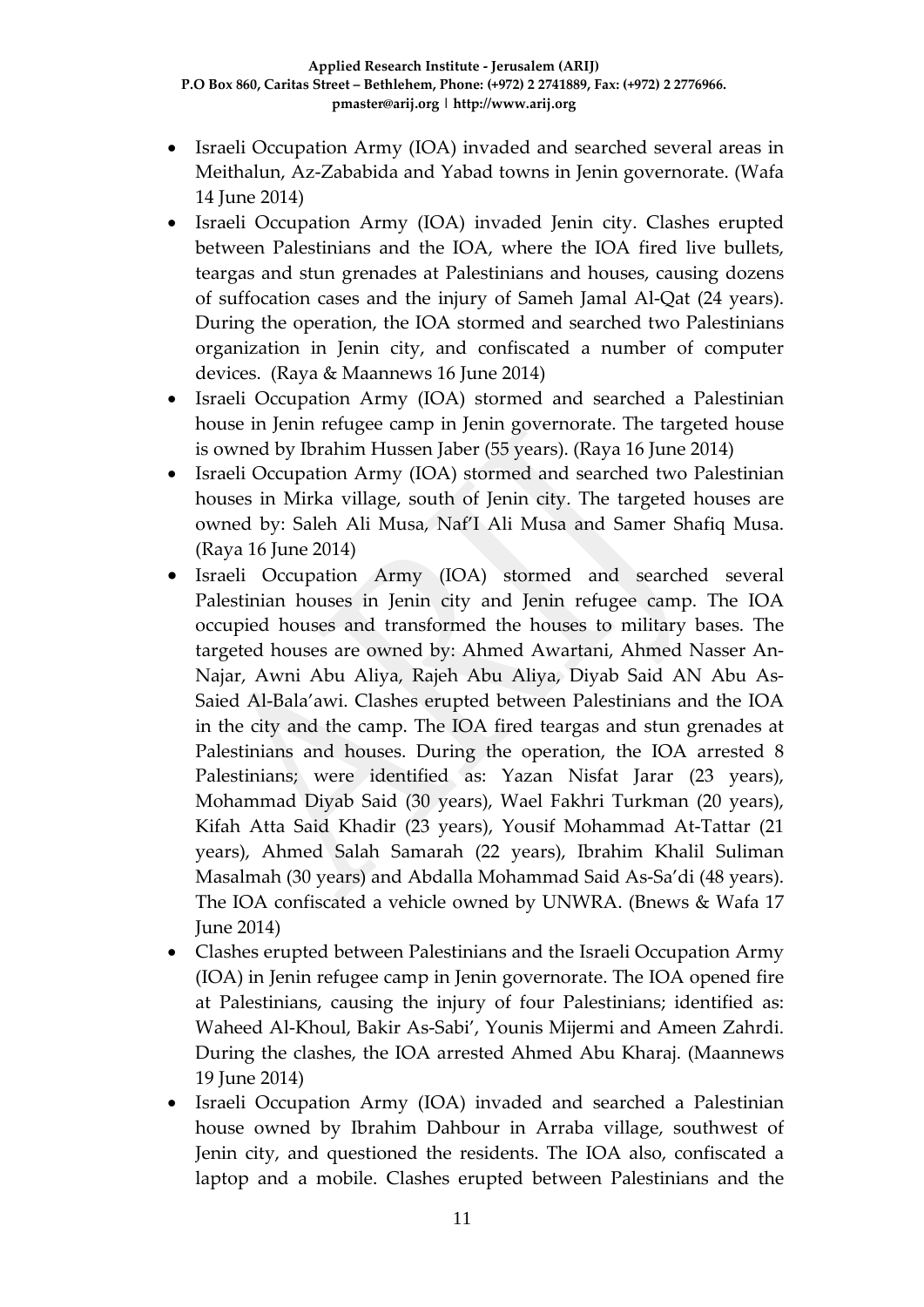- Israeli Occupation Army (IOA) invaded and searched several areas in Meithalun, Az-Zababida and Yabad towns in Jenin governorate. (Wafa 14 June 2014)
- Israeli Occupation Army (IOA) invaded Jenin city. Clashes erupted between Palestinians and the IOA, where the IOA fired live bullets, teargas and stun grenades at Palestinians and houses, causing dozens of suffocation cases and the injury of Sameh Jamal Al-Qat (24 years). During the operation, the IOA stormed and searched two Palestinians organization in Jenin city, and confiscated a number of computer devices. (Raya & Maannews 16 June 2014)
- Israeli Occupation Army (IOA) stormed and searched a Palestinian house in Jenin refugee camp in Jenin governorate. The targeted house is owned by Ibrahim Hussen Jaber (55 years). (Raya 16 June 2014)
- Israeli Occupation Army (IOA) stormed and searched two Palestinian houses in Mirka village, south of Jenin city. The targeted houses are owned by: Saleh Ali Musa, Naf'I Ali Musa and Samer Shafiq Musa. (Raya 16 June 2014)
- Israeli Occupation Army (IOA) stormed and searched several Palestinian houses in Jenin city and Jenin refugee camp. The IOA occupied houses and transformed the houses to military bases. The targeted houses are owned by: Ahmed Awartani, Ahmed Nasser An-Najar, Awni Abu Aliya, Rajeh Abu Aliya, Diyab Said AN Abu As-Saied Al-Bala'awi. Clashes erupted between Palestinians and the IOA in the city and the camp. The IOA fired teargas and stun grenades at Palestinians and houses. During the operation, the IOA arrested 8 Palestinians; were identified as: Yazan Nisfat Jarar (23 years), Mohammad Diyab Said (30 years), Wael Fakhri Turkman (20 years), Kifah Atta Said Khadir (23 years), Yousif Mohammad At-Tattar (21 years), Ahmed Salah Samarah (22 years), Ibrahim Khalil Suliman Masalmah (30 years) and Abdalla Mohammad Said As-Sa'di (48 years). The IOA confiscated a vehicle owned by UNWRA. (Bnews & Wafa 17 June 2014)
- Clashes erupted between Palestinians and the Israeli Occupation Army (IOA) in Jenin refugee camp in Jenin governorate. The IOA opened fire at Palestinians, causing the injury of four Palestinians; identified as: Waheed Al-Khoul, Bakir As-Sabi', Younis Mijermi and Ameen Zahrdi. During the clashes, the IOA arrested Ahmed Abu Kharaj. (Maannews 19 June 2014)
- Israeli Occupation Army (IOA) invaded and searched a Palestinian house owned by Ibrahim Dahbour in Arraba village, southwest of Jenin city, and questioned the residents. The IOA also, confiscated a laptop and a mobile. Clashes erupted between Palestinians and the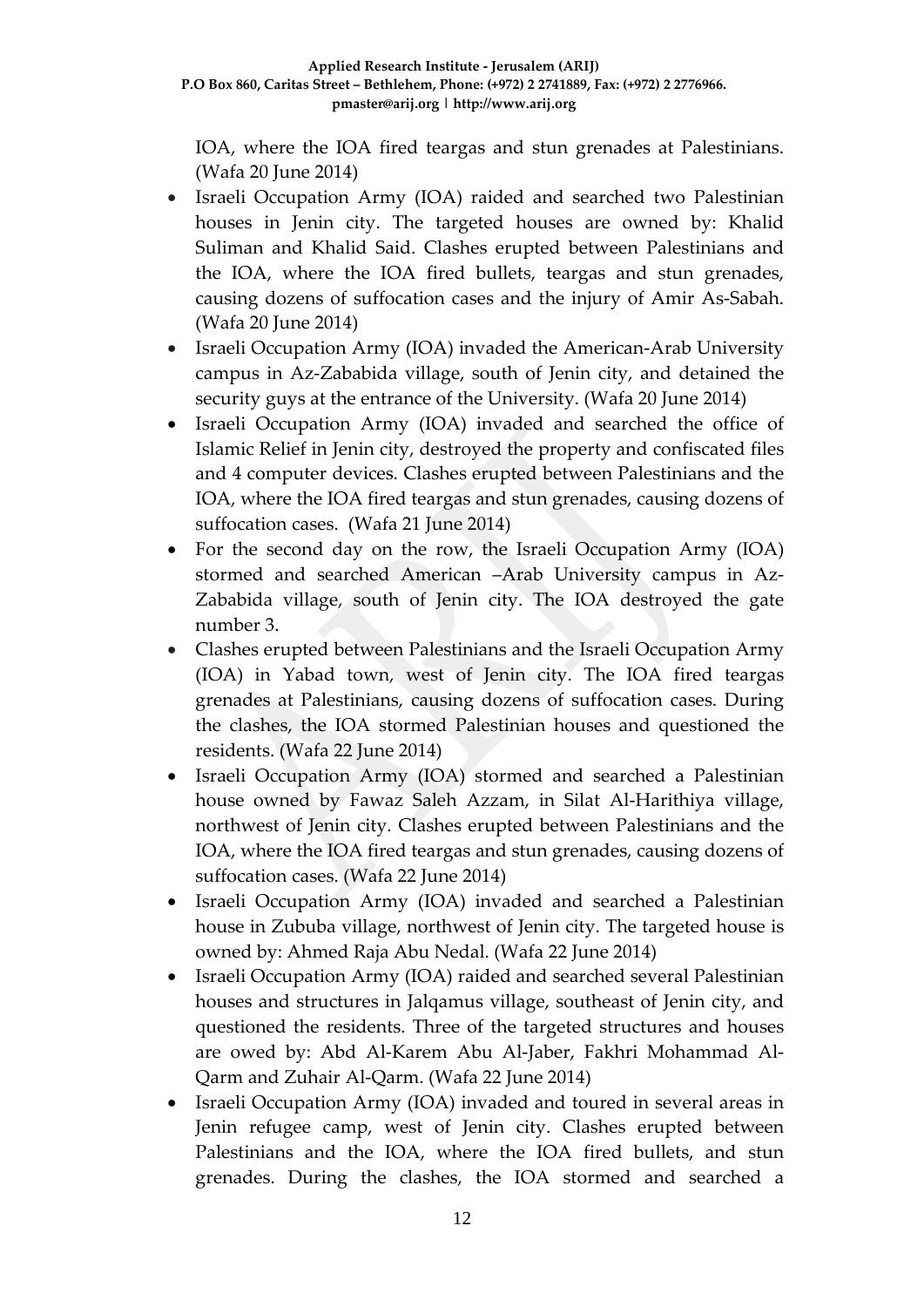IOA, where the IOA fired teargas and stun grenades at Palestinians. (Wafa 20 June 2014)

- Israeli Occupation Army (IOA) raided and searched two Palestinian houses in Jenin city. The targeted houses are owned by: Khalid Suliman and Khalid Said. Clashes erupted between Palestinians and the IOA, where the IOA fired bullets, teargas and stun grenades, causing dozens of suffocation cases and the injury of Amir As-Sabah. (Wafa 20 June 2014)
- Israeli Occupation Army (IOA) invaded the American-Arab University campus in Az-Zababida village, south of Jenin city, and detained the security guys at the entrance of the University. (Wafa 20 June 2014)
- Israeli Occupation Army (IOA) invaded and searched the office of Islamic Relief in Jenin city, destroyed the property and confiscated files and 4 computer devices. Clashes erupted between Palestinians and the IOA, where the IOA fired teargas and stun grenades, causing dozens of suffocation cases. (Wafa 21 June 2014)
- For the second day on the row, the Israeli Occupation Army (IOA) stormed and searched American –Arab University campus in Az-Zababida village, south of Jenin city. The IOA destroyed the gate number 3.
- Clashes erupted between Palestinians and the Israeli Occupation Army (IOA) in Yabad town, west of Jenin city. The IOA fired teargas grenades at Palestinians, causing dozens of suffocation cases. During the clashes, the IOA stormed Palestinian houses and questioned the residents. (Wafa 22 June 2014)
- Israeli Occupation Army (IOA) stormed and searched a Palestinian house owned by Fawaz Saleh Azzam, in Silat Al-Harithiya village, northwest of Jenin city. Clashes erupted between Palestinians and the IOA, where the IOA fired teargas and stun grenades, causing dozens of suffocation cases. (Wafa 22 June 2014)
- Israeli Occupation Army (IOA) invaded and searched a Palestinian house in Zububa village, northwest of Jenin city. The targeted house is owned by: Ahmed Raja Abu Nedal. (Wafa 22 June 2014)
- Israeli Occupation Army (IOA) raided and searched several Palestinian houses and structures in Jalqamus village, southeast of Jenin city, and questioned the residents. Three of the targeted structures and houses are owed by: Abd Al-Karem Abu Al-Jaber, Fakhri Mohammad Al-Qarm and Zuhair Al-Qarm. (Wafa 22 June 2014)
- Israeli Occupation Army (IOA) invaded and toured in several areas in Jenin refugee camp, west of Jenin city. Clashes erupted between Palestinians and the IOA, where the IOA fired bullets, and stun grenades. During the clashes, the IOA stormed and searched a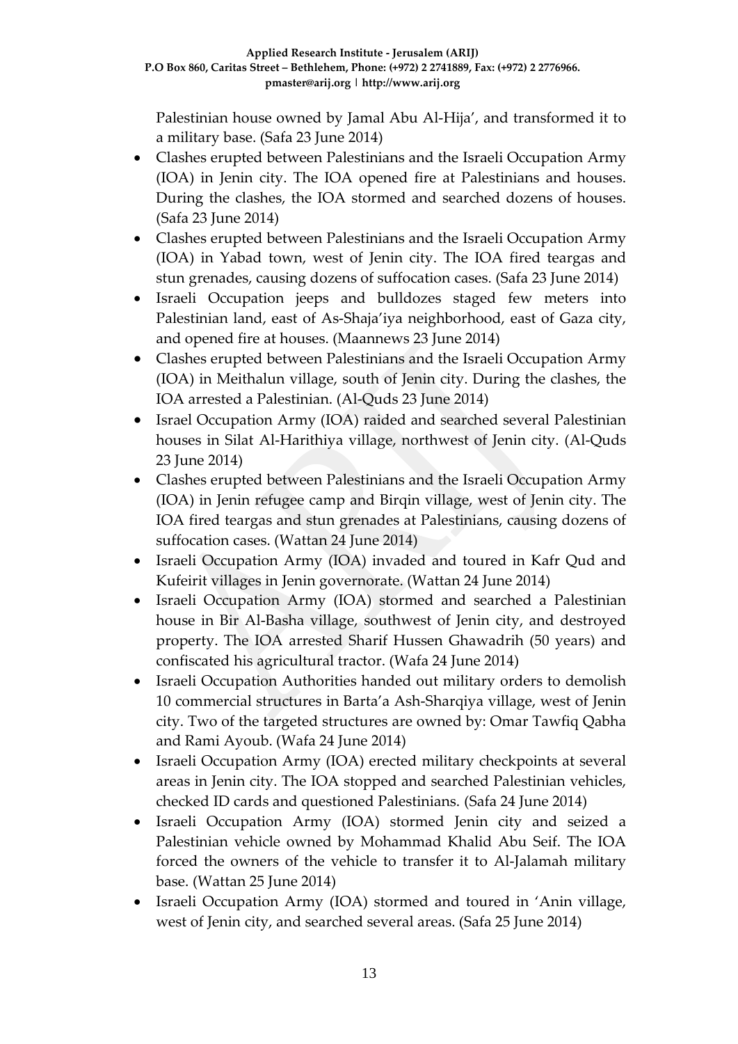Palestinian house owned by Jamal Abu Al-Hija', and transformed it to a military base. (Safa 23 June 2014)

- Clashes erupted between Palestinians and the Israeli Occupation Army (IOA) in Jenin city. The IOA opened fire at Palestinians and houses. During the clashes, the IOA stormed and searched dozens of houses. (Safa 23 June 2014)
- Clashes erupted between Palestinians and the Israeli Occupation Army (IOA) in Yabad town, west of Jenin city. The IOA fired teargas and stun grenades, causing dozens of suffocation cases. (Safa 23 June 2014)
- Israeli Occupation jeeps and bulldozes staged few meters into Palestinian land, east of As-Shaja'iya neighborhood, east of Gaza city, and opened fire at houses. (Maannews 23 June 2014)
- Clashes erupted between Palestinians and the Israeli Occupation Army (IOA) in Meithalun village, south of Jenin city. During the clashes, the IOA arrested a Palestinian. (Al-Quds 23 June 2014)
- Israel Occupation Army (IOA) raided and searched several Palestinian houses in Silat Al-Harithiya village, northwest of Jenin city. (Al-Quds 23 June 2014)
- Clashes erupted between Palestinians and the Israeli Occupation Army (IOA) in Jenin refugee camp and Birqin village, west of Jenin city. The IOA fired teargas and stun grenades at Palestinians, causing dozens of suffocation cases. (Wattan 24 June 2014)
- Israeli Occupation Army (IOA) invaded and toured in Kafr Qud and Kufeirit villages in Jenin governorate. (Wattan 24 June 2014)
- Israeli Occupation Army (IOA) stormed and searched a Palestinian house in Bir Al-Basha village, southwest of Jenin city, and destroyed property. The IOA arrested Sharif Hussen Ghawadrih (50 years) and confiscated his agricultural tractor. (Wafa 24 June 2014)
- Israeli Occupation Authorities handed out military orders to demolish 10 commercial structures in Barta'a Ash-Sharqiya village, west of Jenin city. Two of the targeted structures are owned by: Omar Tawfiq Qabha and Rami Ayoub. (Wafa 24 June 2014)
- Israeli Occupation Army (IOA) erected military checkpoints at several areas in Jenin city. The IOA stopped and searched Palestinian vehicles, checked ID cards and questioned Palestinians. (Safa 24 June 2014)
- Israeli Occupation Army (IOA) stormed Jenin city and seized a Palestinian vehicle owned by Mohammad Khalid Abu Seif. The IOA forced the owners of the vehicle to transfer it to Al-Jalamah military base. (Wattan 25 June 2014)
- Israeli Occupation Army (IOA) stormed and toured in 'Anin village, west of Jenin city, and searched several areas. (Safa 25 June 2014)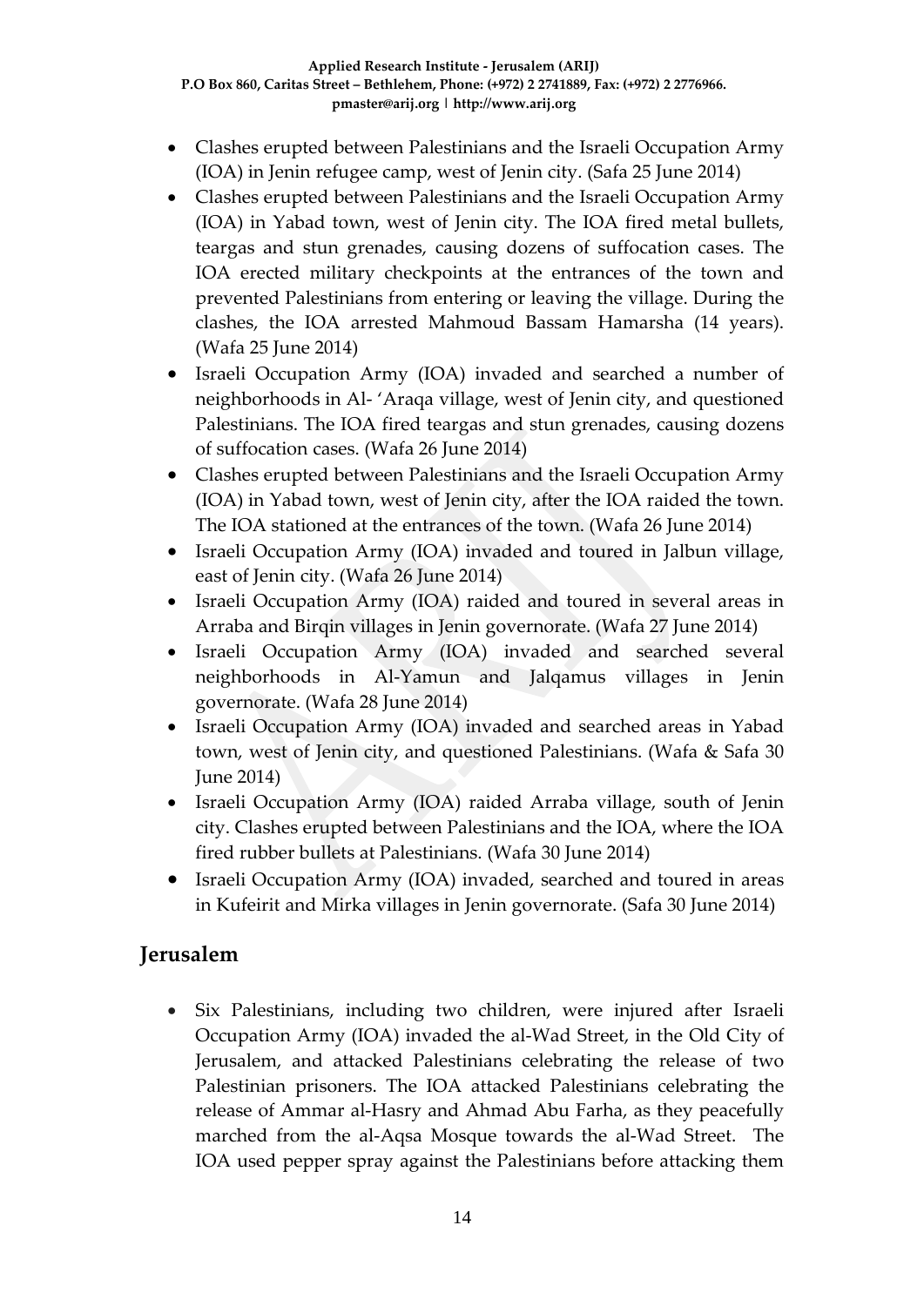- Clashes erupted between Palestinians and the Israeli Occupation Army (IOA) in Jenin refugee camp, west of Jenin city. (Safa 25 June 2014)
- Clashes erupted between Palestinians and the Israeli Occupation Army (IOA) in Yabad town, west of Jenin city. The IOA fired metal bullets, teargas and stun grenades, causing dozens of suffocation cases. The IOA erected military checkpoints at the entrances of the town and prevented Palestinians from entering or leaving the village. During the clashes, the IOA arrested Mahmoud Bassam Hamarsha (14 years). (Wafa 25 June 2014)
- Israeli Occupation Army (IOA) invaded and searched a number of neighborhoods in Al- 'Araqa village, west of Jenin city, and questioned Palestinians. The IOA fired teargas and stun grenades, causing dozens of suffocation cases. (Wafa 26 June 2014)
- Clashes erupted between Palestinians and the Israeli Occupation Army (IOA) in Yabad town, west of Jenin city, after the IOA raided the town. The IOA stationed at the entrances of the town. (Wafa 26 June 2014)
- Israeli Occupation Army (IOA) invaded and toured in Jalbun village, east of Jenin city. (Wafa 26 June 2014)
- Israeli Occupation Army (IOA) raided and toured in several areas in Arraba and Birqin villages in Jenin governorate. (Wafa 27 June 2014)
- Israeli Occupation Army (IOA) invaded and searched several neighborhoods in Al-Yamun and Jalqamus villages in Jenin governorate. (Wafa 28 June 2014)
- Israeli Occupation Army (IOA) invaded and searched areas in Yabad town, west of Jenin city, and questioned Palestinians. (Wafa & Safa 30 June 2014)
- Israeli Occupation Army (IOA) raided Arraba village, south of Jenin city. Clashes erupted between Palestinians and the IOA, where the IOA fired rubber bullets at Palestinians. (Wafa 30 June 2014)
- Israeli Occupation Army (IOA) invaded, searched and toured in areas in Kufeirit and Mirka villages in Jenin governorate. (Safa 30 June 2014)

## Jerusalem

- Six Palestinians, including two children, were injured after Israeli Occupation Army (IOA) invaded the al-Wad Street, in the Old City of Jerusalem, and attacked Palestinians celebrating the release of two Palestinian prisoners. The IOA attacked Palestinians celebrating the release of Ammar al-Hasry and Ahmad Abu Farha, as they peacefully marched from the al-Aqsa Mosque towards the al-Wad Street. The IOA used pepper spray against the Palestinians before attacking them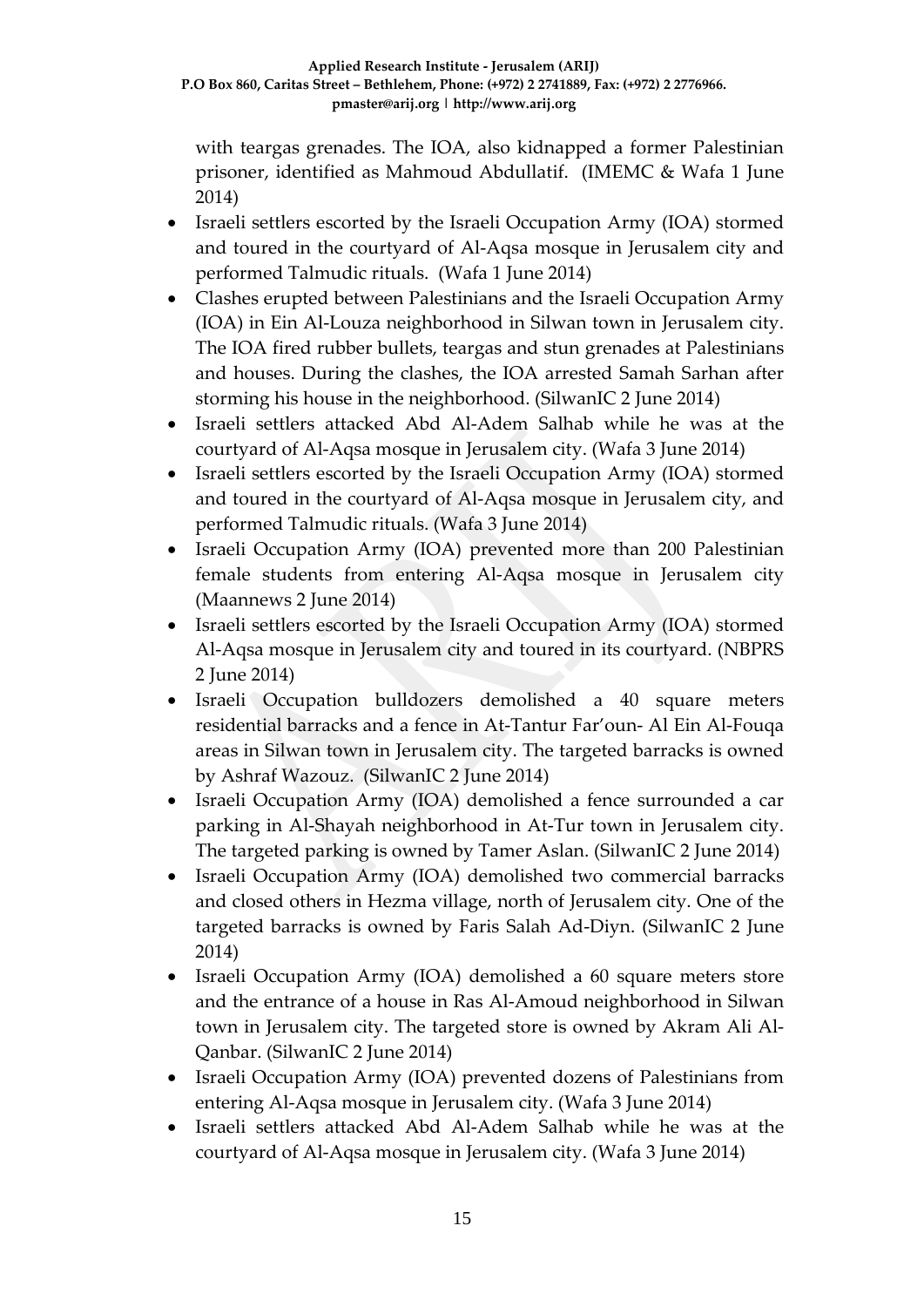with teargas grenades. The IOA, also kidnapped a former Palestinian prisoner, identified as Mahmoud Abdullatif. (IMEMC & Wafa 1 June 2014)

- Israeli settlers escorted by the Israeli Occupation Army (IOA) stormed and toured in the courtyard of Al-Aqsa mosque in Jerusalem city and performed Talmudic rituals. (Wafa 1 June 2014)
- Clashes erupted between Palestinians and the Israeli Occupation Army (IOA) in Ein Al-Louza neighborhood in Silwan town in Jerusalem city. The IOA fired rubber bullets, teargas and stun grenades at Palestinians and houses. During the clashes, the IOA arrested Samah Sarhan after storming his house in the neighborhood. (SilwanIC 2 June 2014)
- Israeli settlers attacked Abd Al-Adem Salhab while he was at the courtyard of Al-Aqsa mosque in Jerusalem city. (Wafa 3 June 2014)
- Israeli settlers escorted by the Israeli Occupation Army (IOA) stormed and toured in the courtyard of Al-Aqsa mosque in Jerusalem city, and performed Talmudic rituals. (Wafa 3 June 2014)
- Israeli Occupation Army (IOA) prevented more than 200 Palestinian female students from entering Al-Aqsa mosque in Jerusalem city (Maannews 2 June 2014)
- Israeli settlers escorted by the Israeli Occupation Army (IOA) stormed Al-Aqsa mosque in Jerusalem city and toured in its courtyard. (NBPRS 2 June 2014)
- Israeli Occupation bulldozers demolished a 40 square meters residential barracks and a fence in At-Tantur Far'oun- Al Ein Al-Fouqa areas in Silwan town in Jerusalem city. The targeted barracks is owned by Ashraf Wazouz. (SilwanIC 2 June 2014)
- Israeli Occupation Army (IOA) demolished a fence surrounded a car parking in Al-Shayah neighborhood in At-Tur town in Jerusalem city. The targeted parking is owned by Tamer Aslan. (SilwanIC 2 June 2014)
- Israeli Occupation Army (IOA) demolished two commercial barracks and closed others in Hezma village, north of Jerusalem city. One of the targeted barracks is owned by Faris Salah Ad-Diyn. (SilwanIC 2 June 2014)
- Israeli Occupation Army (IOA) demolished a 60 square meters store and the entrance of a house in Ras Al-Amoud neighborhood in Silwan town in Jerusalem city. The targeted store is owned by Akram Ali Al-Qanbar. (SilwanIC 2 June 2014)
- Israeli Occupation Army (IOA) prevented dozens of Palestinians from entering Al-Aqsa mosque in Jerusalem city. (Wafa 3 June 2014)
- Israeli settlers attacked Abd Al-Adem Salhab while he was at the courtyard of Al-Aqsa mosque in Jerusalem city. (Wafa 3 June 2014)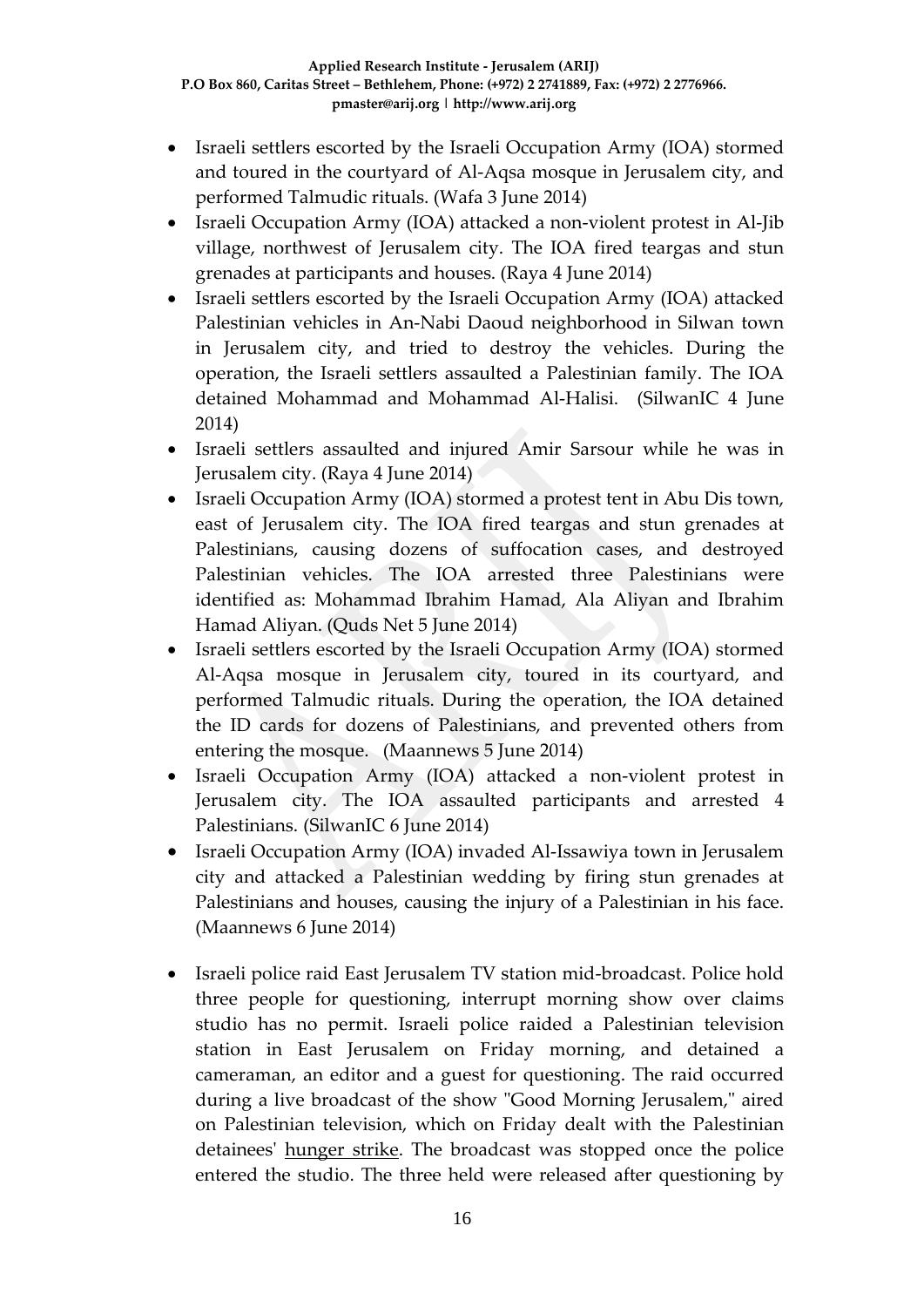- Israeli settlers escorted by the Israeli Occupation Army (IOA) stormed and toured in the courtyard of Al-Aqsa mosque in Jerusalem city, and performed Talmudic rituals. (Wafa 3 June 2014)
- Israeli Occupation Army (IOA) attacked a non-violent protest in Al-Jib village, northwest of Jerusalem city. The IOA fired teargas and stun grenades at participants and houses. (Raya 4 June 2014)
- Israeli settlers escorted by the Israeli Occupation Army (IOA) attacked Palestinian vehicles in An-Nabi Daoud neighborhood in Silwan town in Jerusalem city, and tried to destroy the vehicles. During the operation, the Israeli settlers assaulted a Palestinian family. The IOA detained Mohammad and Mohammad Al-Halisi. (SilwanIC 4 June 2014)
- Israeli settlers assaulted and injured Amir Sarsour while he was in Jerusalem city. (Raya 4 June 2014)
- Israeli Occupation Army (IOA) stormed a protest tent in Abu Dis town, east of Jerusalem city. The IOA fired teargas and stun grenades at Palestinians, causing dozens of suffocation cases, and destroyed Palestinian vehicles. The IOA arrested three Palestinians were identified as: Mohammad Ibrahim Hamad, Ala Aliyan and Ibrahim Hamad Aliyan. (Quds Net 5 June 2014)
- Israeli settlers escorted by the Israeli Occupation Army (IOA) stormed Al-Aqsa mosque in Jerusalem city, toured in its courtyard, and performed Talmudic rituals. During the operation, the IOA detained the ID cards for dozens of Palestinians, and prevented others from entering the mosque. (Maannews 5 June 2014)
- Israeli Occupation Army (IOA) attacked a non-violent protest in Jerusalem city. The IOA assaulted participants and arrested 4 Palestinians. (SilwanIC 6 June 2014)
- Israeli Occupation Army (IOA) invaded Al-Issawiya town in Jerusalem city and attacked a Palestinian wedding by firing stun grenades at Palestinians and houses, causing the injury of a Palestinian in his face. (Maannews 6 June 2014)

- Israeli police raid East Jerusalem TV station mid-broadcast. Police hold three people for questioning, interrupt morning show over claims studio has no permit. Israeli police raided a Palestinian television station in East Jerusalem on Friday morning, and detained a cameraman, an editor and a guest for questioning. The raid occurred during a live broadcast of the show "Good Morning Jerusalem," aired on Palestinian television, which on Friday dealt with the Palestinian detainees' hunger strike. The broadcast was stopped once the police entered the studio. The three held were released after questioning by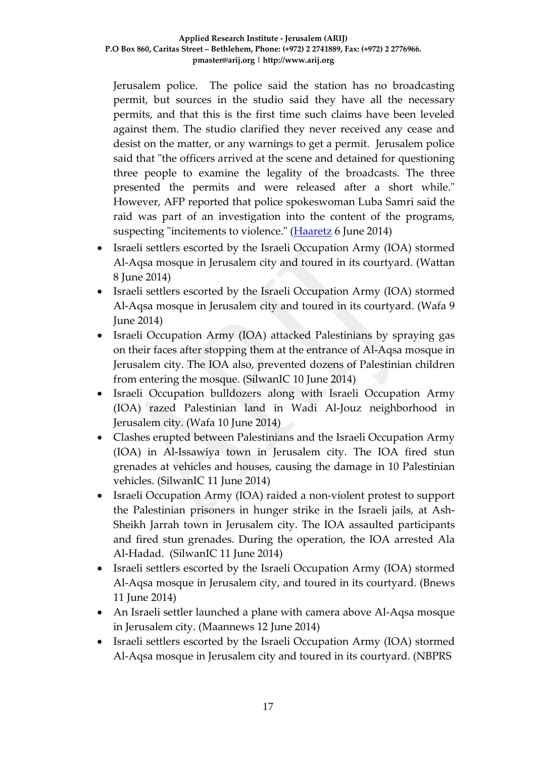Jerusalem police. The police said the station has no broadcasting permit, but sources in the studio said they have all the necessary permits, and that this is the first time such claims have been leveled against them. The studio clarified they never received any cease and desist on the matter, or any warnings to get a permit. Jerusalem police said that "the officers arrived at the scene and detained for questioning three people to examine the legality of the broadcasts. The three presented the permits and were released after a short while." However, AFP reported that police spokeswoman Luba Samri said the raid was part of an investigation into the content of the programs, suspecting "incitements to violence." (Haaretz 6 June 2014)

- Israeli settlers escorted by the Israeli Occupation Army (IOA) stormed Al-Aqsa mosque in Jerusalem city and toured in its courtyard. (Wattan 8 June 2014)
- Israeli settlers escorted by the Israeli Occupation Army (IOA) stormed Al-Aqsa mosque in Jerusalem city and toured in its courtyard. (Wafa 9 June 2014)
- Israeli Occupation Army (IOA) attacked Palestinians by spraying gas on their faces after stopping them at the entrance of Al-Aqsa mosque in Jerusalem city. The IOA also, prevented dozens of Palestinian children from entering the mosque. (SilwanIC 10 June 2014)
- Israeli Occupation bulldozers along with Israeli Occupation Army (IOA) razed Palestinian land in Wadi Al-Jouz neighborhood in Jerusalem city. (Wafa 10 June 2014)
- Clashes erupted between Palestinians and the Israeli Occupation Army (IOA) in Al-Issawiya town in Jerusalem city. The IOA fired stun grenades at vehicles and houses, causing the damage in 10 Palestinian vehicles. (SilwanIC 11 June 2014)
- Israeli Occupation Army (IOA) raided a non-violent protest to support the Palestinian prisoners in hunger strike in the Israeli jails, at Ash-Sheikh Jarrah town in Jerusalem city. The IOA assaulted participants and fired stun grenades. During the operation, the IOA arrested Ala Al-Hadad. (SilwanIC 11 June 2014)
- Israeli settlers escorted by the Israeli Occupation Army (IOA) stormed Al-Aqsa mosque in Jerusalem city, and toured in its courtyard. (Bnews 11 June 2014)
- An Israeli settler launched a plane with camera above Al-Aqsa mosque in Jerusalem city. (Maannews 12 June 2014)
- Israeli settlers escorted by the Israeli Occupation Army (IOA) stormed Al-Aqsa mosque in Jerusalem city and toured in its courtyard. (NBPRS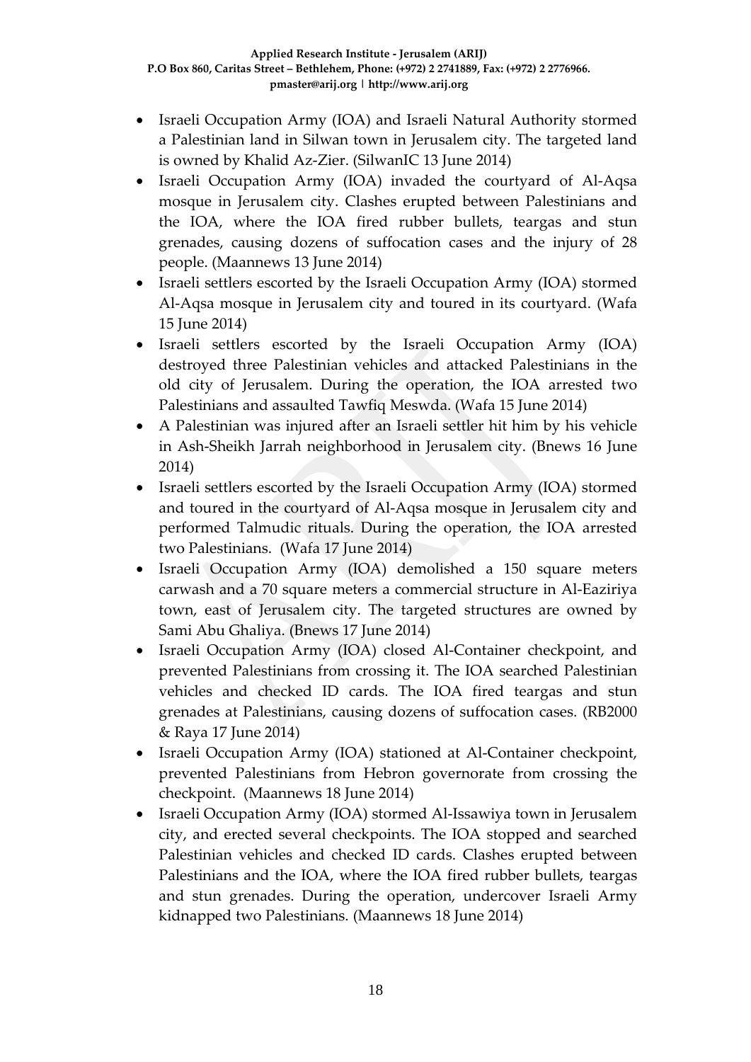- Israeli Occupation Army (IOA) and Israeli Natural Authority stormed a Palestinian land in Silwan town in Jerusalem city. The targeted land is owned by Khalid Az-Zier. (SilwanIC 13 June 2014)
- Israeli Occupation Army (IOA) invaded the courtyard of Al-Aqsa mosque in Jerusalem city. Clashes erupted between Palestinians and the IOA, where the IOA fired rubber bullets, teargas and stun grenades, causing dozens of suffocation cases and the injury of 28 people. (Maannews 13 June 2014)
- Israeli settlers escorted by the Israeli Occupation Army (IOA) stormed Al-Aqsa mosque in Jerusalem city and toured in its courtyard. (Wafa 15 June 2014)
- Israeli settlers escorted by the Israeli Occupation Army (IOA) destroyed three Palestinian vehicles and attacked Palestinians in the old city of Jerusalem. During the operation, the IOA arrested two Palestinians and assaulted Tawfiq Meswda. (Wafa 15 June 2014)
- A Palestinian was injured after an Israeli settler hit him by his vehicle in Ash-Sheikh Jarrah neighborhood in Jerusalem city. (Bnews 16 June 2014)
- Israeli settlers escorted by the Israeli Occupation Army (IOA) stormed and toured in the courtyard of Al-Aqsa mosque in Jerusalem city and performed Talmudic rituals. During the operation, the IOA arrested two Palestinians. (Wafa 17 June 2014)
- Israeli Occupation Army (IOA) demolished a 150 square meters carwash and a 70 square meters a commercial structure in Al-Eaziriya town, east of Jerusalem city. The targeted structures are owned by Sami Abu Ghaliya. (Bnews 17 June 2014)
- Israeli Occupation Army (IOA) closed Al-Container checkpoint, and prevented Palestinians from crossing it. The IOA searched Palestinian vehicles and checked ID cards. The IOA fired teargas and stun grenades at Palestinians, causing dozens of suffocation cases. (RB2000 & Raya 17 June 2014)
- Israeli Occupation Army (IOA) stationed at Al-Container checkpoint, prevented Palestinians from Hebron governorate from crossing the checkpoint. (Maannews 18 June 2014)
- Israeli Occupation Army (IOA) stormed Al-Issawiya town in Jerusalem city, and erected several checkpoints. The IOA stopped and searched Palestinian vehicles and checked ID cards. Clashes erupted between Palestinians and the IOA, where the IOA fired rubber bullets, teargas and stun grenades. During the operation, undercover Israeli Army kidnapped two Palestinians. (Maannews 18 June 2014)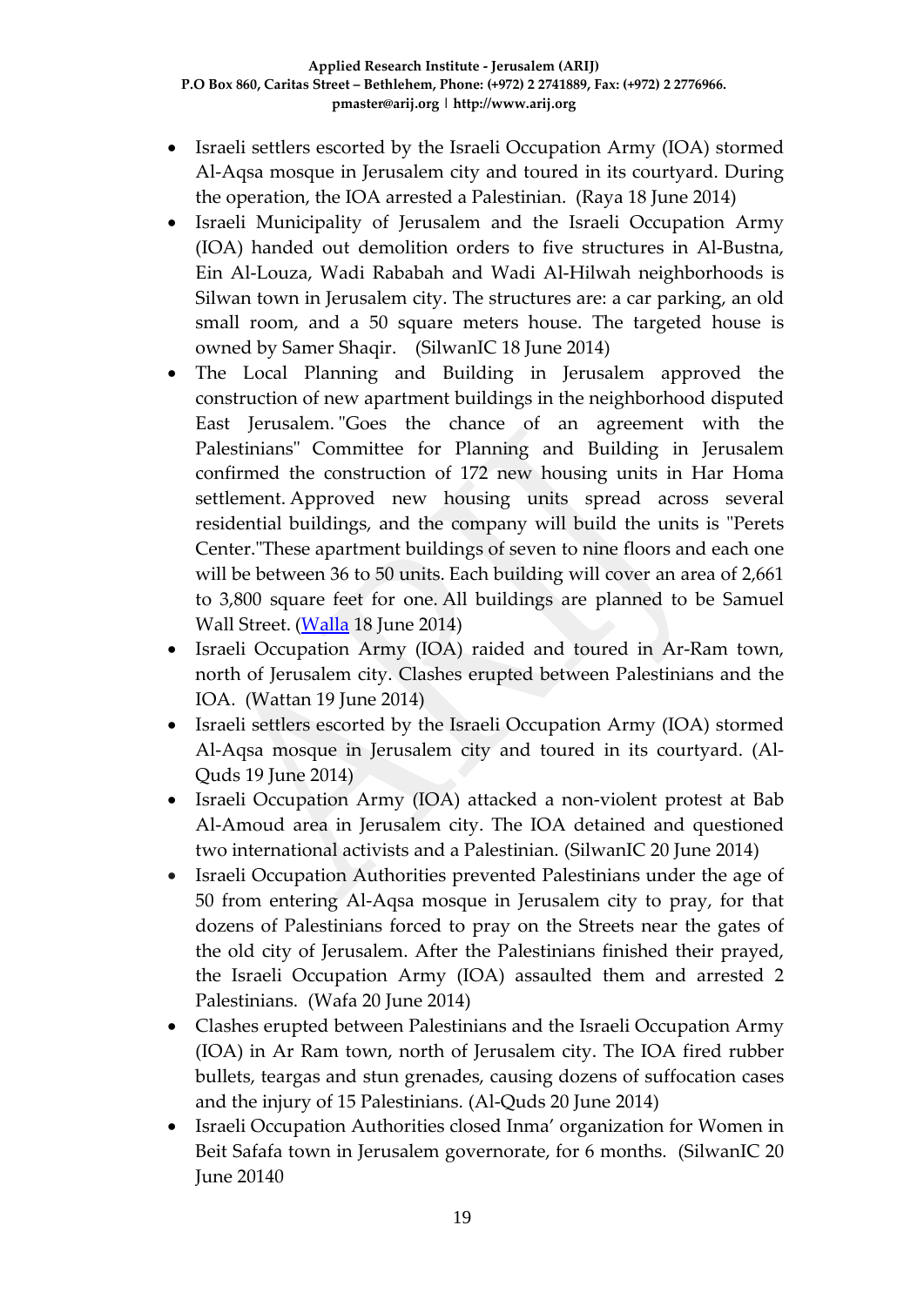- Israeli settlers escorted by the Israeli Occupation Army (IOA) stormed Al-Aqsa mosque in Jerusalem city and toured in its courtyard. During the operation, the IOA arrested a Palestinian. (Raya 18 June 2014)
- Israeli Municipality of Jerusalem and the Israeli Occupation Army (IOA) handed out demolition orders to five structures in Al-Bustna, Ein Al-Louza, Wadi Rababah and Wadi Al-Hilwah neighborhoods is Silwan town in Jerusalem city. The structures are: a car parking, an old small room, and a 50 square meters house. The targeted house is owned by Samer Shaqir. (SilwanIC 18 June 2014)
- The Local Planning and Building in Jerusalem approved the construction of new apartment buildings in the neighborhood disputed East Jerusalem. "Goes the chance of an agreement with the Palestinians" Committee for Planning and Building in Jerusalem confirmed the construction of 172 new housing units in Har Homa settlement. Approved new housing units spread across several residential buildings, and the company will build the units is "Perets Center."These apartment buildings of seven to nine floors and each one will be between 36 to 50 units. Each building will cover an area of 2,661 to 3,800 square feet for one. All buildings are planned to be Samuel Wall Street. (Walla 18 June 2014)
- Israeli Occupation Army (IOA) raided and toured in Ar-Ram town, north of Jerusalem city. Clashes erupted between Palestinians and the IOA. (Wattan 19 June 2014)
- Israeli settlers escorted by the Israeli Occupation Army (IOA) stormed Al-Aqsa mosque in Jerusalem city and toured in its courtyard. (Al-Quds 19 June 2014)
- Israeli Occupation Army (IOA) attacked a non-violent protest at Bab Al-Amoud area in Jerusalem city. The IOA detained and questioned two international activists and a Palestinian. (SilwanIC 20 June 2014)
- Israeli Occupation Authorities prevented Palestinians under the age of 50 from entering Al-Aqsa mosque in Jerusalem city to pray, for that dozens of Palestinians forced to pray on the Streets near the gates of the old city of Jerusalem. After the Palestinians finished their prayed, the Israeli Occupation Army (IOA) assaulted them and arrested 2 Palestinians. (Wafa 20 June 2014)
- Clashes erupted between Palestinians and the Israeli Occupation Army (IOA) in Ar Ram town, north of Jerusalem city. The IOA fired rubber bullets, teargas and stun grenades, causing dozens of suffocation cases and the injury of 15 Palestinians. (Al-Quds 20 June 2014)
- Israeli Occupation Authorities closed Inma' organization for Women in Beit Safafa town in Jerusalem governorate, for 6 months. (SilwanIC 20 June 20140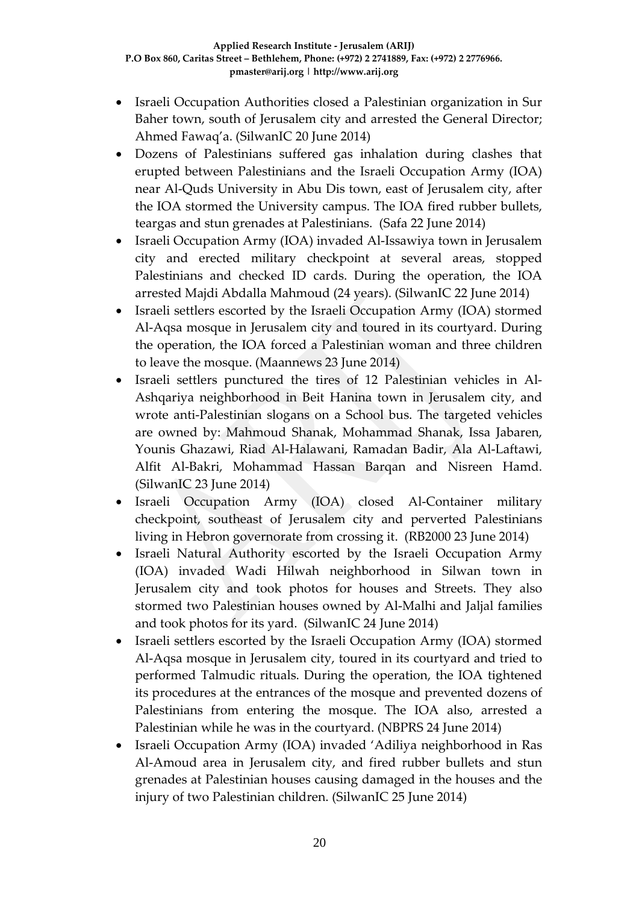- Israeli Occupation Authorities closed a Palestinian organization in Sur Baher town, south of Jerusalem city and arrested the General Director; Ahmed Fawaq'a. (SilwanIC 20 June 2014)
- Dozens of Palestinians suffered gas inhalation during clashes that erupted between Palestinians and the Israeli Occupation Army (IOA) near Al-Quds University in Abu Dis town, east of Jerusalem city, after the IOA stormed the University campus. The IOA fired rubber bullets, teargas and stun grenades at Palestinians. (Safa 22 June 2014)
- Israeli Occupation Army (IOA) invaded Al-Issawiya town in Jerusalem city and erected military checkpoint at several areas, stopped Palestinians and checked ID cards. During the operation, the IOA arrested Majdi Abdalla Mahmoud (24 years). (SilwanIC 22 June 2014)
- Israeli settlers escorted by the Israeli Occupation Army (IOA) stormed Al-Aqsa mosque in Jerusalem city and toured in its courtyard. During the operation, the IOA forced a Palestinian woman and three children to leave the mosque. (Maannews 23 June 2014)
- Israeli settlers punctured the tires of 12 Palestinian vehicles in Al-Ashqariya neighborhood in Beit Hanina town in Jerusalem city, and wrote anti-Palestinian slogans on a School bus. The targeted vehicles are owned by: Mahmoud Shanak, Mohammad Shanak, Issa Jabaren, Younis Ghazawi, Riad Al-Halawani, Ramadan Badir, Ala Al-Laftawi, Alfit Al-Bakri, Mohammad Hassan Barqan and Nisreen Hamd. (SilwanIC 23 June 2014)
- Israeli Occupation Army (IOA) closed Al-Container military checkpoint, southeast of Jerusalem city and perverted Palestinians living in Hebron governorate from crossing it. (RB2000 23 June 2014)
- Israeli Natural Authority escorted by the Israeli Occupation Army (IOA) invaded Wadi Hilwah neighborhood in Silwan town in Jerusalem city and took photos for houses and Streets. They also stormed two Palestinian houses owned by Al-Malhi and Jaljal families and took photos for its yard. (SilwanIC 24 June 2014)
- Israeli settlers escorted by the Israeli Occupation Army (IOA) stormed Al-Aqsa mosque in Jerusalem city, toured in its courtyard and tried to performed Talmudic rituals. During the operation, the IOA tightened its procedures at the entrances of the mosque and prevented dozens of Palestinians from entering the mosque. The IOA also, arrested a Palestinian while he was in the courtyard. (NBPRS 24 June 2014)
- Israeli Occupation Army (IOA) invaded 'Adiliya neighborhood in Ras Al-Amoud area in Jerusalem city, and fired rubber bullets and stun grenades at Palestinian houses causing damaged in the houses and the injury of two Palestinian children. (SilwanIC 25 June 2014)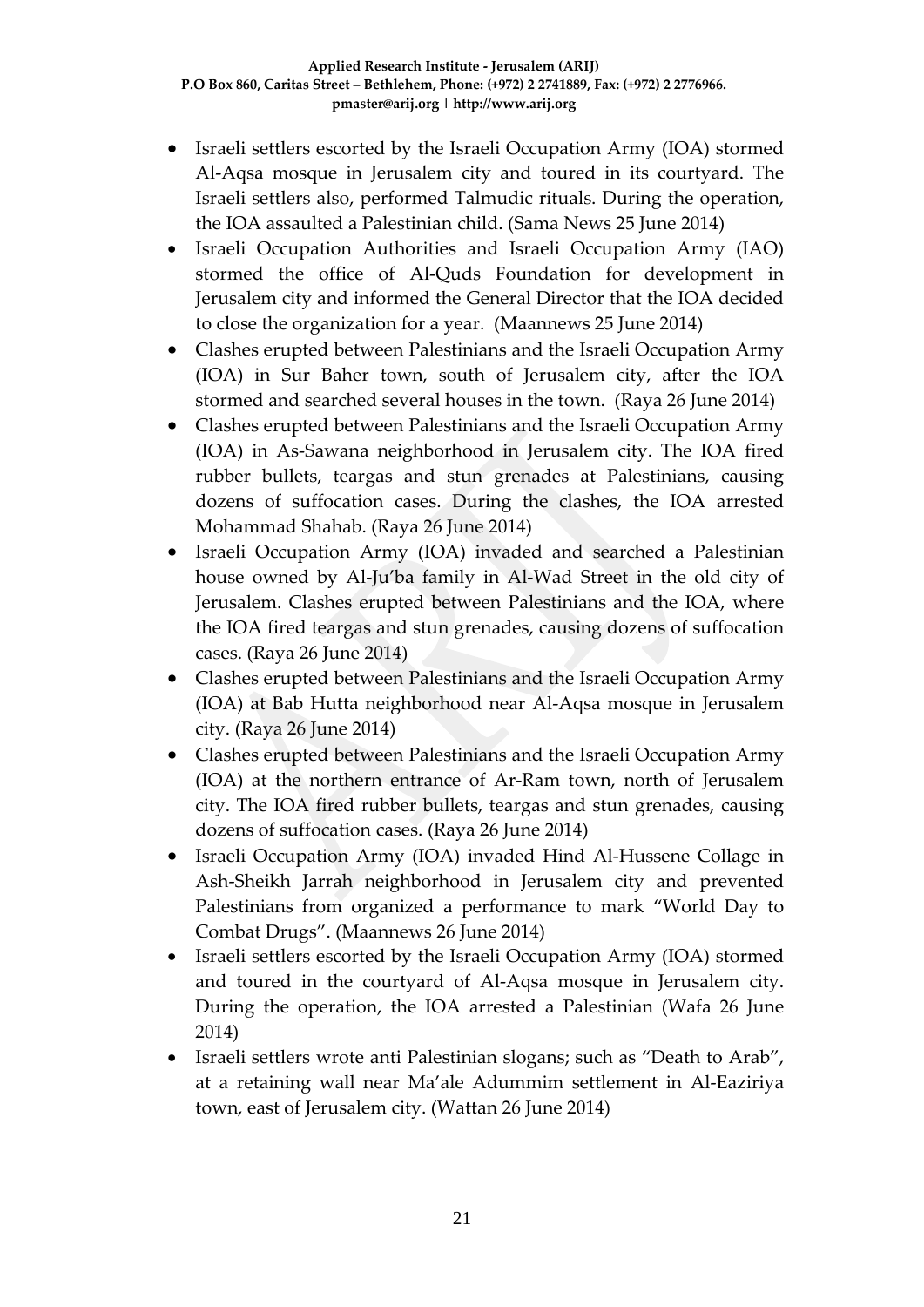- Israeli settlers escorted by the Israeli Occupation Army (IOA) stormed Al-Aqsa mosque in Jerusalem city and toured in its courtyard. The Israeli settlers also, performed Talmudic rituals. During the operation, the IOA assaulted a Palestinian child. (Sama News 25 June 2014)
- Israeli Occupation Authorities and Israeli Occupation Army (IAO) stormed the office of Al-Quds Foundation for development in Jerusalem city and informed the General Director that the IOA decided to close the organization for a year. (Maannews 25 June 2014)
- Clashes erupted between Palestinians and the Israeli Occupation Army (IOA) in Sur Baher town, south of Jerusalem city, after the IOA stormed and searched several houses in the town. (Raya 26 June 2014)
- Clashes erupted between Palestinians and the Israeli Occupation Army (IOA) in As-Sawana neighborhood in Jerusalem city. The IOA fired rubber bullets, teargas and stun grenades at Palestinians, causing dozens of suffocation cases. During the clashes, the IOA arrested Mohammad Shahab. (Raya 26 June 2014)
- Israeli Occupation Army (IOA) invaded and searched a Palestinian house owned by Al-Ju'ba family in Al-Wad Street in the old city of Jerusalem. Clashes erupted between Palestinians and the IOA, where the IOA fired teargas and stun grenades, causing dozens of suffocation cases. (Raya 26 June 2014)
- Clashes erupted between Palestinians and the Israeli Occupation Army (IOA) at Bab Hutta neighborhood near Al-Aqsa mosque in Jerusalem city. (Raya 26 June 2014)
- Clashes erupted between Palestinians and the Israeli Occupation Army (IOA) at the northern entrance of Ar-Ram town, north of Jerusalem city. The IOA fired rubber bullets, teargas and stun grenades, causing dozens of suffocation cases. (Raya 26 June 2014)
- Israeli Occupation Army (IOA) invaded Hind Al-Hussene Collage in Ash-Sheikh Jarrah neighborhood in Jerusalem city and prevented Palestinians from organized a performance to mark "World Day to Combat Drugs". (Maannews 26 June 2014)
- Israeli settlers escorted by the Israeli Occupation Army (IOA) stormed and toured in the courtyard of Al-Aqsa mosque in Jerusalem city. During the operation, the IOA arrested a Palestinian (Wafa 26 June 2014)
- Israeli settlers wrote anti Palestinian slogans; such as "Death to Arab", at a retaining wall near Ma'ale Adummim settlement in Al-Eaziriya town, east of Jerusalem city. (Wattan 26 June 2014)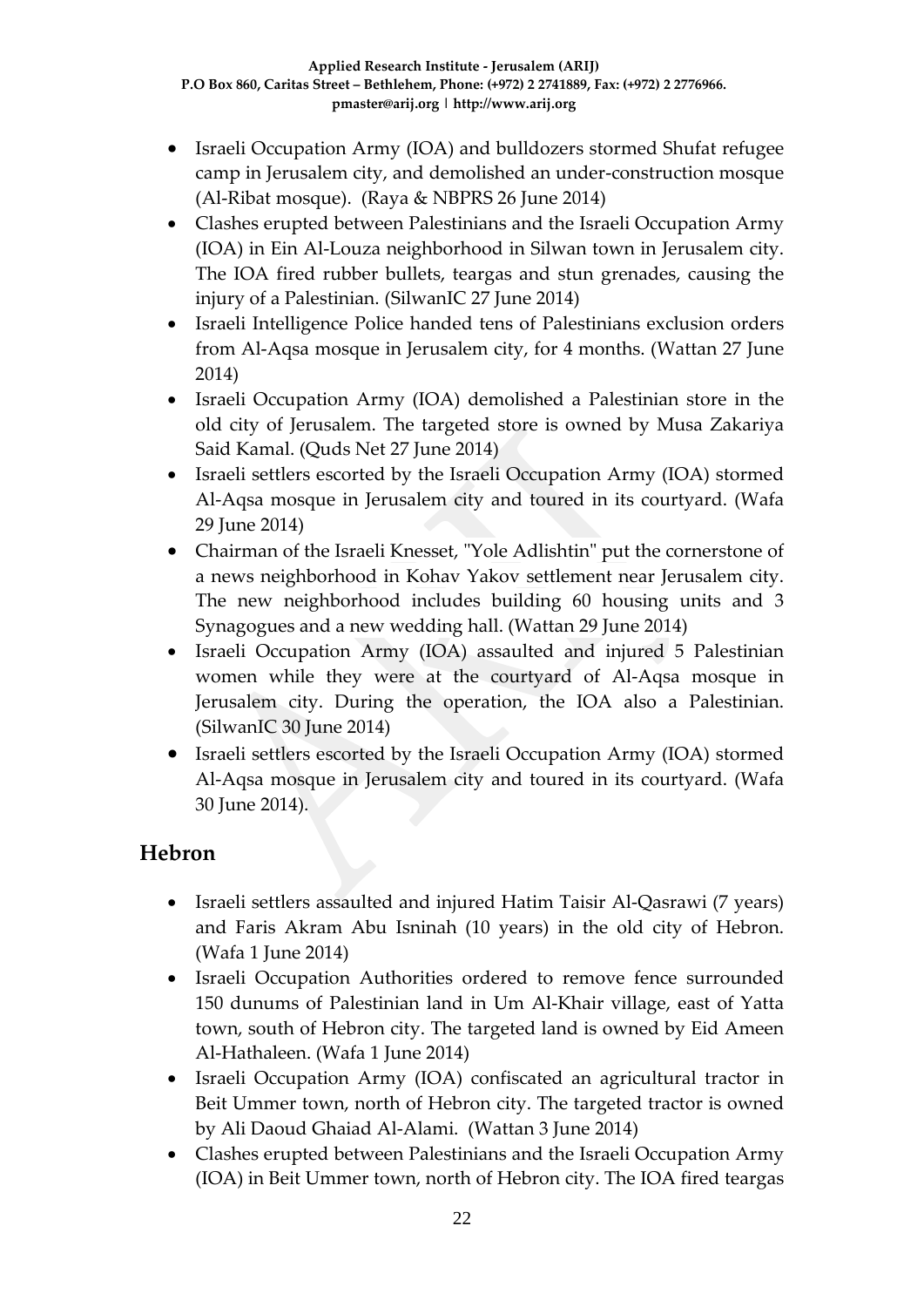- Israeli Occupation Army (IOA) and bulldozers stormed Shufat refugee camp in Jerusalem city, and demolished an under-construction mosque (Al-Ribat mosque). (Raya & NBPRS 26 June 2014)
- Clashes erupted between Palestinians and the Israeli Occupation Army (IOA) in Ein Al-Louza neighborhood in Silwan town in Jerusalem city. The IOA fired rubber bullets, teargas and stun grenades, causing the injury of a Palestinian. (SilwanIC 27 June 2014)
- Israeli Intelligence Police handed tens of Palestinians exclusion orders from Al-Aqsa mosque in Jerusalem city, for 4 months. (Wattan 27 June 2014)
- Israeli Occupation Army (IOA) demolished a Palestinian store in the old city of Jerusalem. The targeted store is owned by Musa Zakariya Said Kamal. (Quds Net 27 June 2014)
- Israeli settlers escorted by the Israeli Occupation Army (IOA) stormed Al-Aqsa mosque in Jerusalem city and toured in its courtyard. (Wafa 29 June 2014)
- Chairman of the Israeli Knesset, "Yole Adlishtin" put the cornerstone of a news neighborhood in Kohav Yakov settlement near Jerusalem city. The new neighborhood includes building 60 housing units and 3 Synagogues and a new wedding hall. (Wattan 29 June 2014)
- Israeli Occupation Army (IOA) assaulted and injured 5 Palestinian women while they were at the courtyard of Al-Aqsa mosque in Jerusalem city. During the operation, the IOA also a Palestinian. (SilwanIC 30 June 2014)
- Israeli settlers escorted by the Israeli Occupation Army (IOA) stormed Al-Aqsa mosque in Jerusalem city and toured in its courtyard. (Wafa 30 June 2014).

## Hebron

- Israeli settlers assaulted and injured Hatim Taisir Al-Qasrawi (7 years) and Faris Akram Abu Isninah (10 years) in the old city of Hebron. (Wafa 1 June 2014)
- Israeli Occupation Authorities ordered to remove fence surrounded 150 dunums of Palestinian land in Um Al-Khair village, east of Yatta town, south of Hebron city. The targeted land is owned by Eid Ameen Al-Hathaleen. (Wafa 1 June 2014)
- Israeli Occupation Army (IOA) confiscated an agricultural tractor in Beit Ummer town, north of Hebron city. The targeted tractor is owned by Ali Daoud Ghaiad Al-Alami. (Wattan 3 June 2014)
- Clashes erupted between Palestinians and the Israeli Occupation Army (IOA) in Beit Ummer town, north of Hebron city. The IOA fired teargas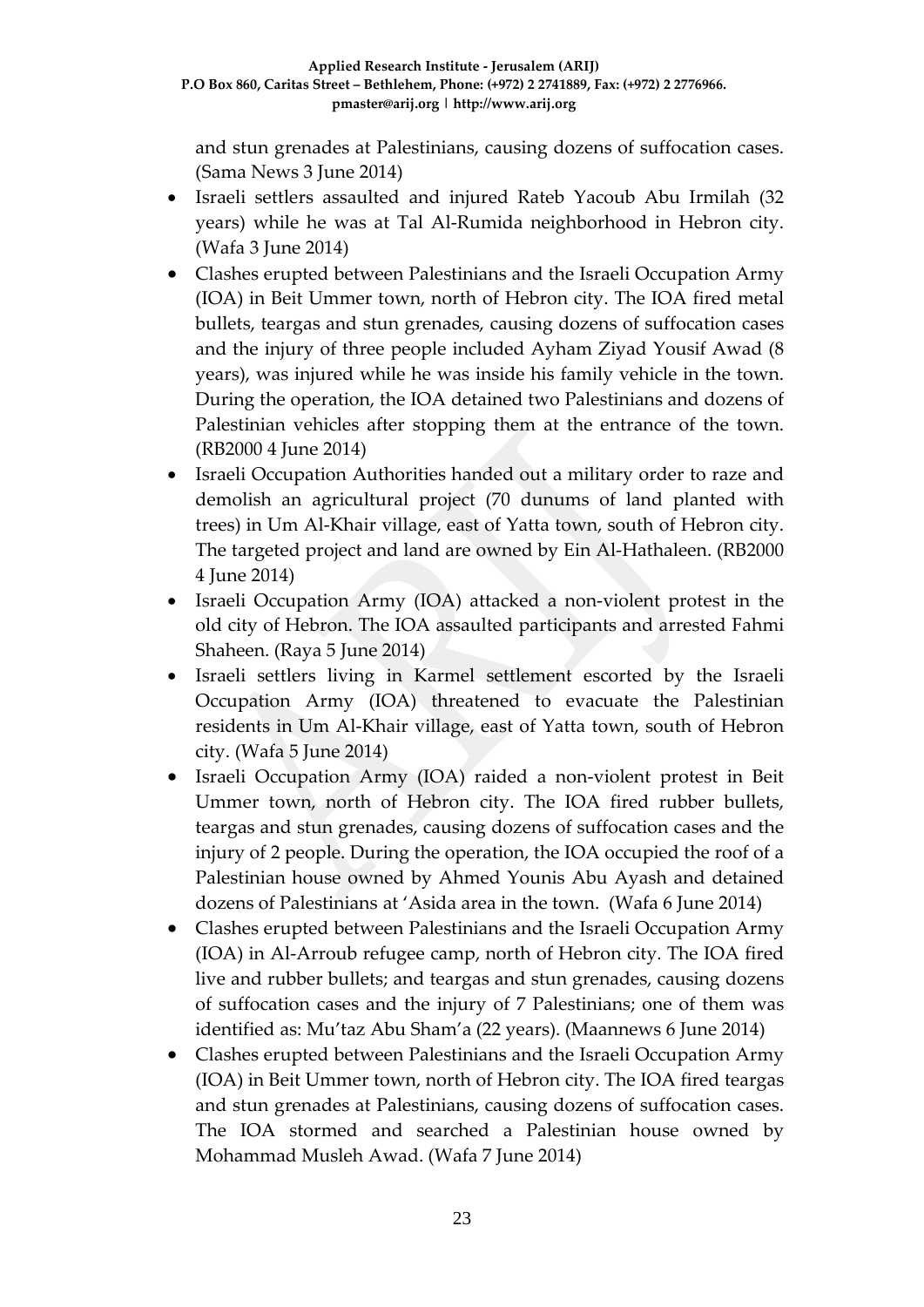and stun grenades at Palestinians, causing dozens of suffocation cases. (Sama News 3 June 2014)

- Israeli settlers assaulted and injured Rateb Yacoub Abu Irmilah (32 years) while he was at Tal Al-Rumida neighborhood in Hebron city. (Wafa 3 June 2014)
- Clashes erupted between Palestinians and the Israeli Occupation Army (IOA) in Beit Ummer town, north of Hebron city. The IOA fired metal bullets, teargas and stun grenades, causing dozens of suffocation cases and the injury of three people included Ayham Ziyad Yousif Awad (8 years), was injured while he was inside his family vehicle in the town. During the operation, the IOA detained two Palestinians and dozens of Palestinian vehicles after stopping them at the entrance of the town. (RB2000 4 June 2014)
- Israeli Occupation Authorities handed out a military order to raze and demolish an agricultural project (70 dunums of land planted with trees) in Um Al-Khair village, east of Yatta town, south of Hebron city. The targeted project and land are owned by Ein Al-Hathaleen. (RB2000 4 June 2014)
- Israeli Occupation Army (IOA) attacked a non-violent protest in the old city of Hebron. The IOA assaulted participants and arrested Fahmi Shaheen. (Raya 5 June 2014)
- Israeli settlers living in Karmel settlement escorted by the Israeli Occupation Army (IOA) threatened to evacuate the Palestinian residents in Um Al-Khair village, east of Yatta town, south of Hebron city. (Wafa 5 June 2014)
- Israeli Occupation Army (IOA) raided a non-violent protest in Beit Ummer town, north of Hebron city. The IOA fired rubber bullets, teargas and stun grenades, causing dozens of suffocation cases and the injury of 2 people. During the operation, the IOA occupied the roof of a Palestinian house owned by Ahmed Younis Abu Ayash and detained dozens of Palestinians at 'Asida area in the town. (Wafa 6 June 2014)
- Clashes erupted between Palestinians and the Israeli Occupation Army (IOA) in Al-Arroub refugee camp, north of Hebron city. The IOA fired live and rubber bullets; and teargas and stun grenades, causing dozens of suffocation cases and the injury of 7 Palestinians; one of them was identified as: Mu'taz Abu Sham'a (22 years). (Maannews 6 June 2014)
- Clashes erupted between Palestinians and the Israeli Occupation Army (IOA) in Beit Ummer town, north of Hebron city. The IOA fired teargas and stun grenades at Palestinians, causing dozens of suffocation cases. The IOA stormed and searched a Palestinian house owned by Mohammad Musleh Awad. (Wafa 7 June 2014)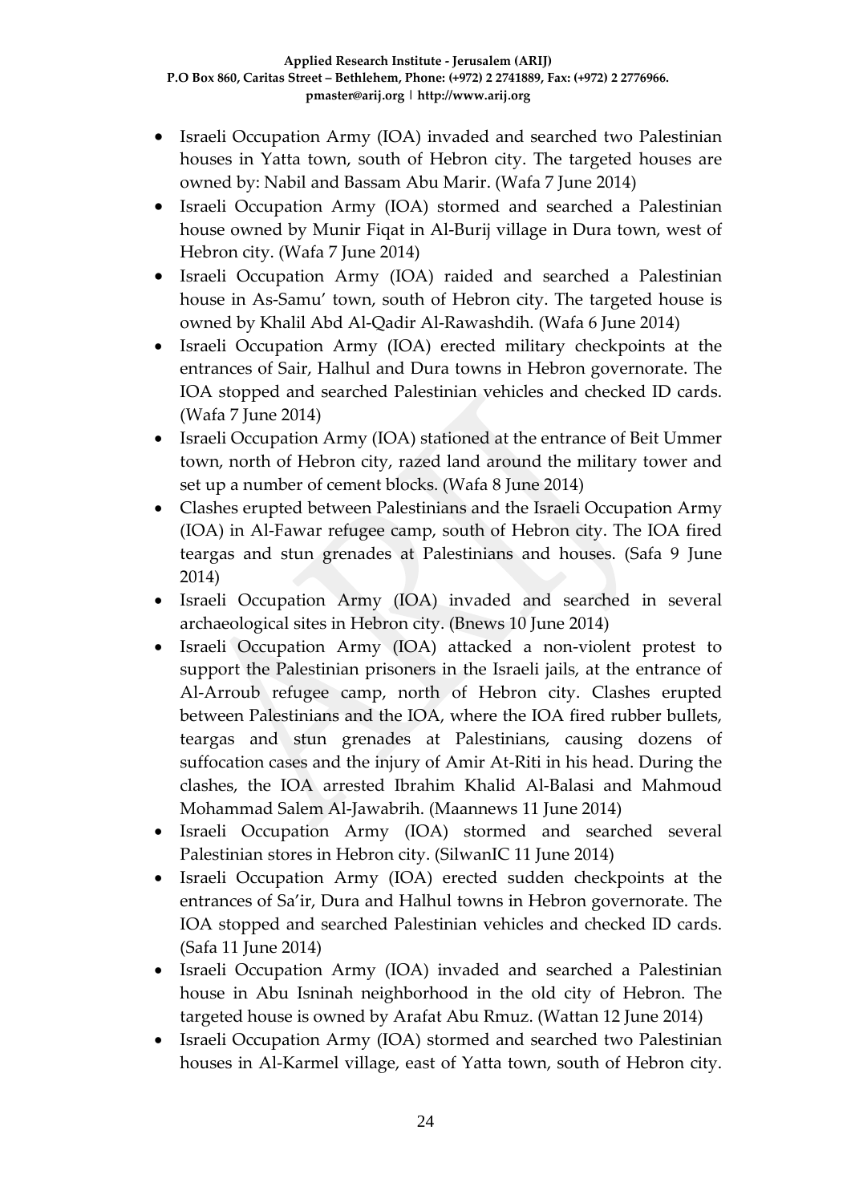- Israeli Occupation Army (IOA) invaded and searched two Palestinian houses in Yatta town, south of Hebron city. The targeted houses are owned by: Nabil and Bassam Abu Marir. (Wafa 7 June 2014)
- Israeli Occupation Army (IOA) stormed and searched a Palestinian house owned by Munir Fiqat in Al-Burij village in Dura town, west of Hebron city. (Wafa 7 June 2014)
- Israeli Occupation Army (IOA) raided and searched a Palestinian house in As-Samu' town, south of Hebron city. The targeted house is owned by Khalil Abd Al-Qadir Al-Rawashdih. (Wafa 6 June 2014)
- Israeli Occupation Army (IOA) erected military checkpoints at the entrances of Sair, Halhul and Dura towns in Hebron governorate. The IOA stopped and searched Palestinian vehicles and checked ID cards. (Wafa 7 June 2014)
- Israeli Occupation Army (IOA) stationed at the entrance of Beit Ummer town, north of Hebron city, razed land around the military tower and set up a number of cement blocks. (Wafa 8 June 2014)
- Clashes erupted between Palestinians and the Israeli Occupation Army (IOA) in Al-Fawar refugee camp, south of Hebron city. The IOA fired teargas and stun grenades at Palestinians and houses. (Safa 9 June 2014)
- Israeli Occupation Army (IOA) invaded and searched in several archaeological sites in Hebron city. (Bnews 10 June 2014)
- Israeli Occupation Army (IOA) attacked a non-violent protest to support the Palestinian prisoners in the Israeli jails, at the entrance of Al-Arroub refugee camp, north of Hebron city. Clashes erupted between Palestinians and the IOA, where the IOA fired rubber bullets, teargas and stun grenades at Palestinians, causing dozens of suffocation cases and the injury of Amir At-Riti in his head. During the clashes, the IOA arrested Ibrahim Khalid Al-Balasi and Mahmoud Mohammad Salem Al-Jawabrih. (Maannews 11 June 2014)
- Israeli Occupation Army (IOA) stormed and searched several Palestinian stores in Hebron city. (SilwanIC 11 June 2014)
- Israeli Occupation Army (IOA) erected sudden checkpoints at the entrances of Sa'ir, Dura and Halhul towns in Hebron governorate. The IOA stopped and searched Palestinian vehicles and checked ID cards. (Safa 11 June 2014)
- Israeli Occupation Army (IOA) invaded and searched a Palestinian house in Abu Isninah neighborhood in the old city of Hebron. The targeted house is owned by Arafat Abu Rmuz. (Wattan 12 June 2014)
- Israeli Occupation Army (IOA) stormed and searched two Palestinian houses in Al-Karmel village, east of Yatta town, south of Hebron city.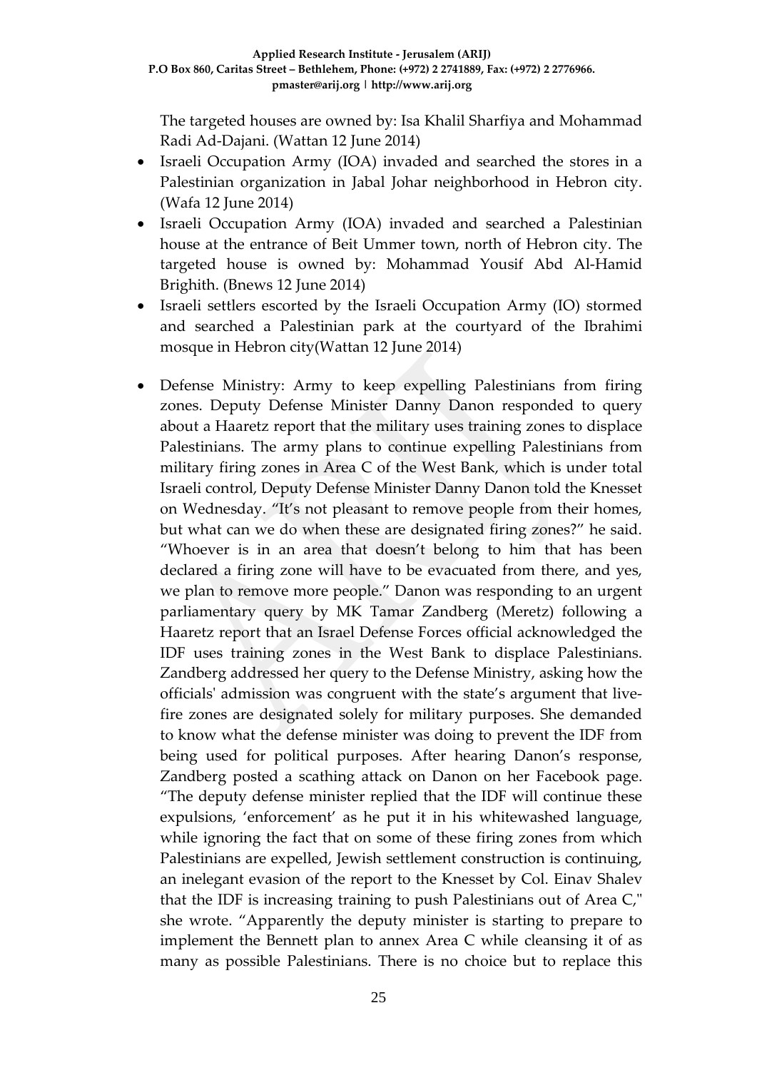The targeted houses are owned by: Isa Khalil Sharfiya and Mohammad Radi Ad-Dajani. (Wattan 12 June 2014)

- Israeli Occupation Army (IOA) invaded and searched the stores in a Palestinian organization in Jabal Johar neighborhood in Hebron city. (Wafa 12 June 2014)
- Israeli Occupation Army (IOA) invaded and searched a Palestinian house at the entrance of Beit Ummer town, north of Hebron city. The targeted house is owned by: Mohammad Yousif Abd Al-Hamid Brighith. (Bnews 12 June 2014)
- Israeli settlers escorted by the Israeli Occupation Army (IO) stormed and searched a Palestinian park at the courtyard of the Ibrahimi mosque in Hebron city(Wattan 12 June 2014)

- Defense Ministry: Army to keep expelling Palestinians from firing zones. Deputy Defense Minister Danny Danon responded to query about a Haaretz report that the military uses training zones to displace Palestinians. The army plans to continue expelling Palestinians from military firing zones in Area C of the West Bank, which is under total Israeli control, Deputy Defense Minister Danny Danon told the Knesset on Wednesday. "It's not pleasant to remove people from their homes, but what can we do when these are designated firing zones?" he said. "Whoever is in an area that doesn't belong to him that has been declared a firing zone will have to be evacuated from there, and yes, we plan to remove more people." Danon was responding to an urgent parliamentary query by MK Tamar Zandberg (Meretz) following a Haaretz report that an Israel Defense Forces official acknowledged the IDF uses training zones in the West Bank to displace Palestinians. Zandberg addressed her query to the Defense Ministry, asking how the officials' admission was congruent with the state's argument that live-fire zones are designated solely for military purposes. She demanded to know what the defense minister was doing to prevent the IDF from being used for political purposes. After hearing Danon's response, Zandberg posted a scathing attack on Danon on her Facebook page. "The deputy defense minister replied that the IDF will continue these expulsions, 'enforcement' as he put it in his whitewashed language, while ignoring the fact that on some of these firing zones from which Palestinians are expelled, Jewish settlement construction is continuing, an inelegant evasion of the report to the Knesset by Col. Einav Shalev that the IDF is increasing training to push Palestinians out of Area C," she wrote. "Apparently the deputy minister is starting to prepare to implement the Bennett plan to annex Area C while cleansing it of as many as possible Palestinians. There is no choice but to replace this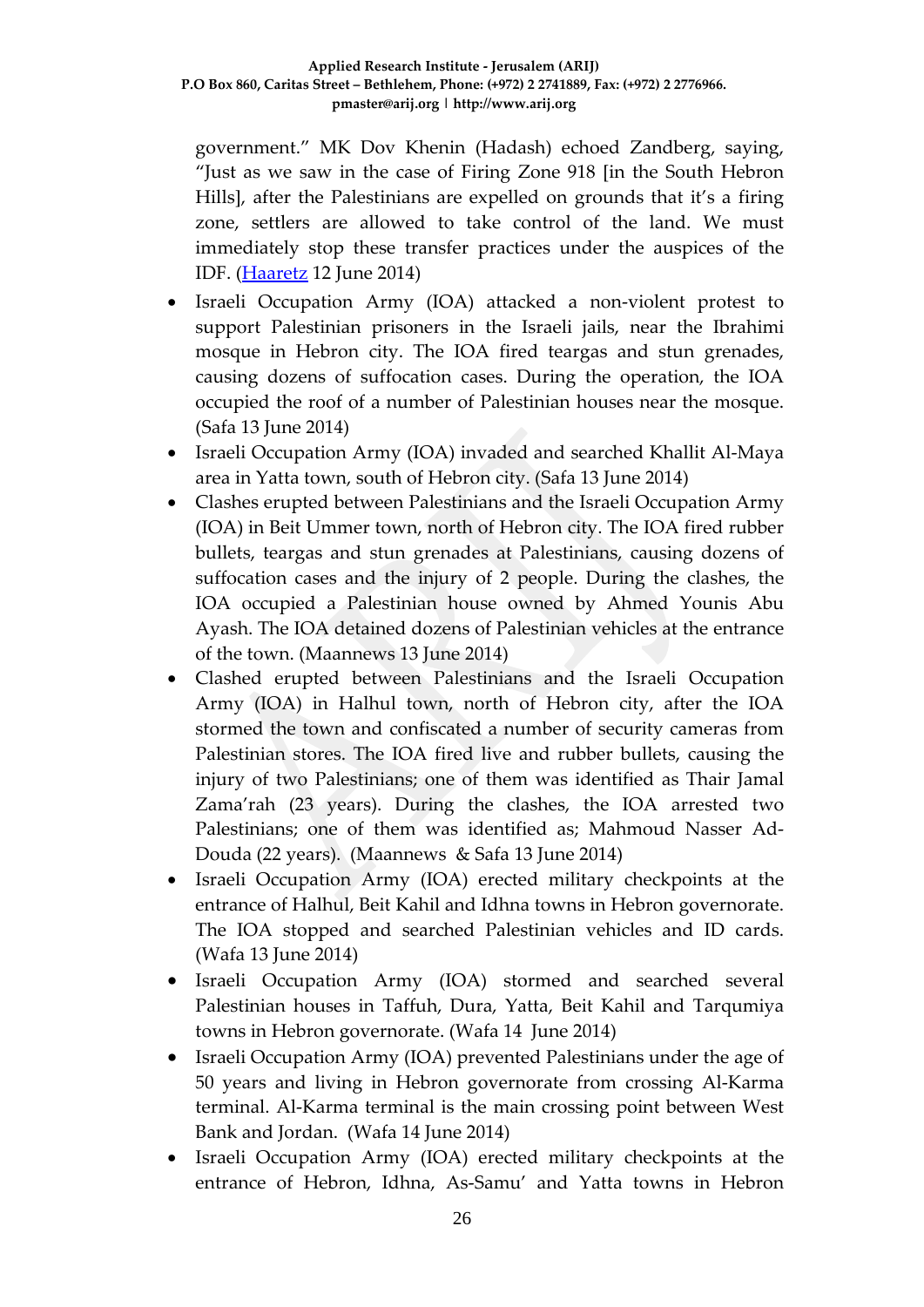government." MK Dov Khenin (Hadash) echoed Zandberg, saying, "Just as we saw in the case of Firing Zone 918 [in the South Hebron Hills], after the Palestinians are expelled on grounds that it's a firing zone, settlers are allowed to take control of the land. We must immediately stop these transfer practices under the auspices of the IDF. (Haaretz 12 June 2014)

- Israeli Occupation Army (IOA) attacked a non-violent protest to support Palestinian prisoners in the Israeli jails, near the Ibrahimi mosque in Hebron city. The IOA fired teargas and stun grenades, causing dozens of suffocation cases. During the operation, the IOA occupied the roof of a number of Palestinian houses near the mosque. (Safa 13 June 2014)
- Israeli Occupation Army (IOA) invaded and searched Khallit Al-Maya area in Yatta town, south of Hebron city. (Safa 13 June 2014)
- Clashes erupted between Palestinians and the Israeli Occupation Army (IOA) in Beit Ummer town, north of Hebron city. The IOA fired rubber bullets, teargas and stun grenades at Palestinians, causing dozens of suffocation cases and the injury of 2 people. During the clashes, the IOA occupied a Palestinian house owned by Ahmed Younis Abu Ayash. The IOA detained dozens of Palestinian vehicles at the entrance of the town. (Maannews 13 June 2014)
- Clashed erupted between Palestinians and the Israeli Occupation Army (IOA) in Halhul town, north of Hebron city, after the IOA stormed the town and confiscated a number of security cameras from Palestinian stores. The IOA fired live and rubber bullets, causing the injury of two Palestinians; one of them was identified as Thair Jamal Zama'rah (23 years). During the clashes, the IOA arrested two Palestinians; one of them was identified as; Mahmoud Nasser Ad-Douda (22 years). (Maannews & Safa 13 June 2014)
- Israeli Occupation Army (IOA) erected military checkpoints at the entrance of Halhul, Beit Kahil and Idhna towns in Hebron governorate. The IOA stopped and searched Palestinian vehicles and ID cards. (Wafa 13 June 2014)
- Israeli Occupation Army (IOA) stormed and searched several Palestinian houses in Taffuh, Dura, Yatta, Beit Kahil and Tarqumiya towns in Hebron governorate. (Wafa 14 June 2014)
- Israeli Occupation Army (IOA) prevented Palestinians under the age of 50 years and living in Hebron governorate from crossing Al-Karma terminal. Al-Karma terminal is the main crossing point between West Bank and Jordan. (Wafa 14 June 2014)
- Israeli Occupation Army (IOA) erected military checkpoints at the entrance of Hebron, Idhna, As-Samu' and Yatta towns in Hebron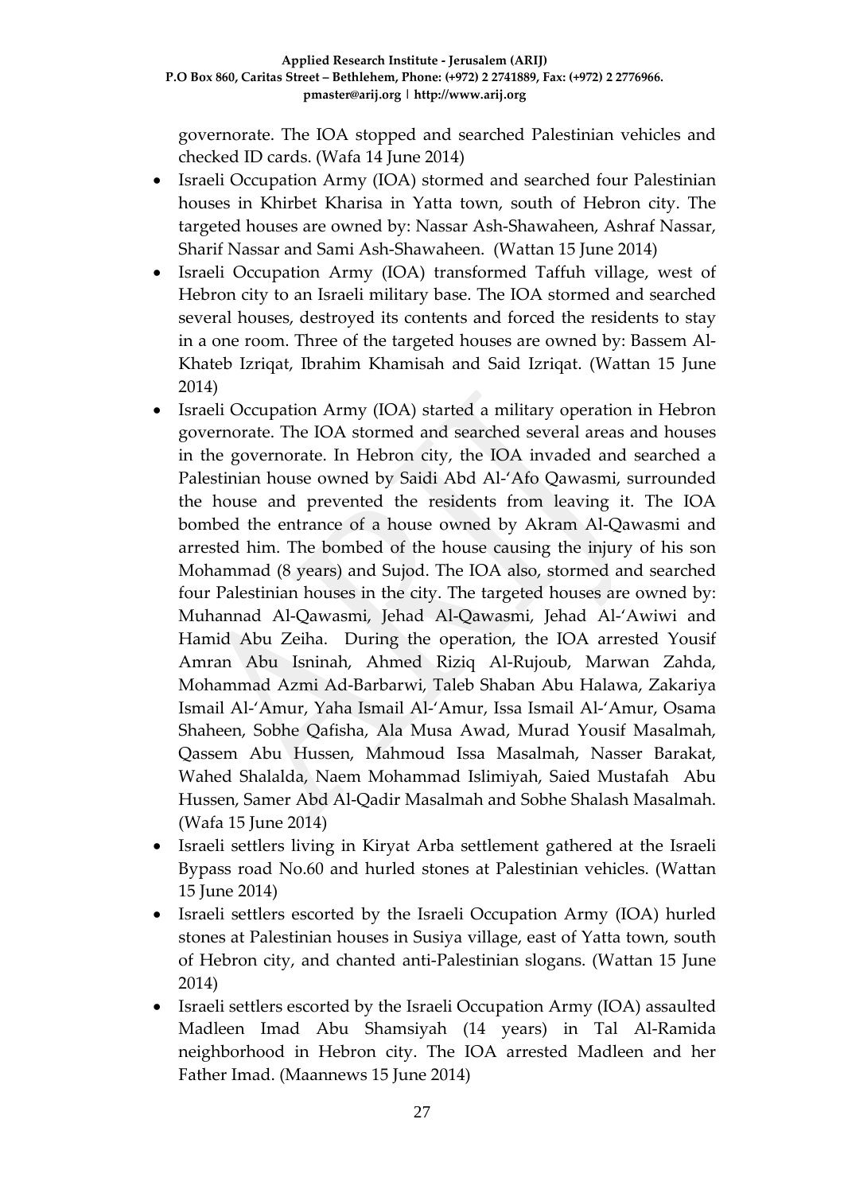governorate. The IOA stopped and searched Palestinian vehicles and checked ID cards. (Wafa 14 June 2014)

- Israeli Occupation Army (IOA) stormed and searched four Palestinian houses in Khirbet Kharisa in Yatta town, south of Hebron city. The targeted houses are owned by: Nassar Ash-Shawaheen, Ashraf Nassar, Sharif Nassar and Sami Ash-Shawaheen. (Wattan 15 June 2014)
- Israeli Occupation Army (IOA) transformed Taffuh village, west of Hebron city to an Israeli military base. The IOA stormed and searched several houses, destroyed its contents and forced the residents to stay in a one room. Three of the targeted houses are owned by: Bassem Al-Khateb Izriqat, Ibrahim Khamisah and Said Izriqat. (Wattan 15 June 2014)
- Israeli Occupation Army (IOA) started a military operation in Hebron governorate. The IOA stormed and searched several areas and houses in the governorate. In Hebron city, the IOA invaded and searched a Palestinian house owned by Saidi Abd Al-'Afo Qawasmi, surrounded the house and prevented the residents from leaving it. The IOA bombed the entrance of a house owned by Akram Al-Qawasmi and arrested him. The bombed of the house causing the injury of his son Mohammad (8 years) and Sujod. The IOA also, stormed and searched four Palestinian houses in the city. The targeted houses are owned by: Muhannad Al-Qawasmi, Jehad Al-Qawasmi, Jehad Al-'Awiwi and Hamid Abu Zeiha. During the operation, the IOA arrested Yousif Amran Abu Isninah, Ahmed Riziq Al-Rujoub, Marwan Zahda, Mohammad Azmi Ad-Barbarwi, Taleb Shaban Abu Halawa, Zakariya Ismail Al-'Amur, Yaha Ismail Al-'Amur, Issa Ismail Al-'Amur, Osama Shaheen, Sobhe Qafisha, Ala Musa Awad, Murad Yousif Masalmah, Qassem Abu Hussen, Mahmoud Issa Masalmah, Nasser Barakat, Wahed Shalalda, Naem Mohammad Islimiyah, Saied Mustafah Abu Hussen, Samer Abd Al-Qadir Masalmah and Sobhe Shalash Masalmah. (Wafa 15 June 2014)
- Israeli settlers living in Kiryat Arba settlement gathered at the Israeli Bypass road No.60 and hurled stones at Palestinian vehicles. (Wattan 15 June 2014)
- Israeli settlers escorted by the Israeli Occupation Army (IOA) hurled stones at Palestinian houses in Susiya village, east of Yatta town, south of Hebron city, and chanted anti-Palestinian slogans. (Wattan 15 June 2014)
- Israeli settlers escorted by the Israeli Occupation Army (IOA) assaulted Madleen Imad Abu Shamsiyah (14 years) in Tal Al-Ramida neighborhood in Hebron city. The IOA arrested Madleen and her Father Imad. (Maannews 15 June 2014)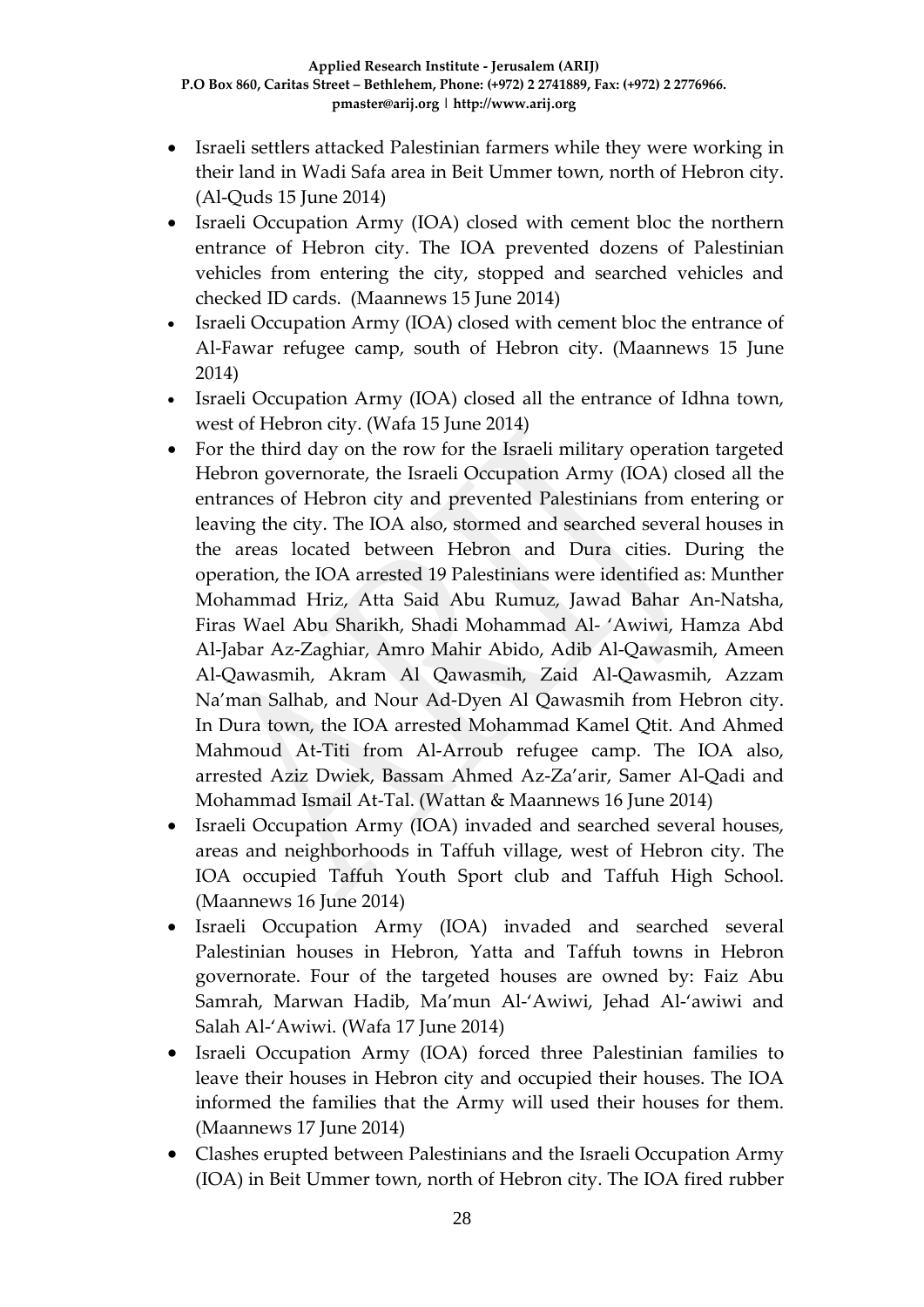- Israeli settlers attacked Palestinian farmers while they were working in their land in Wadi Safa area in Beit Ummer town, north of Hebron city. (Al-Quds 15 June 2014)
- Israeli Occupation Army (IOA) closed with cement bloc the northern entrance of Hebron city. The IOA prevented dozens of Palestinian vehicles from entering the city, stopped and searched vehicles and checked ID cards. (Maannews 15 June 2014)
- Israeli Occupation Army (IOA) closed with cement bloc the entrance of Al-Fawar refugee camp, south of Hebron city. (Maannews 15 June 2014)
- Israeli Occupation Army (IOA) closed all the entrance of Idhna town, west of Hebron city. (Wafa 15 June 2014)
- For the third day on the row for the Israeli military operation targeted Hebron governorate, the Israeli Occupation Army (IOA) closed all the entrances of Hebron city and prevented Palestinians from entering or leaving the city. The IOA also, stormed and searched several houses in the areas located between Hebron and Dura cities. During the operation, the IOA arrested 19 Palestinians were identified as: Munther Mohammad Hriz, Atta Said Abu Rumuz, Jawad Bahar An-Natsha, Firas Wael Abu Sharikh, Shadi Mohammad Al- 'Awiwi, Hamza Abd Al-Jabar Az-Zaghiar, Amro Mahir Abido, Adib Al-Qawasmih, Ameen Al-Qawasmih, Akram Al Qawasmih, Zaid Al-Qawasmih, Azzam Na'man Salhab, and Nour Ad-Dyen Al Qawasmih from Hebron city. In Dura town, the IOA arrested Mohammad Kamel Qtit. And Ahmed Mahmoud At-Titi from Al-Arroub refugee camp. The IOA also, arrested Aziz Dwiek, Bassam Ahmed Az-Za'arir, Samer Al-Qadi and Mohammad Ismail At-Tal. (Wattan & Maannews 16 June 2014)
- Israeli Occupation Army (IOA) invaded and searched several houses, areas and neighborhoods in Taffuh village, west of Hebron city. The IOA occupied Taffuh Youth Sport club and Taffuh High School. (Maannews 16 June 2014)
- Israeli Occupation Army (IOA) invaded and searched several Palestinian houses in Hebron, Yatta and Taffuh towns in Hebron governorate. Four of the targeted houses are owned by: Faiz Abu Samrah, Marwan Hadib, Ma'mun Al-'Awiwi, Jehad Al-'awiwi and Salah Al-'Awiwi. (Wafa 17 June 2014)
- Israeli Occupation Army (IOA) forced three Palestinian families to leave their houses in Hebron city and occupied their houses. The IOA informed the families that the Army will used their houses for them. (Maannews 17 June 2014)
- Clashes erupted between Palestinians and the Israeli Occupation Army (IOA) in Beit Ummer town, north of Hebron city. The IOA fired rubber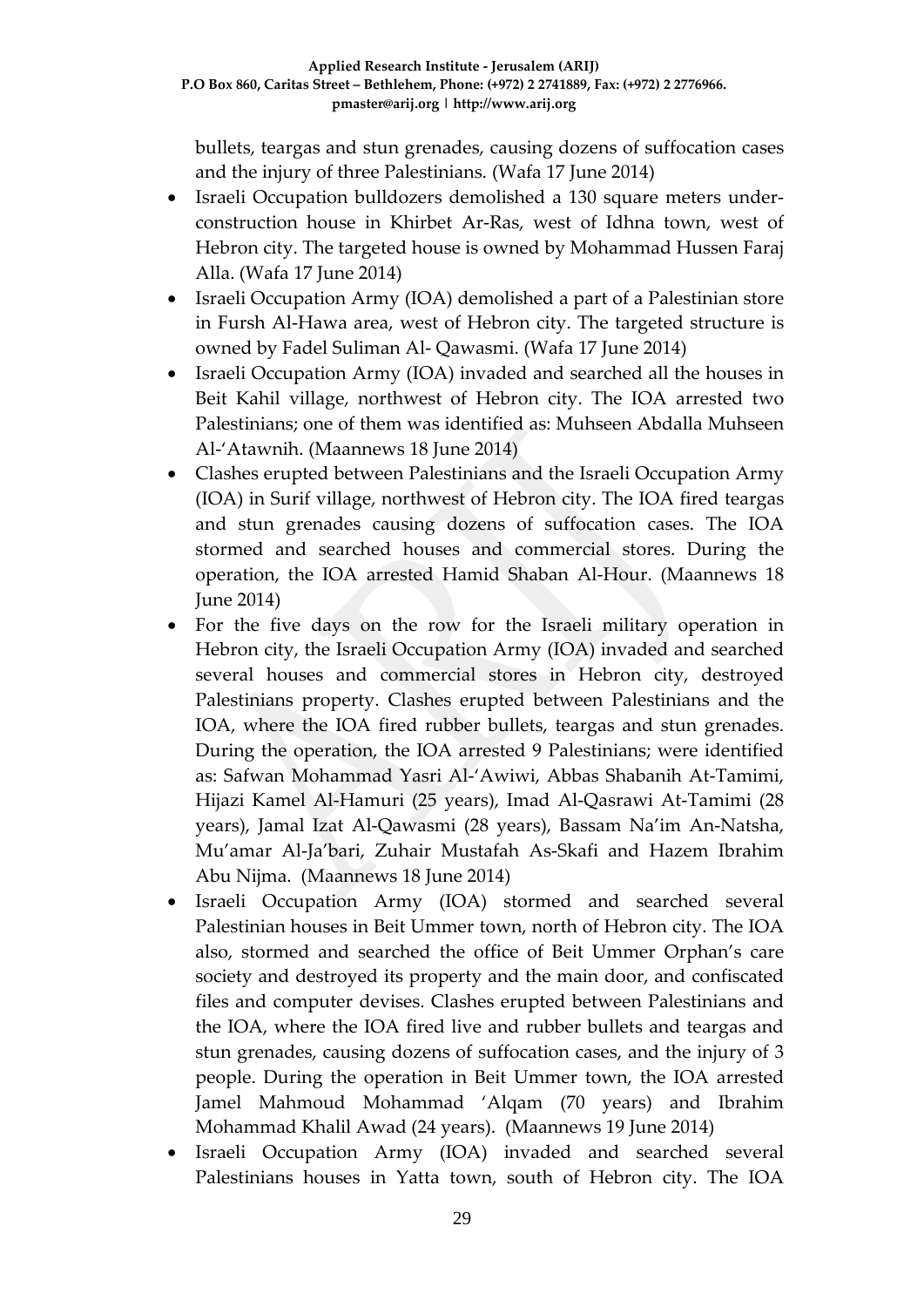bullets, teargas and stun grenades, causing dozens of suffocation cases and the injury of three Palestinians. (Wafa 17 June 2014)

- Israeli Occupation bulldozers demolished a 130 square meters under-construction house in Khirbet Ar-Ras, west of Idhna town, west of Hebron city. The targeted house is owned by Mohammad Hussen Faraj Alla. (Wafa 17 June 2014)
- Israeli Occupation Army (IOA) demolished a part of a Palestinian store in Fursh Al-Hawa area, west of Hebron city. The targeted structure is owned by Fadel Suliman Al- Qawasmi. (Wafa 17 June 2014)
- Israeli Occupation Army (IOA) invaded and searched all the houses in Beit Kahil village, northwest of Hebron city. The IOA arrested two Palestinians; one of them was identified as: Muhseen Abdalla Muhseen Al-'Atawnih. (Maannews 18 June 2014)
- Clashes erupted between Palestinians and the Israeli Occupation Army (IOA) in Surif village, northwest of Hebron city. The IOA fired teargas and stun grenades causing dozens of suffocation cases. The IOA stormed and searched houses and commercial stores. During the operation, the IOA arrested Hamid Shaban Al-Hour. (Maannews 18 June 2014)
- For the five days on the row for the Israeli military operation in Hebron city, the Israeli Occupation Army (IOA) invaded and searched several houses and commercial stores in Hebron city, destroyed Palestinians property. Clashes erupted between Palestinians and the IOA, where the IOA fired rubber bullets, teargas and stun grenades. During the operation, the IOA arrested 9 Palestinians; were identified as: Safwan Mohammad Yasri Al-'Awiwi, Abbas Shabanih At-Tamimi, Hijazi Kamel Al-Hamuri (25 years), Imad Al-Qasrawi At-Tamimi (28 years), Jamal Izat Al-Qawasmi (28 years), Bassam Na'im An-Natsha, Mu'amar Al-Ja'bari, Zuhair Mustafah As-Skafi and Hazem Ibrahim Abu Nijma. (Maannews 18 June 2014)
- Israeli Occupation Army (IOA) stormed and searched several Palestinian houses in Beit Ummer town, north of Hebron city. The IOA also, stormed and searched the office of Beit Ummer Orphan's care society and destroyed its property and the main door, and confiscated files and computer devises. Clashes erupted between Palestinians and the IOA, where the IOA fired live and rubber bullets and teargas and stun grenades, causing dozens of suffocation cases, and the injury of 3 people. During the operation in Beit Ummer town, the IOA arrested Jamel Mahmoud Mohammad 'Alqam (70 years) and Ibrahim Mohammad Khalil Awad (24 years). (Maannews 19 June 2014)
- Israeli Occupation Army (IOA) invaded and searched several Palestinians houses in Yatta town, south of Hebron city. The IOA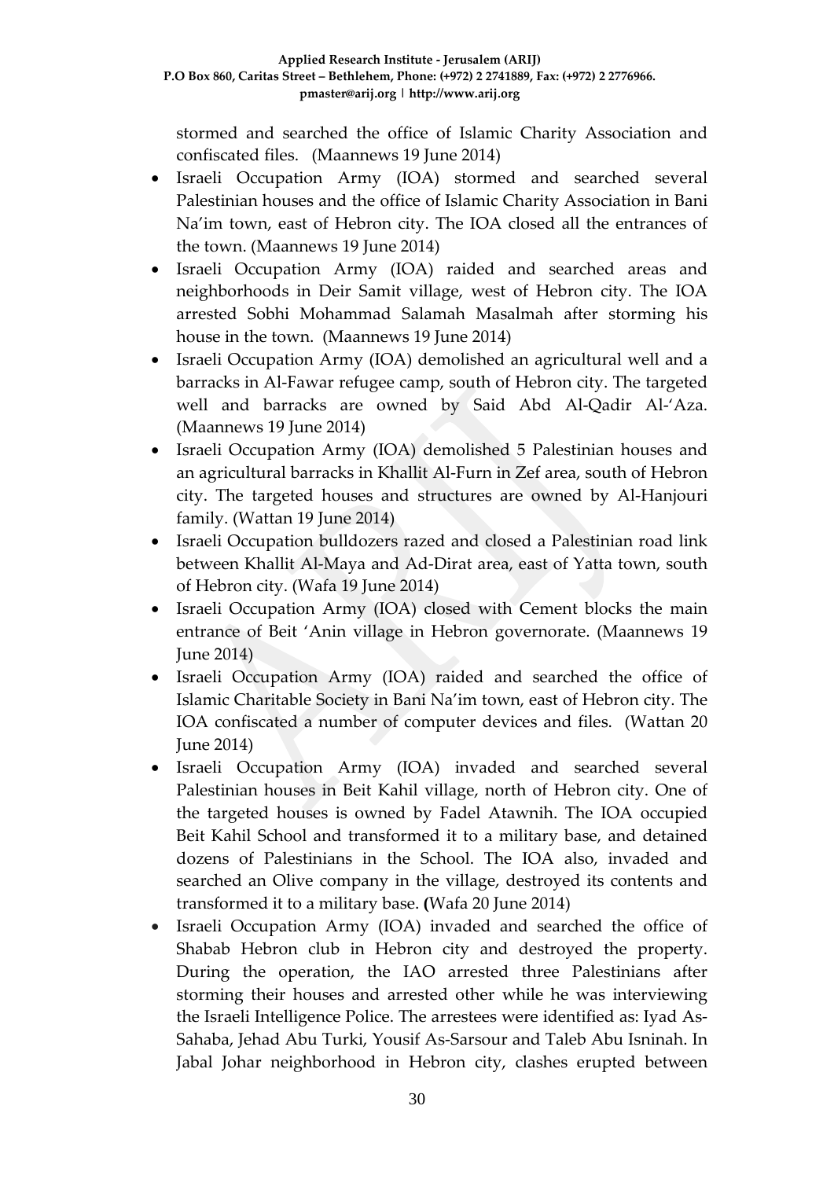stormed and searched the office of Islamic Charity Association and confiscated files. (Maannews 19 June 2014)

- Israeli Occupation Army (IOA) stormed and searched several Palestinian houses and the office of Islamic Charity Association in Bani Na'im town, east of Hebron city. The IOA closed all the entrances of the town. (Maannews 19 June 2014)
- Israeli Occupation Army (IOA) raided and searched areas and neighborhoods in Deir Samit village, west of Hebron city. The IOA arrested Sobhi Mohammad Salamah Masalmah after storming his house in the town. (Maannews 19 June 2014)
- Israeli Occupation Army (IOA) demolished an agricultural well and a barracks in Al-Fawar refugee camp, south of Hebron city. The targeted well and barracks are owned by Said Abd Al-Qadir Al-'Aza. (Maannews 19 June 2014)
- Israeli Occupation Army (IOA) demolished 5 Palestinian houses and an agricultural barracks in Khallit Al-Furn in Zef area, south of Hebron city. The targeted houses and structures are owned by Al-Hanjouri family. (Wattan 19 June 2014)
- Israeli Occupation bulldozers razed and closed a Palestinian road link between Khallit Al-Maya and Ad-Dirat area, east of Yatta town, south of Hebron city. (Wafa 19 June 2014)
- Israeli Occupation Army (IOA) closed with Cement blocks the main entrance of Beit 'Anin village in Hebron governorate. (Maannews 19 June 2014)
- Israeli Occupation Army (IOA) raided and searched the office of Islamic Charitable Society in Bani Na'im town, east of Hebron city. The IOA confiscated a number of computer devices and files. (Wattan 20 June 2014)
- Israeli Occupation Army (IOA) invaded and searched several Palestinian houses in Beit Kahil village, north of Hebron city. One of the targeted houses is owned by Fadel Atawnih. The IOA occupied Beit Kahil School and transformed it to a military base, and detained dozens of Palestinians in the School. The IOA also, invaded and searched an Olive company in the village, destroyed its contents and transformed it to a military base. **(**Wafa 20 June 2014)
- Israeli Occupation Army (IOA) invaded and searched the office of Shabab Hebron club in Hebron city and destroyed the property. During the operation, the IAO arrested three Palestinians after storming their houses and arrested other while he was interviewing the Israeli Intelligence Police. The arrestees were identified as: Iyad As-Sahaba, Jehad Abu Turki, Yousif As-Sarsour and Taleb Abu Isninah. In Jabal Johar neighborhood in Hebron city, clashes erupted between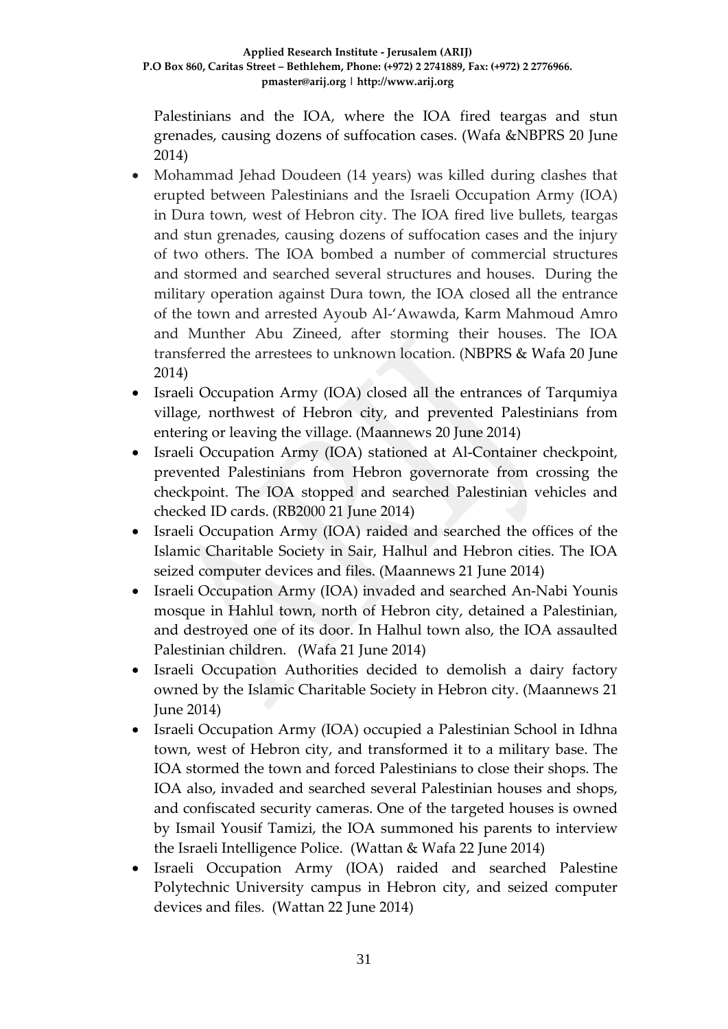Palestinians and the IOA, where the IOA fired teargas and stun grenades, causing dozens of suffocation cases. (Wafa &NBPRS 20 June 2014)

- Mohammad Jehad Doudeen (14 years) was killed during clashes that erupted between Palestinians and the Israeli Occupation Army (IOA) in Dura town, west of Hebron city. The IOA fired live bullets, teargas and stun grenades, causing dozens of suffocation cases and the injury of two others. The IOA bombed a number of commercial structures and stormed and searched several structures and houses. During the military operation against Dura town, the IOA closed all the entrance of the town and arrested Ayoub Al-'Awawda, Karm Mahmoud Amro and Munther Abu Zineed, after storming their houses. The IOA transferred the arrestees to unknown location. (NBPRS & Wafa 20 June 2014)
- Israeli Occupation Army (IOA) closed all the entrances of Tarqumiya village, northwest of Hebron city, and prevented Palestinians from entering or leaving the village. (Maannews 20 June 2014)
- Israeli Occupation Army (IOA) stationed at Al-Container checkpoint, prevented Palestinians from Hebron governorate from crossing the checkpoint. The IOA stopped and searched Palestinian vehicles and checked ID cards. (RB2000 21 June 2014)
- Israeli Occupation Army (IOA) raided and searched the offices of the Islamic Charitable Society in Sair, Halhul and Hebron cities. The IOA seized computer devices and files. (Maannews 21 June 2014)
- Israeli Occupation Army (IOA) invaded and searched An-Nabi Younis mosque in Hahlul town, north of Hebron city, detained a Palestinian, and destroyed one of its door. In Halhul town also, the IOA assaulted Palestinian children. (Wafa 21 June 2014)
- Israeli Occupation Authorities decided to demolish a dairy factory owned by the Islamic Charitable Society in Hebron city. (Maannews 21 June 2014)
- Israeli Occupation Army (IOA) occupied a Palestinian School in Idhna town, west of Hebron city, and transformed it to a military base. The IOA stormed the town and forced Palestinians to close their shops. The IOA also, invaded and searched several Palestinian houses and shops, and confiscated security cameras. One of the targeted houses is owned by Ismail Yousif Tamizi, the IOA summoned his parents to interview the Israeli Intelligence Police. (Wattan & Wafa 22 June 2014)
- Israeli Occupation Army (IOA) raided and searched Palestine Polytechnic University campus in Hebron city, and seized computer devices and files. (Wattan 22 June 2014)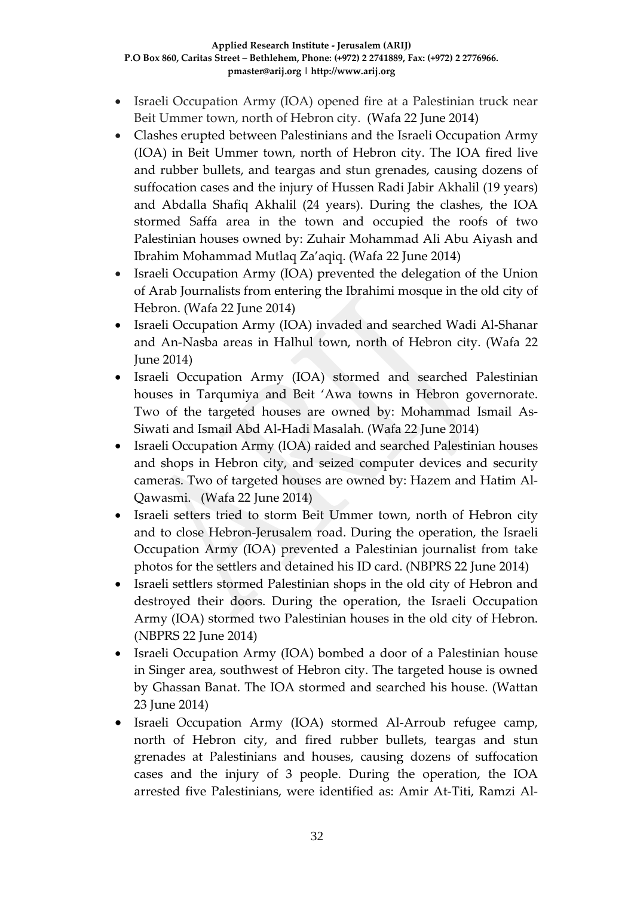- Israeli Occupation Army (IOA) opened fire at a Palestinian truck near Beit Ummer town, north of Hebron city. (Wafa 22 June 2014)
- Clashes erupted between Palestinians and the Israeli Occupation Army (IOA) in Beit Ummer town, north of Hebron city. The IOA fired live and rubber bullets, and teargas and stun grenades, causing dozens of suffocation cases and the injury of Hussen Radi Jabir Akhalil (19 years) and Abdalla Shafiq Akhalil (24 years). During the clashes, the IOA stormed Saffa area in the town and occupied the roofs of two Palestinian houses owned by: Zuhair Mohammad Ali Abu Aiyash and Ibrahim Mohammad Mutlaq Za'aqiq. (Wafa 22 June 2014)
- Israeli Occupation Army (IOA) prevented the delegation of the Union of Arab Journalists from entering the Ibrahimi mosque in the old city of Hebron. (Wafa 22 June 2014)
- Israeli Occupation Army (IOA) invaded and searched Wadi Al-Shanar and An-Nasba areas in Halhul town, north of Hebron city. (Wafa 22 June 2014)
- Israeli Occupation Army (IOA) stormed and searched Palestinian houses in Tarqumiya and Beit 'Awa towns in Hebron governorate. Two of the targeted houses are owned by: Mohammad Ismail As-Siwati and Ismail Abd Al-Hadi Masalah. (Wafa 22 June 2014)
- Israeli Occupation Army (IOA) raided and searched Palestinian houses and shops in Hebron city, and seized computer devices and security cameras. Two of targeted houses are owned by: Hazem and Hatim Al-Qawasmi. (Wafa 22 June 2014)
- Israeli setters tried to storm Beit Ummer town, north of Hebron city and to close Hebron-Jerusalem road. During the operation, the Israeli Occupation Army (IOA) prevented a Palestinian journalist from take photos for the settlers and detained his ID card. (NBPRS 22 June 2014)
- Israeli settlers stormed Palestinian shops in the old city of Hebron and destroyed their doors. During the operation, the Israeli Occupation Army (IOA) stormed two Palestinian houses in the old city of Hebron. (NBPRS 22 June 2014)
- Israeli Occupation Army (IOA) bombed a door of a Palestinian house in Singer area, southwest of Hebron city. The targeted house is owned by Ghassan Banat. The IOA stormed and searched his house. (Wattan 23 June 2014)
- Israeli Occupation Army (IOA) stormed Al-Arroub refugee camp, north of Hebron city, and fired rubber bullets, teargas and stun grenades at Palestinians and houses, causing dozens of suffocation cases and the injury of 3 people. During the operation, the IOA arrested five Palestinians, were identified as: Amir At-Titi, Ramzi Al-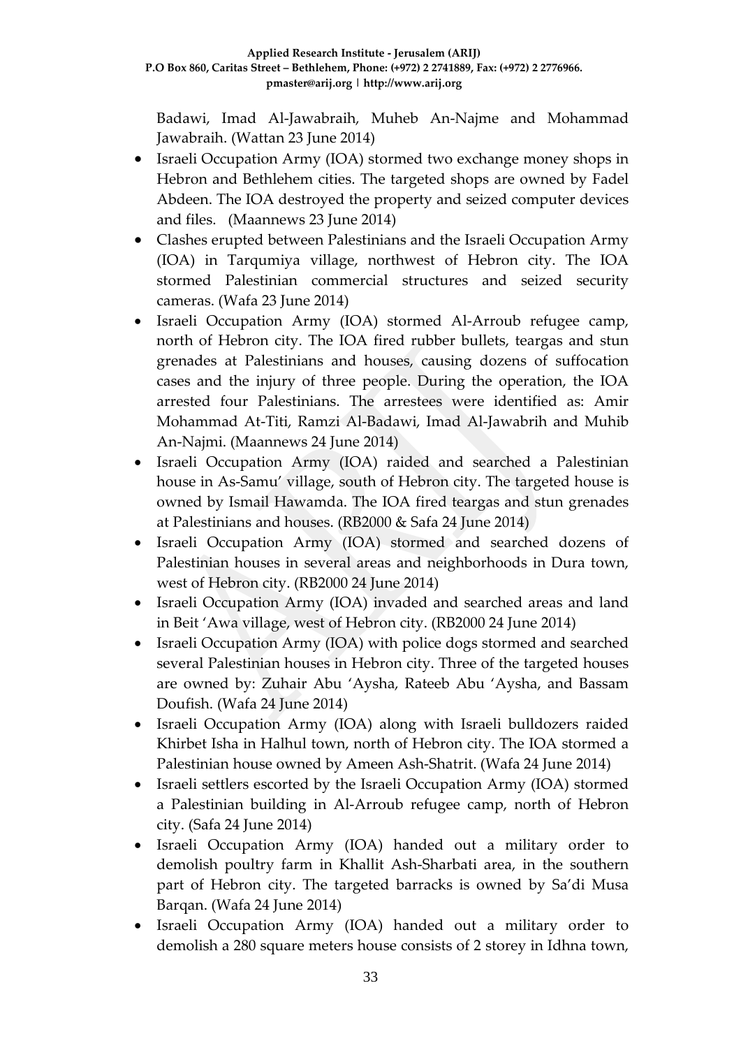Badawi, Imad Al-Jawabraih, Muheb An-Najme and Mohammad Jawabraih. (Wattan 23 June 2014)

- Israeli Occupation Army (IOA) stormed two exchange money shops in Hebron and Bethlehem cities. The targeted shops are owned by Fadel Abdeen. The IOA destroyed the property and seized computer devices and files. (Maannews 23 June 2014)
- Clashes erupted between Palestinians and the Israeli Occupation Army (IOA) in Tarqumiya village, northwest of Hebron city. The IOA stormed Palestinian commercial structures and seized security cameras. (Wafa 23 June 2014)
- Israeli Occupation Army (IOA) stormed Al-Arroub refugee camp, north of Hebron city. The IOA fired rubber bullets, teargas and stun grenades at Palestinians and houses, causing dozens of suffocation cases and the injury of three people. During the operation, the IOA arrested four Palestinians. The arrestees were identified as: Amir Mohammad At-Titi, Ramzi Al-Badawi, Imad Al-Jawabrih and Muhib An-Najmi. (Maannews 24 June 2014)
- Israeli Occupation Army (IOA) raided and searched a Palestinian house in As-Samu' village, south of Hebron city. The targeted house is owned by Ismail Hawamda. The IOA fired teargas and stun grenades at Palestinians and houses. (RB2000 & Safa 24 June 2014)
- Israeli Occupation Army (IOA) stormed and searched dozens of Palestinian houses in several areas and neighborhoods in Dura town, west of Hebron city. (RB2000 24 June 2014)
- Israeli Occupation Army (IOA) invaded and searched areas and land in Beit 'Awa village, west of Hebron city. (RB2000 24 June 2014)
- Israeli Occupation Army (IOA) with police dogs stormed and searched several Palestinian houses in Hebron city. Three of the targeted houses are owned by: Zuhair Abu 'Aysha, Rateeb Abu 'Aysha, and Bassam Doufish. (Wafa 24 June 2014)
- Israeli Occupation Army (IOA) along with Israeli bulldozers raided Khirbet Isha in Halhul town, north of Hebron city. The IOA stormed a Palestinian house owned by Ameen Ash-Shatrit. (Wafa 24 June 2014)
- Israeli settlers escorted by the Israeli Occupation Army (IOA) stormed a Palestinian building in Al-Arroub refugee camp, north of Hebron city. (Safa 24 June 2014)
- Israeli Occupation Army (IOA) handed out a military order to demolish poultry farm in Khallit Ash-Sharbati area, in the southern part of Hebron city. The targeted barracks is owned by Sa'di Musa Barqan. (Wafa 24 June 2014)
- Israeli Occupation Army (IOA) handed out a military order to demolish a 280 square meters house consists of 2 storey in Idhna town,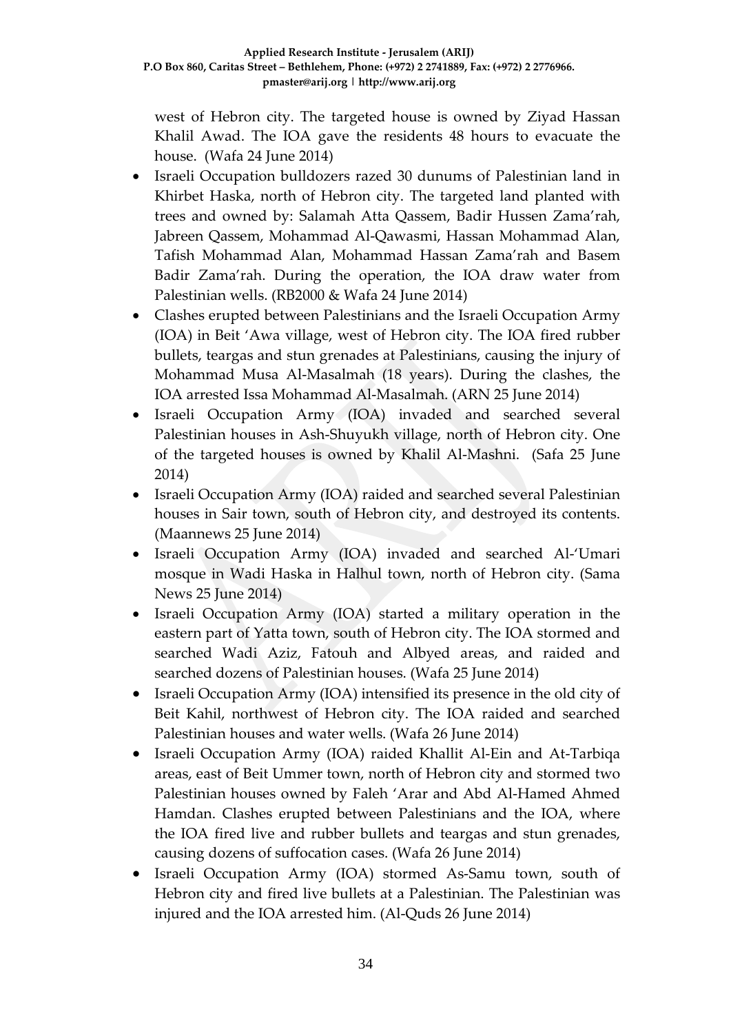west of Hebron city. The targeted house is owned by Ziyad Hassan Khalil Awad. The IOA gave the residents 48 hours to evacuate the house. (Wafa 24 June 2014)

- Israeli Occupation bulldozers razed 30 dunums of Palestinian land in Khirbet Haska, north of Hebron city. The targeted land planted with trees and owned by: Salamah Atta Qassem, Badir Hussen Zama'rah, Jabreen Qassem, Mohammad Al-Qawasmi, Hassan Mohammad Alan, Tafish Mohammad Alan, Mohammad Hassan Zama'rah and Basem Badir Zama'rah. During the operation, the IOA draw water from Palestinian wells. (RB2000 & Wafa 24 June 2014)
- Clashes erupted between Palestinians and the Israeli Occupation Army (IOA) in Beit 'Awa village, west of Hebron city. The IOA fired rubber bullets, teargas and stun grenades at Palestinians, causing the injury of Mohammad Musa Al-Masalmah (18 years). During the clashes, the IOA arrested Issa Mohammad Al-Masalmah. (ARN 25 June 2014)
- Israeli Occupation Army (IOA) invaded and searched several Palestinian houses in Ash-Shuyukh village, north of Hebron city. One of the targeted houses is owned by Khalil Al-Mashni. (Safa 25 June 2014)
- Israeli Occupation Army (IOA) raided and searched several Palestinian houses in Sair town, south of Hebron city, and destroyed its contents. (Maannews 25 June 2014)
- Israeli Occupation Army (IOA) invaded and searched Al-'Umari mosque in Wadi Haska in Halhul town, north of Hebron city. (Sama News 25 June 2014)
- Israeli Occupation Army (IOA) started a military operation in the eastern part of Yatta town, south of Hebron city. The IOA stormed and searched Wadi Aziz, Fatouh and Albyed areas, and raided and searched dozens of Palestinian houses. (Wafa 25 June 2014)
- Israeli Occupation Army (IOA) intensified its presence in the old city of Beit Kahil, northwest of Hebron city. The IOA raided and searched Palestinian houses and water wells. (Wafa 26 June 2014)
- Israeli Occupation Army (IOA) raided Khallit Al-Ein and At-Tarbiqa areas, east of Beit Ummer town, north of Hebron city and stormed two Palestinian houses owned by Faleh 'Arar and Abd Al-Hamed Ahmed Hamdan. Clashes erupted between Palestinians and the IOA, where the IOA fired live and rubber bullets and teargas and stun grenades, causing dozens of suffocation cases. (Wafa 26 June 2014)
- Israeli Occupation Army (IOA) stormed As-Samu town, south of Hebron city and fired live bullets at a Palestinian. The Palestinian was injured and the IOA arrested him. (Al-Quds 26 June 2014)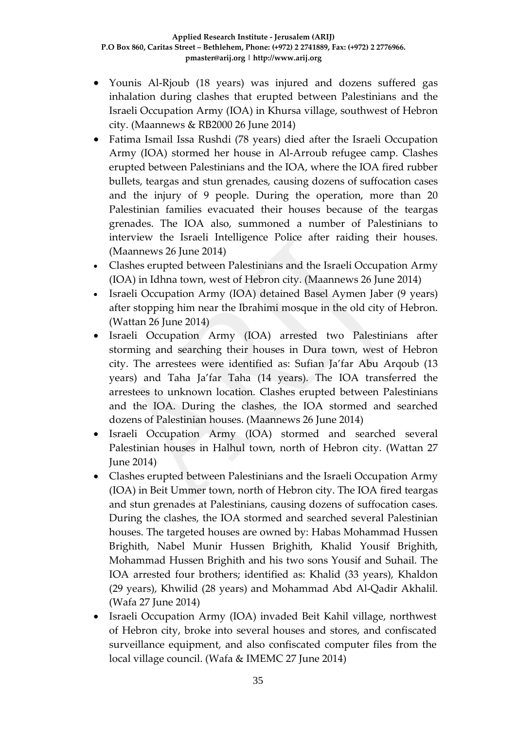- Younis Al-Rjoub (18 years) was injured and dozens suffered gas inhalation during clashes that erupted between Palestinians and the Israeli Occupation Army (IOA) in Khursa village, southwest of Hebron city. (Maannews & RB2000 26 June 2014)
- Fatima Ismail Issa Rushdi (78 years) died after the Israeli Occupation Army (IOA) stormed her house in Al-Arroub refugee camp. Clashes erupted between Palestinians and the IOA, where the IOA fired rubber bullets, teargas and stun grenades, causing dozens of suffocation cases and the injury of 9 people. During the operation, more than 20 Palestinian families evacuated their houses because of the teargas grenades. The IOA also, summoned a number of Palestinians to interview the Israeli Intelligence Police after raiding their houses. (Maannews 26 June 2014)
- Clashes erupted between Palestinians and the Israeli Occupation Army (IOA) in Idhna town, west of Hebron city. (Maannews 26 June 2014)
- Israeli Occupation Army (IOA) detained Basel Aymen Jaber (9 years) after stopping him near the Ibrahimi mosque in the old city of Hebron. (Wattan 26 June 2014)
- Israeli Occupation Army (IOA) arrested two Palestinians after storming and searching their houses in Dura town, west of Hebron city. The arrestees were identified as: Sufian Ja'far Abu Arqoub (13 years) and Taha Ja'far Taha (14 years). The IOA transferred the arrestees to unknown location. Clashes erupted between Palestinians and the IOA. During the clashes, the IOA stormed and searched dozens of Palestinian houses. (Maannews 26 June 2014)
- Israeli Occupation Army (IOA) stormed and searched several Palestinian houses in Halhul town, north of Hebron city. (Wattan 27 June 2014)
- Clashes erupted between Palestinians and the Israeli Occupation Army (IOA) in Beit Ummer town, north of Hebron city. The IOA fired teargas and stun grenades at Palestinians, causing dozens of suffocation cases. During the clashes, the IOA stormed and searched several Palestinian houses. The targeted houses are owned by: Habas Mohammad Hussen Brighith, Nabel Munir Hussen Brighith, Khalid Yousif Brighith, Mohammad Hussen Brighith and his two sons Yousif and Suhail. The IOA arrested four brothers; identified as: Khalid (33 years), Khaldon (29 years), Khwilid (28 years) and Mohammad Abd Al-Qadir Akhalil. (Wafa 27 June 2014)
- Israeli Occupation Army (IOA) invaded Beit Kahil village, northwest of Hebron city, broke into several houses and stores, and confiscated surveillance equipment, and also confiscated computer files from the local village council. (Wafa & IMEMC 27 June 2014)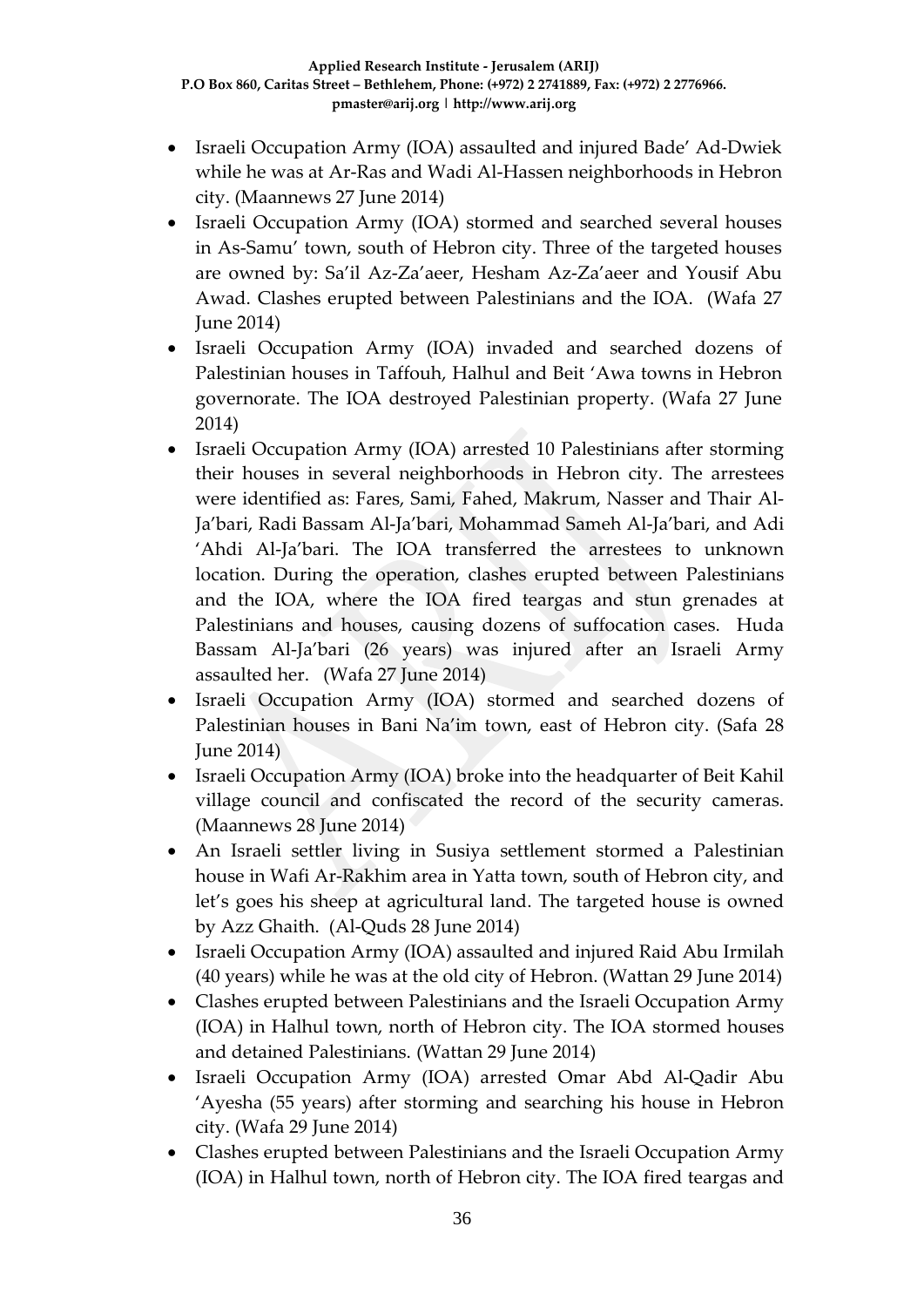- Israeli Occupation Army (IOA) assaulted and injured Bade' Ad-Dwiek while he was at Ar-Ras and Wadi Al-Hassen neighborhoods in Hebron city. (Maannews 27 June 2014)
- Israeli Occupation Army (IOA) stormed and searched several houses in As-Samu' town, south of Hebron city. Three of the targeted houses are owned by: Sa'il Az-Za'aeer, Hesham Az-Za'aeer and Yousif Abu Awad. Clashes erupted between Palestinians and the IOA. (Wafa 27 June 2014)
- Israeli Occupation Army (IOA) invaded and searched dozens of Palestinian houses in Taffouh, Halhul and Beit 'Awa towns in Hebron governorate. The IOA destroyed Palestinian property. (Wafa 27 June 2014)
- Israeli Occupation Army (IOA) arrested 10 Palestinians after storming their houses in several neighborhoods in Hebron city. The arrestees were identified as: Fares, Sami, Fahed, Makrum, Nasser and Thair Al-Ja'bari, Radi Bassam Al-Ja'bari, Mohammad Sameh Al-Ja'bari, and Adi 'Ahdi Al-Ja'bari. The IOA transferred the arrestees to unknown location. During the operation, clashes erupted between Palestinians and the IOA, where the IOA fired teargas and stun grenades at Palestinians and houses, causing dozens of suffocation cases. Huda Bassam Al-Ja'bari (26 years) was injured after an Israeli Army assaulted her. (Wafa 27 June 2014)
- Israeli Occupation Army (IOA) stormed and searched dozens of Palestinian houses in Bani Na'im town, east of Hebron city. (Safa 28 June 2014)
- Israeli Occupation Army (IOA) broke into the headquarter of Beit Kahil village council and confiscated the record of the security cameras. (Maannews 28 June 2014)
- An Israeli settler living in Susiya settlement stormed a Palestinian house in Wafi Ar-Rakhim area in Yatta town, south of Hebron city, and let's goes his sheep at agricultural land. The targeted house is owned by Azz Ghaith. (Al-Quds 28 June 2014)
- Israeli Occupation Army (IOA) assaulted and injured Raid Abu Irmilah (40 years) while he was at the old city of Hebron. (Wattan 29 June 2014)
- Clashes erupted between Palestinians and the Israeli Occupation Army (IOA) in Halhul town, north of Hebron city. The IOA stormed houses and detained Palestinians. (Wattan 29 June 2014)
- Israeli Occupation Army (IOA) arrested Omar Abd Al-Qadir Abu 'Ayesha (55 years) after storming and searching his house in Hebron city. (Wafa 29 June 2014)
- Clashes erupted between Palestinians and the Israeli Occupation Army (IOA) in Halhul town, north of Hebron city. The IOA fired teargas and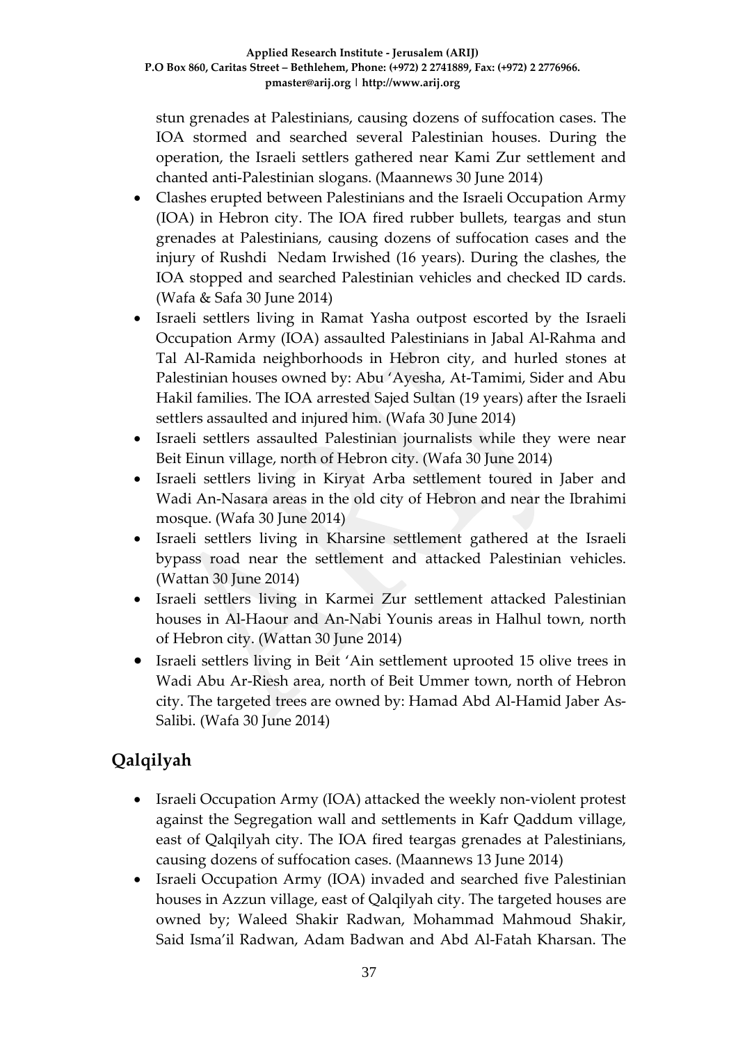stun grenades at Palestinians, causing dozens of suffocation cases. The IOA stormed and searched several Palestinian houses. During the operation, the Israeli settlers gathered near Kami Zur settlement and chanted anti-Palestinian slogans. (Maannews 30 June 2014)

- Clashes erupted between Palestinians and the Israeli Occupation Army (IOA) in Hebron city. The IOA fired rubber bullets, teargas and stun grenades at Palestinians, causing dozens of suffocation cases and the injury of Rushdi Nedam Irwished (16 years). During the clashes, the IOA stopped and searched Palestinian vehicles and checked ID cards. (Wafa & Safa 30 June 2014)
- Israeli settlers living in Ramat Yasha outpost escorted by the Israeli Occupation Army (IOA) assaulted Palestinians in Jabal Al-Rahma and Tal Al-Ramida neighborhoods in Hebron city, and hurled stones at Palestinian houses owned by: Abu 'Ayesha, At-Tamimi, Sider and Abu Hakil families. The IOA arrested Sajed Sultan (19 years) after the Israeli settlers assaulted and injured him. (Wafa 30 June 2014)
- Israeli settlers assaulted Palestinian journalists while they were near Beit Einun village, north of Hebron city. (Wafa 30 June 2014)
- Israeli settlers living in Kiryat Arba settlement toured in Jaber and Wadi An-Nasara areas in the old city of Hebron and near the Ibrahimi mosque. (Wafa 30 June 2014)
- Israeli settlers living in Kharsine settlement gathered at the Israeli bypass road near the settlement and attacked Palestinian vehicles. (Wattan 30 June 2014)
- Israeli settlers living in Karmei Zur settlement attacked Palestinian houses in Al-Haour and An-Nabi Younis areas in Halhul town, north of Hebron city. (Wattan 30 June 2014)
- Israeli settlers living in Beit 'Ain settlement uprooted 15 olive trees in Wadi Abu Ar-Riesh area, north of Beit Ummer town, north of Hebron city. The targeted trees are owned by: Hamad Abd Al-Hamid Jaber As-Salibi. (Wafa 30 June 2014)

## Qalqilyah

- Israeli Occupation Army (IOA) attacked the weekly non-violent protest against the Segregation wall and settlements in Kafr Qaddum village, east of Qalqilyah city. The IOA fired teargas grenades at Palestinians, causing dozens of suffocation cases. (Maannews 13 June 2014)
- Israeli Occupation Army (IOA) invaded and searched five Palestinian houses in Azzun village, east of Qalqilyah city. The targeted houses are owned by; Waleed Shakir Radwan, Mohammad Mahmoud Shakir, Said Isma'il Radwan, Adam Badwan and Abd Al-Fatah Kharsan. The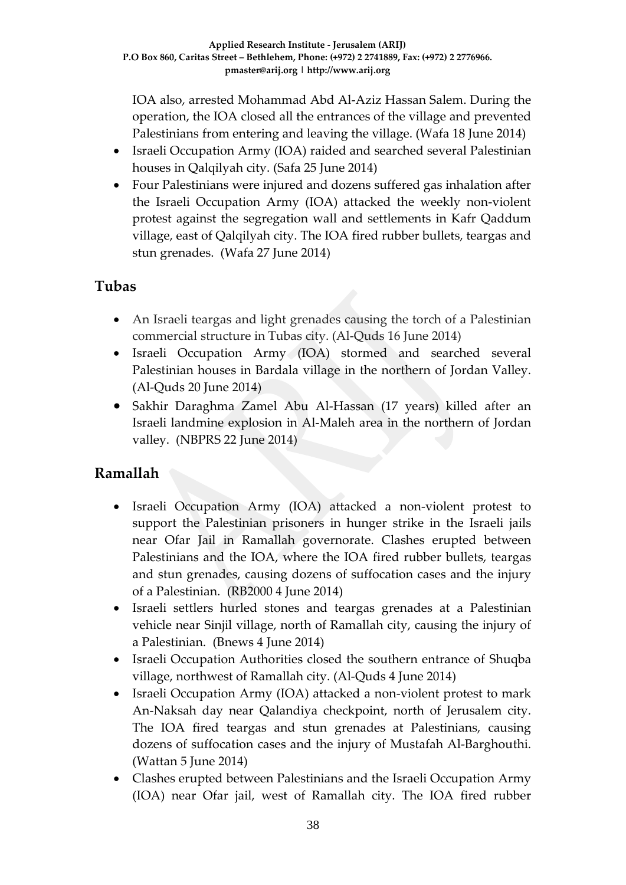IOA also, arrested Mohammad Abd Al-Aziz Hassan Salem. During the operation, the IOA closed all the entrances of the village and prevented Palestinians from entering and leaving the village. (Wafa 18 June 2014)

- Israeli Occupation Army (IOA) raided and searched several Palestinian houses in Qalqilyah city. (Safa 25 June 2014)
- Four Palestinians were injured and dozens suffered gas inhalation after the Israeli Occupation Army (IOA) attacked the weekly non-violent protest against the segregation wall and settlements in Kafr Qaddum village, east of Qalqilyah city. The IOA fired rubber bullets, teargas and stun grenades. (Wafa 27 June 2014)

## Tubas

- An Israeli teargas and light grenades causing the torch of a Palestinian commercial structure in Tubas city. (Al-Quds 16 June 2014)
- Israeli Occupation Army (IOA) stormed and searched several Palestinian houses in Bardala village in the northern of Jordan Valley. (Al-Quds 20 June 2014)
- Sakhir Daraghma Zamel Abu Al-Hassan (17 years) killed after an Israeli landmine explosion in Al-Maleh area in the northern of Jordan valley. (NBPRS 22 June 2014)

## Ramallah

- Israeli Occupation Army (IOA) attacked a non-violent protest to support the Palestinian prisoners in hunger strike in the Israeli jails near Ofar Jail in Ramallah governorate. Clashes erupted between Palestinians and the IOA, where the IOA fired rubber bullets, teargas and stun grenades, causing dozens of suffocation cases and the injury of a Palestinian. (RB2000 4 June 2014)
- Israeli settlers hurled stones and teargas grenades at a Palestinian vehicle near Sinjil village, north of Ramallah city, causing the injury of a Palestinian. (Bnews 4 June 2014)
- Israeli Occupation Authorities closed the southern entrance of Shuqba village, northwest of Ramallah city. (Al-Quds 4 June 2014)
- Israeli Occupation Army (IOA) attacked a non-violent protest to mark An-Naksah day near Qalandiya checkpoint, north of Jerusalem city. The IOA fired teargas and stun grenades at Palestinians, causing dozens of suffocation cases and the injury of Mustafah Al-Barghouthi. (Wattan 5 June 2014)
- Clashes erupted between Palestinians and the Israeli Occupation Army (IOA) near Ofar jail, west of Ramallah city. The IOA fired rubber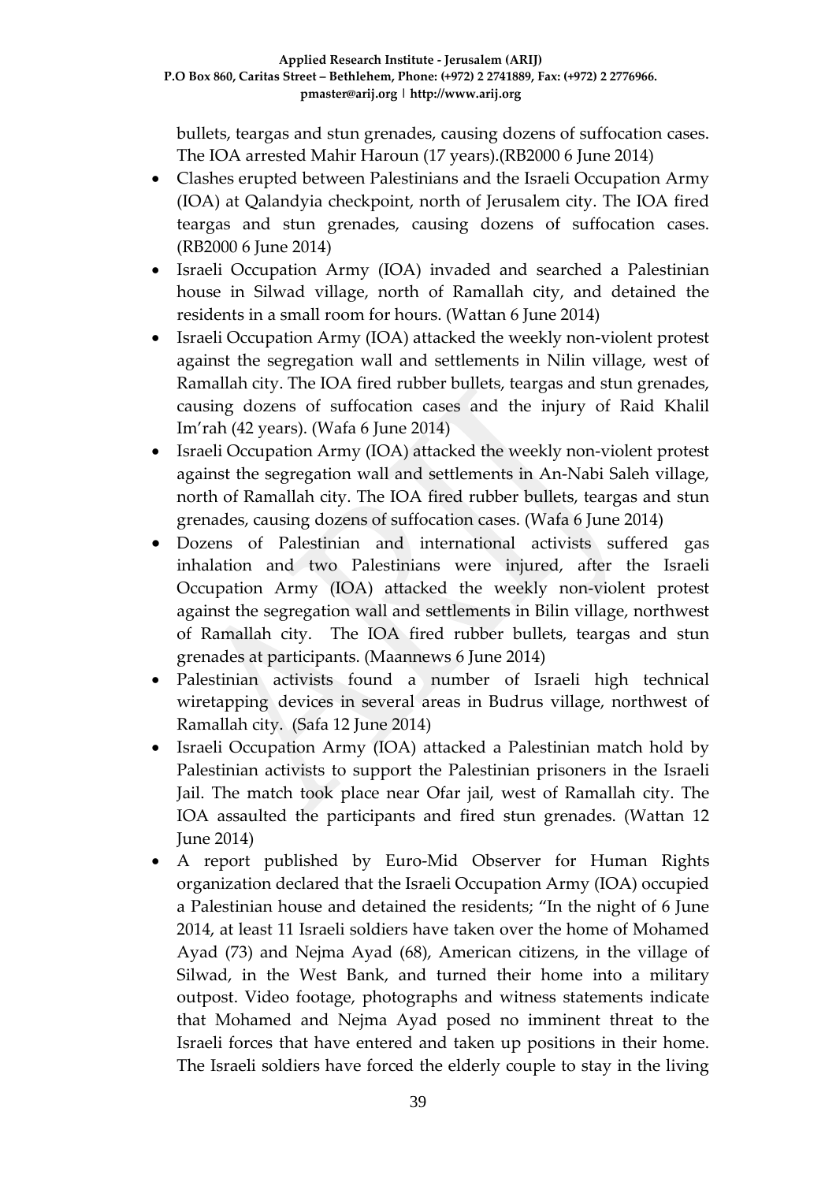bullets, teargas and stun grenades, causing dozens of suffocation cases. The IOA arrested Mahir Haroun (17 years).(RB2000 6 June 2014)

- Clashes erupted between Palestinians and the Israeli Occupation Army (IOA) at Qalandyia checkpoint, north of Jerusalem city. The IOA fired teargas and stun grenades, causing dozens of suffocation cases. (RB2000 6 June 2014)
- Israeli Occupation Army (IOA) invaded and searched a Palestinian house in Silwad village, north of Ramallah city, and detained the residents in a small room for hours. (Wattan 6 June 2014)
- Israeli Occupation Army (IOA) attacked the weekly non-violent protest against the segregation wall and settlements in Nilin village, west of Ramallah city. The IOA fired rubber bullets, teargas and stun grenades, causing dozens of suffocation cases and the injury of Raid Khalil Im'rah (42 years). (Wafa 6 June 2014)
- Israeli Occupation Army (IOA) attacked the weekly non-violent protest against the segregation wall and settlements in An-Nabi Saleh village, north of Ramallah city. The IOA fired rubber bullets, teargas and stun grenades, causing dozens of suffocation cases. (Wafa 6 June 2014)
- Dozens of Palestinian and international activists suffered gas inhalation and two Palestinians were injured, after the Israeli Occupation Army (IOA) attacked the weekly non-violent protest against the segregation wall and settlements in Bilin village, northwest of Ramallah city. The IOA fired rubber bullets, teargas and stun grenades at participants. (Maannews 6 June 2014)
- Palestinian activists found a number of Israeli high technical wiretapping devices in several areas in Budrus village, northwest of Ramallah city. (Safa 12 June 2014)
- Israeli Occupation Army (IOA) attacked a Palestinian match hold by Palestinian activists to support the Palestinian prisoners in the Israeli Jail. The match took place near Ofar jail, west of Ramallah city. The IOA assaulted the participants and fired stun grenades. (Wattan 12 June 2014)
- A report published by Euro-Mid Observer for Human Rights organization declared that the Israeli Occupation Army (IOA) occupied a Palestinian house and detained the residents; "In the night of 6 June 2014, at least 11 Israeli soldiers have taken over the home of Mohamed Ayad (73) and Nejma Ayad (68), American citizens, in the village of Silwad, in the West Bank, and turned their home into a military outpost. Video footage, photographs and witness statements indicate that Mohamed and Nejma Ayad posed no imminent threat to the Israeli forces that have entered and taken up positions in their home. The Israeli soldiers have forced the elderly couple to stay in the living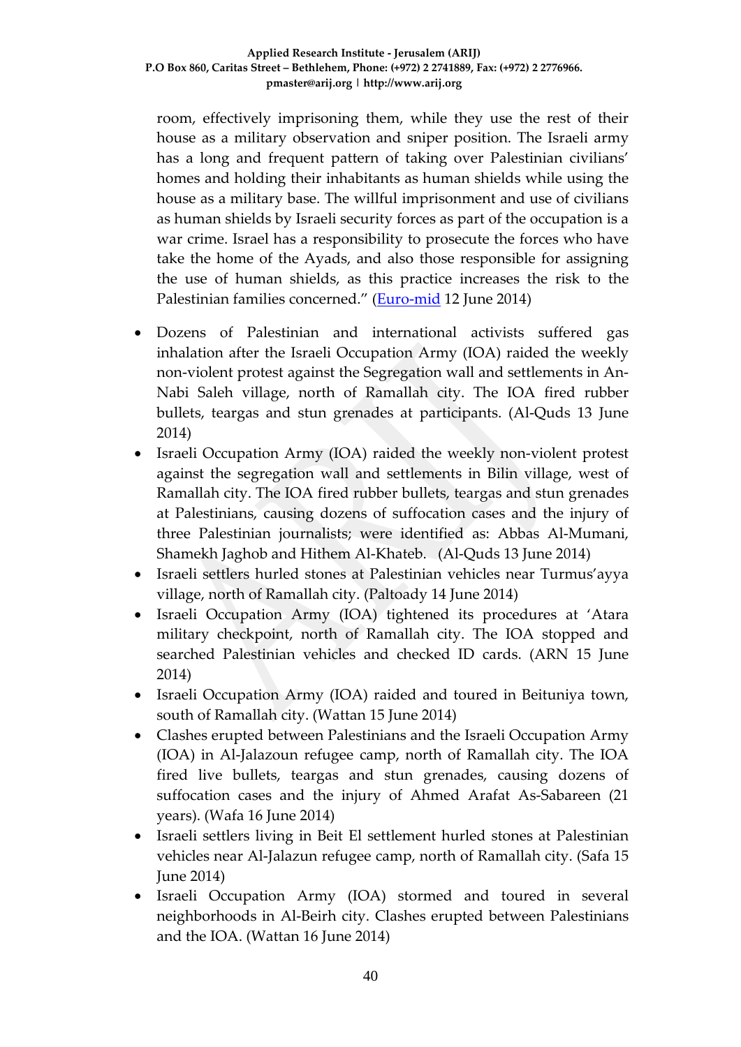room, effectively imprisoning them, while they use the rest of their house as a military observation and sniper position. The Israeli army has a long and frequent pattern of taking over Palestinian civilians' homes and holding their inhabitants as human shields while using the house as a military base. The willful imprisonment and use of civilians as human shields by Israeli security forces as part of the occupation is a war crime. Israel has a responsibility to prosecute the forces who have take the home of the Ayads, and also those responsible for assigning the use of human shields, as this practice increases the risk to the Palestinian families concerned." (Euro-mid 12 June 2014)

- Dozens of Palestinian and international activists suffered gas inhalation after the Israeli Occupation Army (IOA) raided the weekly non-violent protest against the Segregation wall and settlements in An-Nabi Saleh village, north of Ramallah city. The IOA fired rubber bullets, teargas and stun grenades at participants. (Al-Quds 13 June 2014)
- Israeli Occupation Army (IOA) raided the weekly non-violent protest against the segregation wall and settlements in Bilin village, west of Ramallah city. The IOA fired rubber bullets, teargas and stun grenades at Palestinians, causing dozens of suffocation cases and the injury of three Palestinian journalists; were identified as: Abbas Al-Mumani, Shamekh Jaghob and Hithem Al-Khateb. (Al-Quds 13 June 2014)
- Israeli settlers hurled stones at Palestinian vehicles near Turmus'ayya village, north of Ramallah city. (Paltoady 14 June 2014)
- Israeli Occupation Army (IOA) tightened its procedures at 'Atara military checkpoint, north of Ramallah city. The IOA stopped and searched Palestinian vehicles and checked ID cards. (ARN 15 June 2014)
- Israeli Occupation Army (IOA) raided and toured in Beituniya town, south of Ramallah city. (Wattan 15 June 2014)
- Clashes erupted between Palestinians and the Israeli Occupation Army (IOA) in Al-Jalazoun refugee camp, north of Ramallah city. The IOA fired live bullets, teargas and stun grenades, causing dozens of suffocation cases and the injury of Ahmed Arafat As-Sabareen (21 years). (Wafa 16 June 2014)
- Israeli settlers living in Beit El settlement hurled stones at Palestinian vehicles near Al-Jalazun refugee camp, north of Ramallah city. (Safa 15 June 2014)
- Israeli Occupation Army (IOA) stormed and toured in several neighborhoods in Al-Beirh city. Clashes erupted between Palestinians and the IOA. (Wattan 16 June 2014)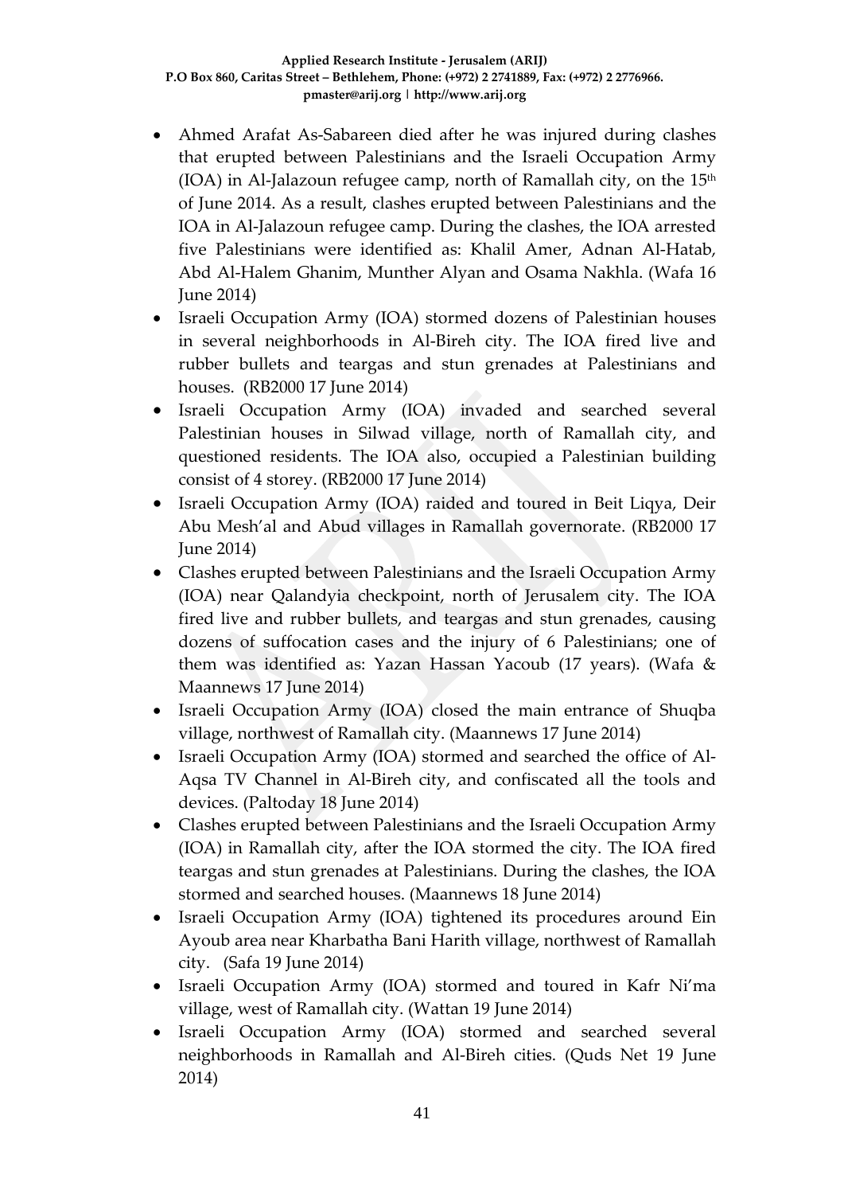- Ahmed Arafat As-Sabareen died after he was injured during clashes that erupted between Palestinians and the Israeli Occupation Army (IOA) in Al-Jalazoun refugee camp, north of Ramallah city, on the 15th of June 2014. As a result, clashes erupted between Palestinians and the IOA in Al-Jalazoun refugee camp. During the clashes, the IOA arrested five Palestinians were identified as: Khalil Amer, Adnan Al-Hatab, Abd Al-Halem Ghanim, Munther Alyan and Osama Nakhla. (Wafa 16 June 2014)
- Israeli Occupation Army (IOA) stormed dozens of Palestinian houses in several neighborhoods in Al-Bireh city. The IOA fired live and rubber bullets and teargas and stun grenades at Palestinians and houses. (RB2000 17 June 2014)
- Israeli Occupation Army (IOA) invaded and searched several Palestinian houses in Silwad village, north of Ramallah city, and questioned residents. The IOA also, occupied a Palestinian building consist of 4 storey. (RB2000 17 June 2014)
- Israeli Occupation Army (IOA) raided and toured in Beit Liqya, Deir Abu Mesh'al and Abud villages in Ramallah governorate. (RB2000 17 June 2014)
- Clashes erupted between Palestinians and the Israeli Occupation Army (IOA) near Qalandyia checkpoint, north of Jerusalem city. The IOA fired live and rubber bullets, and teargas and stun grenades, causing dozens of suffocation cases and the injury of 6 Palestinians; one of them was identified as: Yazan Hassan Yacoub (17 years). (Wafa & Maannews 17 June 2014)
- Israeli Occupation Army (IOA) closed the main entrance of Shuqba village, northwest of Ramallah city. (Maannews 17 June 2014)
- Israeli Occupation Army (IOA) stormed and searched the office of Al-Aqsa TV Channel in Al-Bireh city, and confiscated all the tools and devices. (Paltoday 18 June 2014)
- Clashes erupted between Palestinians and the Israeli Occupation Army (IOA) in Ramallah city, after the IOA stormed the city. The IOA fired teargas and stun grenades at Palestinians. During the clashes, the IOA stormed and searched houses. (Maannews 18 June 2014)
- Israeli Occupation Army (IOA) tightened its procedures around Ein Ayoub area near Kharbatha Bani Harith village, northwest of Ramallah city. (Safa 19 June 2014)
- Israeli Occupation Army (IOA) stormed and toured in Kafr Ni'ma village, west of Ramallah city. (Wattan 19 June 2014)
- Israeli Occupation Army (IOA) stormed and searched several neighborhoods in Ramallah and Al-Bireh cities. (Quds Net 19 June 2014)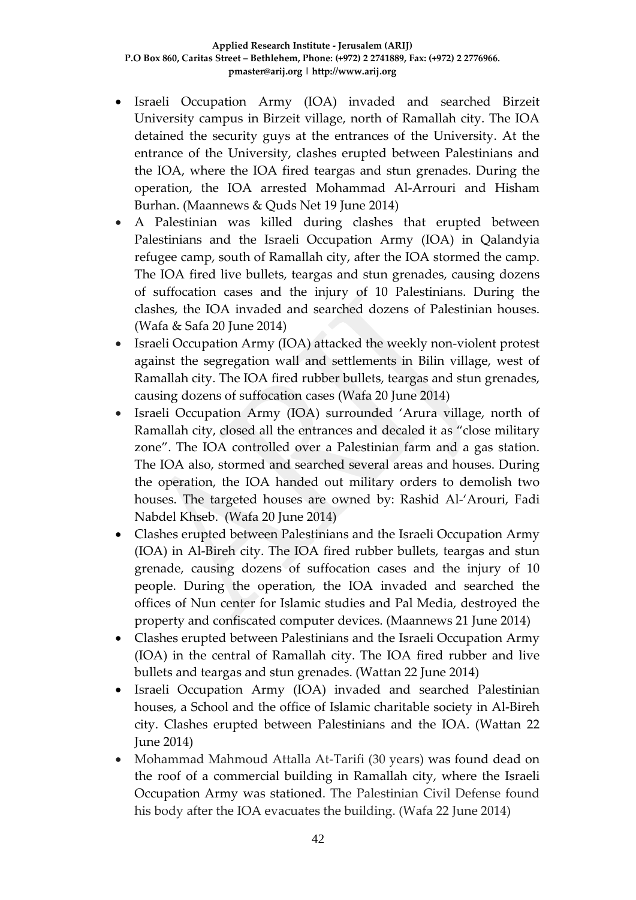- Israeli Occupation Army (IOA) invaded and searched Birzeit University campus in Birzeit village, north of Ramallah city. The IOA detained the security guys at the entrances of the University. At the entrance of the University, clashes erupted between Palestinians and the IOA, where the IOA fired teargas and stun grenades. During the operation, the IOA arrested Mohammad Al-Arrouri and Hisham Burhan. (Maannews & Quds Net 19 June 2014)
- A Palestinian was killed during clashes that erupted between Palestinians and the Israeli Occupation Army (IOA) in Qalandyia refugee camp, south of Ramallah city, after the IOA stormed the camp. The IOA fired live bullets, teargas and stun grenades, causing dozens of suffocation cases and the injury of 10 Palestinians. During the clashes, the IOA invaded and searched dozens of Palestinian houses. (Wafa & Safa 20 June 2014)
- Israeli Occupation Army (IOA) attacked the weekly non-violent protest against the segregation wall and settlements in Bilin village, west of Ramallah city. The IOA fired rubber bullets, teargas and stun grenades, causing dozens of suffocation cases (Wafa 20 June 2014)
- Israeli Occupation Army (IOA) surrounded 'Arura village, north of Ramallah city, closed all the entrances and decaled it as "close military zone". The IOA controlled over a Palestinian farm and a gas station. The IOA also, stormed and searched several areas and houses. During the operation, the IOA handed out military orders to demolish two houses. The targeted houses are owned by: Rashid Al-'Arouri, Fadi Nabdel Khseb. (Wafa 20 June 2014)
- Clashes erupted between Palestinians and the Israeli Occupation Army (IOA) in Al-Bireh city. The IOA fired rubber bullets, teargas and stun grenade, causing dozens of suffocation cases and the injury of 10 people. During the operation, the IOA invaded and searched the offices of Nun center for Islamic studies and Pal Media, destroyed the property and confiscated computer devices. (Maannews 21 June 2014)
- Clashes erupted between Palestinians and the Israeli Occupation Army (IOA) in the central of Ramallah city. The IOA fired rubber and live bullets and teargas and stun grenades. (Wattan 22 June 2014)
- Israeli Occupation Army (IOA) invaded and searched Palestinian houses, a School and the office of Islamic charitable society in Al-Bireh city. Clashes erupted between Palestinians and the IOA. (Wattan 22 June 2014)
- Mohammad Mahmoud Attalla At-Tarifi (30 years) was found dead on the roof of a commercial building in Ramallah city, where the Israeli Occupation Army was stationed. The Palestinian Civil Defense found his body after the IOA evacuates the building. (Wafa 22 June 2014)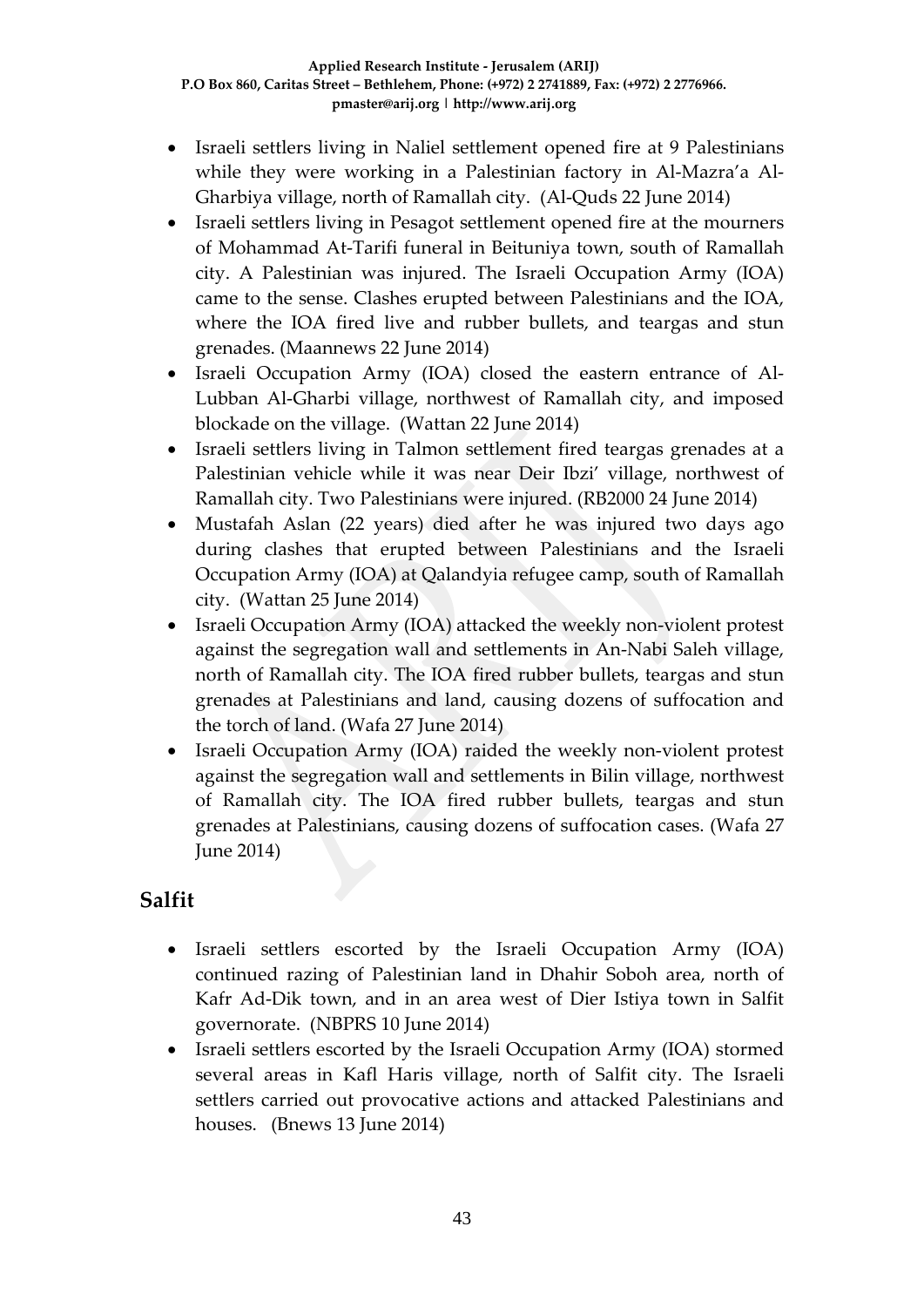- Israeli settlers living in Naliel settlement opened fire at 9 Palestinians while they were working in a Palestinian factory in Al-Mazra'a Al-Gharbiya village, north of Ramallah city. (Al-Quds 22 June 2014)
- Israeli settlers living in Pesagot settlement opened fire at the mourners of Mohammad At-Tarifi funeral in Beituniya town, south of Ramallah city. A Palestinian was injured. The Israeli Occupation Army (IOA) came to the sense. Clashes erupted between Palestinians and the IOA, where the IOA fired live and rubber bullets, and teargas and stun grenades. (Maannews 22 June 2014)
- Israeli Occupation Army (IOA) closed the eastern entrance of Al-Lubban Al-Gharbi village, northwest of Ramallah city, and imposed blockade on the village. (Wattan 22 June 2014)
- Israeli settlers living in Talmon settlement fired teargas grenades at a Palestinian vehicle while it was near Deir Ibzi' village, northwest of Ramallah city. Two Palestinians were injured. (RB2000 24 June 2014)
- Mustafah Aslan (22 years) died after he was injured two days ago during clashes that erupted between Palestinians and the Israeli Occupation Army (IOA) at Qalandyia refugee camp, south of Ramallah city. (Wattan 25 June 2014)
- Israeli Occupation Army (IOA) attacked the weekly non-violent protest against the segregation wall and settlements in An-Nabi Saleh village, north of Ramallah city. The IOA fired rubber bullets, teargas and stun grenades at Palestinians and land, causing dozens of suffocation and the torch of land. (Wafa 27 June 2014)
- Israeli Occupation Army (IOA) raided the weekly non-violent protest against the segregation wall and settlements in Bilin village, northwest of Ramallah city. The IOA fired rubber bullets, teargas and stun grenades at Palestinians, causing dozens of suffocation cases. (Wafa 27 June 2014)

## Salfit

- Israeli settlers escorted by the Israeli Occupation Army (IOA) continued razing of Palestinian land in Dhahir Soboh area, north of Kafr Ad-Dik town, and in an area west of Dier Istiya town in Salfit governorate. (NBPRS 10 June 2014)
- Israeli settlers escorted by the Israeli Occupation Army (IOA) stormed several areas in Kafl Haris village, north of Salfit city. The Israeli settlers carried out provocative actions and attacked Palestinians and houses. (Bnews 13 June 2014)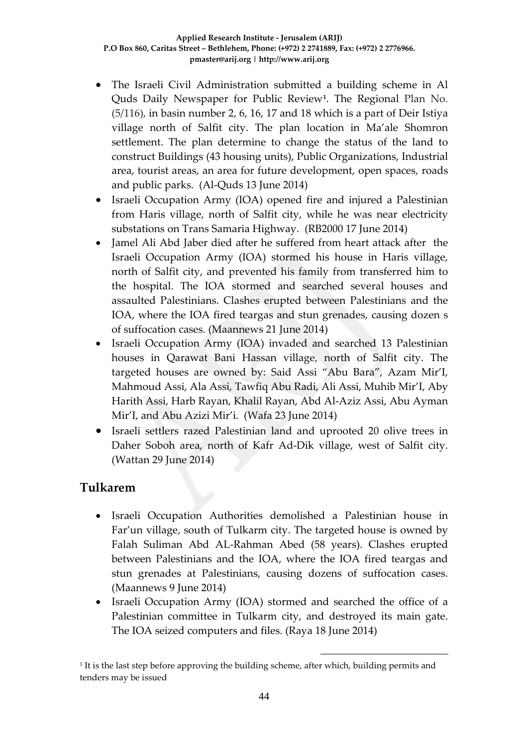- The Israeli Civil Administration submitted a building scheme in Al Quds Daily Newspaper for Public Review[1]. The Regional Plan No. (5/116), in basin number 2, 6, 16, 17 and 18 which is a part of Deir Istiya village north of Salfit city. The plan location in Ma'ale Shomron settlement. The plan determine to change the status of the land to construct Buildings (43 housing units), Public Organizations, Industrial area, tourist areas, an area for future development, open spaces, roads and public parks. (Al-Quds 13 June 2014)
- Israeli Occupation Army (IOA) opened fire and injured a Palestinian from Haris village, north of Salfit city, while he was near electricity substations on Trans Samaria Highway. (RB2000 17 June 2014)
- Jamel Ali Abd Jaber died after he suffered from heart attack after the Israeli Occupation Army (IOA) stormed his house in Haris village, north of Salfit city, and prevented his family from transferred him to the hospital. The IOA stormed and searched several houses and assaulted Palestinians. Clashes erupted between Palestinians and the IOA, where the IOA fired teargas and stun grenades, causing dozen s of suffocation cases. (Maannews 21 June 2014)
- Israeli Occupation Army (IOA) invaded and searched 13 Palestinian houses in Qarawat Bani Hassan village, north of Salfit city. The targeted houses are owned by: Said Assi "Abu Bara", Azam Mir'I, Mahmoud Assi, Ala Assi, Tawfiq Abu Radi, Ali Assi, Muhib Mir'I, Aby Harith Assi, Harb Rayan, Khalil Rayan, Abd Al-Aziz Assi, Abu Ayman Mir'I, and Abu Azizi Mir'i. (Wafa 23 June 2014)
- Israeli settlers razed Palestinian land and uprooted 20 olive trees in Daher Soboh area, north of Kafr Ad-Dik village, west of Salfit city. (Wattan 29 June 2014)

## Tulkarem

- Israeli Occupation Authorities demolished a Palestinian house in Far'un village, south of Tulkarm city. The targeted house is owned by Falah Suliman Abd AL-Rahman Abed (58 years). Clashes erupted between Palestinians and the IOA, where the IOA fired teargas and stun grenades at Palestinians, causing dozens of suffocation cases. (Maannews 9 June 2014)
- Israeli Occupation Army (IOA) stormed and searched the office of a Palestinian committee in Tulkarm city, and destroyed its main gate. The IOA seized computers and files. (Raya 18 June 2014)

[1] It is the last step before approving the building scheme, after which, building permits and tenders may be issued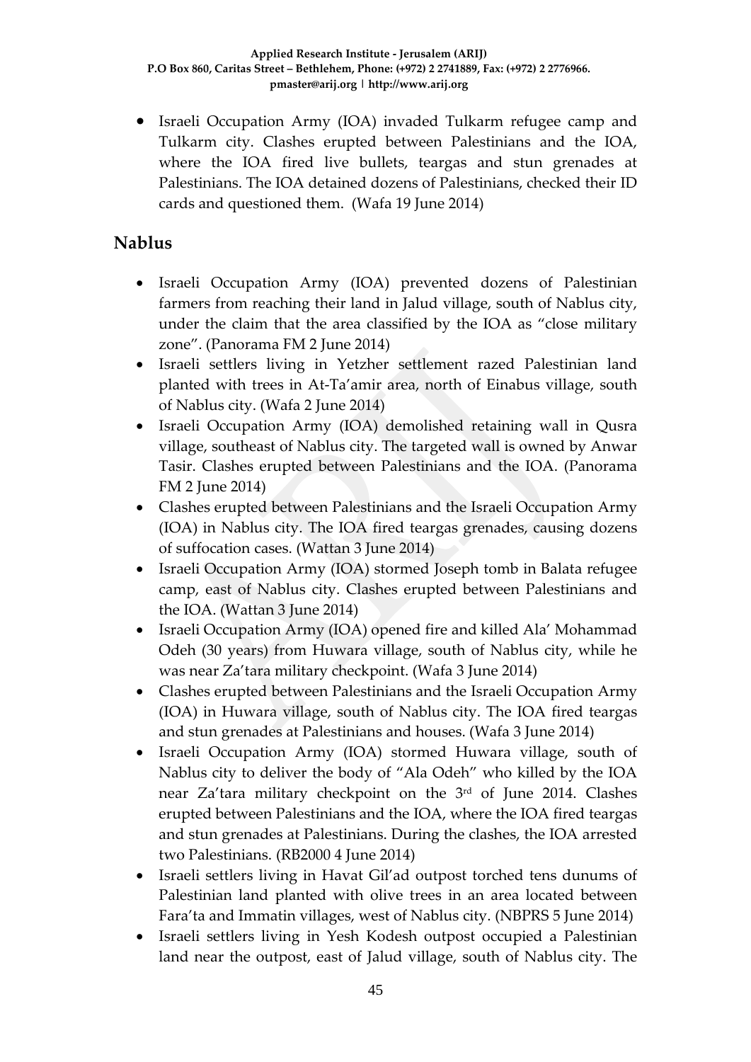- Israeli Occupation Army (IOA) invaded Tulkarm refugee camp and Tulkarm city. Clashes erupted between Palestinians and the IOA, where the IOA fired live bullets, teargas and stun grenades at Palestinians. The IOA detained dozens of Palestinians, checked their ID cards and questioned them. (Wafa 19 June 2014)

## Nablus

- Israeli Occupation Army (IOA) prevented dozens of Palestinian farmers from reaching their land in Jalud village, south of Nablus city, under the claim that the area classified by the IOA as "close military zone". (Panorama FM 2 June 2014)
- Israeli settlers living in Yetzher settlement razed Palestinian land planted with trees in At-Ta'amir area, north of Einabus village, south of Nablus city. (Wafa 2 June 2014)
- Israeli Occupation Army (IOA) demolished retaining wall in Qusra village, southeast of Nablus city. The targeted wall is owned by Anwar Tasir. Clashes erupted between Palestinians and the IOA. (Panorama FM 2 June 2014)
- Clashes erupted between Palestinians and the Israeli Occupation Army (IOA) in Nablus city. The IOA fired teargas grenades, causing dozens of suffocation cases. (Wattan 3 June 2014)
- Israeli Occupation Army (IOA) stormed Joseph tomb in Balata refugee camp, east of Nablus city. Clashes erupted between Palestinians and the IOA. (Wattan 3 June 2014)
- Israeli Occupation Army (IOA) opened fire and killed Ala' Mohammad Odeh (30 years) from Huwara village, south of Nablus city, while he was near Za'tara military checkpoint. (Wafa 3 June 2014)
- Clashes erupted between Palestinians and the Israeli Occupation Army (IOA) in Huwara village, south of Nablus city. The IOA fired teargas and stun grenades at Palestinians and houses. (Wafa 3 June 2014)
- Israeli Occupation Army (IOA) stormed Huwara village, south of Nablus city to deliver the body of "Ala Odeh" who killed by the IOA near Za'tara military checkpoint on the 3rd of June 2014. Clashes erupted between Palestinians and the IOA, where the IOA fired teargas and stun grenades at Palestinians. During the clashes, the IOA arrested two Palestinians. (RB2000 4 June 2014)
- Israeli settlers living in Havat Gil'ad outpost torched tens dunums of Palestinian land planted with olive trees in an area located between Fara'ta and Immatin villages, west of Nablus city. (NBPRS 5 June 2014)
- Israeli settlers living in Yesh Kodesh outpost occupied a Palestinian land near the outpost, east of Jalud village, south of Nablus city. The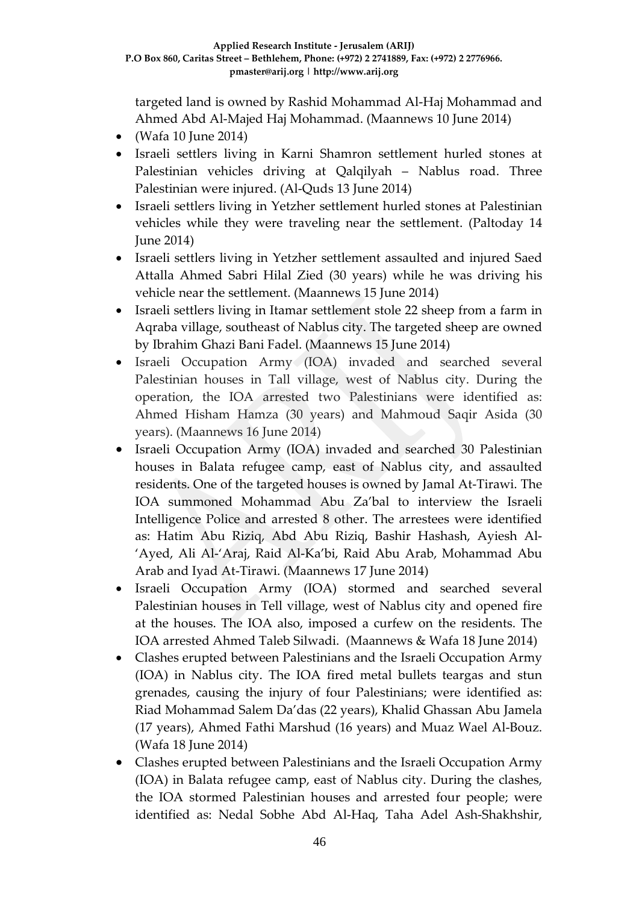targeted land is owned by Rashid Mohammad Al-Haj Mohammad and Ahmed Abd Al-Majed Haj Mohammad. (Maannews 10 June 2014)

- (Wafa 10 June 2014)
- Israeli settlers living in Karni Shamron settlement hurled stones at Palestinian vehicles driving at Qalqilyah – Nablus road. Three Palestinian were injured. (Al-Quds 13 June 2014)
- Israeli settlers living in Yetzher settlement hurled stones at Palestinian vehicles while they were traveling near the settlement. (Paltoday 14 June 2014)
- Israeli settlers living in Yetzher settlement assaulted and injured Saed Attalla Ahmed Sabri Hilal Zied (30 years) while he was driving his vehicle near the settlement. (Maannews 15 June 2014)
- Israeli settlers living in Itamar settlement stole 22 sheep from a farm in Aqraba village, southeast of Nablus city. The targeted sheep are owned by Ibrahim Ghazi Bani Fadel. (Maannews 15 June 2014)
- Israeli Occupation Army (IOA) invaded and searched several Palestinian houses in Tall village, west of Nablus city. During the operation, the IOA arrested two Palestinians were identified as: Ahmed Hisham Hamza (30 years) and Mahmoud Saqir Asida (30 years). (Maannews 16 June 2014)
- Israeli Occupation Army (IOA) invaded and searched 30 Palestinian houses in Balata refugee camp, east of Nablus city, and assaulted residents. One of the targeted houses is owned by Jamal At-Tirawi. The IOA summoned Mohammad Abu Za'bal to interview the Israeli Intelligence Police and arrested 8 other. The arrestees were identified as: Hatim Abu Riziq, Abd Abu Riziq, Bashir Hashash, Ayiesh Al-'Ayed, Ali Al-'Araj, Raid Al-Ka'bi, Raid Abu Arab, Mohammad Abu Arab and Iyad At-Tirawi. (Maannews 17 June 2014)
- Israeli Occupation Army (IOA) stormed and searched several Palestinian houses in Tell village, west of Nablus city and opened fire at the houses. The IOA also, imposed a curfew on the residents. The IOA arrested Ahmed Taleb Silwadi. (Maannews & Wafa 18 June 2014)
- Clashes erupted between Palestinians and the Israeli Occupation Army (IOA) in Nablus city. The IOA fired metal bullets teargas and stun grenades, causing the injury of four Palestinians; were identified as: Riad Mohammad Salem Da'das (22 years), Khalid Ghassan Abu Jamela (17 years), Ahmed Fathi Marshud (16 years) and Muaz Wael Al-Bouz. (Wafa 18 June 2014)
- Clashes erupted between Palestinians and the Israeli Occupation Army (IOA) in Balata refugee camp, east of Nablus city. During the clashes, the IOA stormed Palestinian houses and arrested four people; were identified as: Nedal Sobhe Abd Al-Haq, Taha Adel Ash-Shakhshir,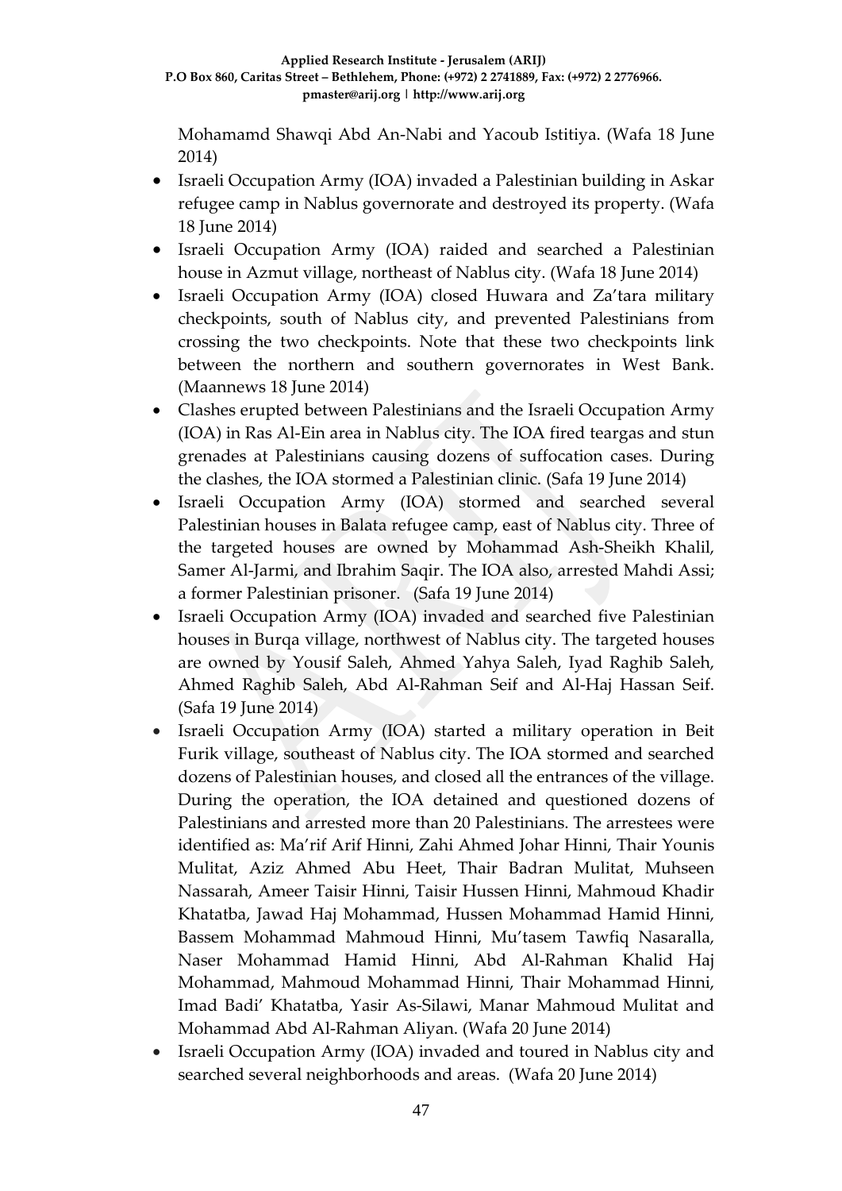Mohamamd Shawqi Abd An-Nabi and Yacoub Istitiya. (Wafa 18 June 2014)

- Israeli Occupation Army (IOA) invaded a Palestinian building in Askar refugee camp in Nablus governorate and destroyed its property. (Wafa 18 June 2014)
- Israeli Occupation Army (IOA) raided and searched a Palestinian house in Azmut village, northeast of Nablus city. (Wafa 18 June 2014)
- Israeli Occupation Army (IOA) closed Huwara and Za'tara military checkpoints, south of Nablus city, and prevented Palestinians from crossing the two checkpoints. Note that these two checkpoints link between the northern and southern governorates in West Bank. (Maannews 18 June 2014)
- Clashes erupted between Palestinians and the Israeli Occupation Army (IOA) in Ras Al-Ein area in Nablus city. The IOA fired teargas and stun grenades at Palestinians causing dozens of suffocation cases. During the clashes, the IOA stormed a Palestinian clinic. (Safa 19 June 2014)
- Israeli Occupation Army (IOA) stormed and searched several Palestinian houses in Balata refugee camp, east of Nablus city. Three of the targeted houses are owned by Mohammad Ash-Sheikh Khalil, Samer Al-Jarmi, and Ibrahim Saqir. The IOA also, arrested Mahdi Assi; a former Palestinian prisoner. (Safa 19 June 2014)
- Israeli Occupation Army (IOA) invaded and searched five Palestinian houses in Burqa village, northwest of Nablus city. The targeted houses are owned by Yousif Saleh, Ahmed Yahya Saleh, Iyad Raghib Saleh, Ahmed Raghib Saleh, Abd Al-Rahman Seif and Al-Haj Hassan Seif. (Safa 19 June 2014)
- Israeli Occupation Army (IOA) started a military operation in Beit Furik village, southeast of Nablus city. The IOA stormed and searched dozens of Palestinian houses, and closed all the entrances of the village. During the operation, the IOA detained and questioned dozens of Palestinians and arrested more than 20 Palestinians. The arrestees were identified as: Ma'rif Arif Hinni, Zahi Ahmed Johar Hinni, Thair Younis Mulitat, Aziz Ahmed Abu Heet, Thair Badran Mulitat, Muhseen Nassarah, Ameer Taisir Hinni, Taisir Hussen Hinni, Mahmoud Khadir Khatatba, Jawad Haj Mohammad, Hussen Mohammad Hamid Hinni, Bassem Mohammad Mahmoud Hinni, Mu'tasem Tawfiq Nasaralla, Naser Mohammad Hamid Hinni, Abd Al-Rahman Khalid Haj Mohammad, Mahmoud Mohammad Hinni, Thair Mohammad Hinni, Imad Badi' Khatatba, Yasir As-Silawi, Manar Mahmoud Mulitat and Mohammad Abd Al-Rahman Aliyan. (Wafa 20 June 2014)
- Israeli Occupation Army (IOA) invaded and toured in Nablus city and searched several neighborhoods and areas. (Wafa 20 June 2014)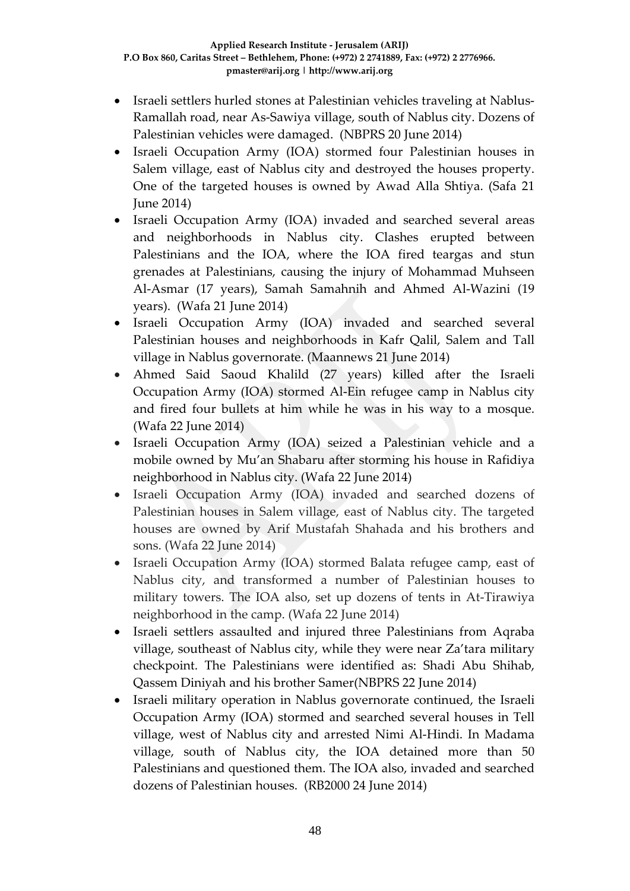- Israeli settlers hurled stones at Palestinian vehicles traveling at Nablus-Ramallah road, near As-Sawiya village, south of Nablus city. Dozens of Palestinian vehicles were damaged. (NBPRS 20 June 2014)
- Israeli Occupation Army (IOA) stormed four Palestinian houses in Salem village, east of Nablus city and destroyed the houses property. One of the targeted houses is owned by Awad Alla Shtiya. (Safa 21 June 2014)
- Israeli Occupation Army (IOA) invaded and searched several areas and neighborhoods in Nablus city. Clashes erupted between Palestinians and the IOA, where the IOA fired teargas and stun grenades at Palestinians, causing the injury of Mohammad Muhseen Al-Asmar (17 years), Samah Samahnih and Ahmed Al-Wazini (19 years). (Wafa 21 June 2014)
- Israeli Occupation Army (IOA) invaded and searched several Palestinian houses and neighborhoods in Kafr Qalil, Salem and Tall village in Nablus governorate. (Maannews 21 June 2014)
- Ahmed Said Saoud Khalild (27 years) killed after the Israeli Occupation Army (IOA) stormed Al-Ein refugee camp in Nablus city and fired four bullets at him while he was in his way to a mosque. (Wafa 22 June 2014)
- Israeli Occupation Army (IOA) seized a Palestinian vehicle and a mobile owned by Mu'an Shabaru after storming his house in Rafidiya neighborhood in Nablus city. (Wafa 22 June 2014)
- Israeli Occupation Army (IOA) invaded and searched dozens of Palestinian houses in Salem village, east of Nablus city. The targeted houses are owned by Arif Mustafah Shahada and his brothers and sons. (Wafa 22 June 2014)
- Israeli Occupation Army (IOA) stormed Balata refugee camp, east of Nablus city, and transformed a number of Palestinian houses to military towers. The IOA also, set up dozens of tents in At-Tirawiya neighborhood in the camp. (Wafa 22 June 2014)
- Israeli settlers assaulted and injured three Palestinians from Aqraba village, southeast of Nablus city, while they were near Za'tara military checkpoint. The Palestinians were identified as: Shadi Abu Shihab, Qassem Diniyah and his brother Samer(NBPRS 22 June 2014)
- Israeli military operation in Nablus governorate continued, the Israeli Occupation Army (IOA) stormed and searched several houses in Tell village, west of Nablus city and arrested Nimi Al-Hindi. In Madama village, south of Nablus city, the IOA detained more than 50 Palestinians and questioned them. The IOA also, invaded and searched dozens of Palestinian houses. (RB2000 24 June 2014)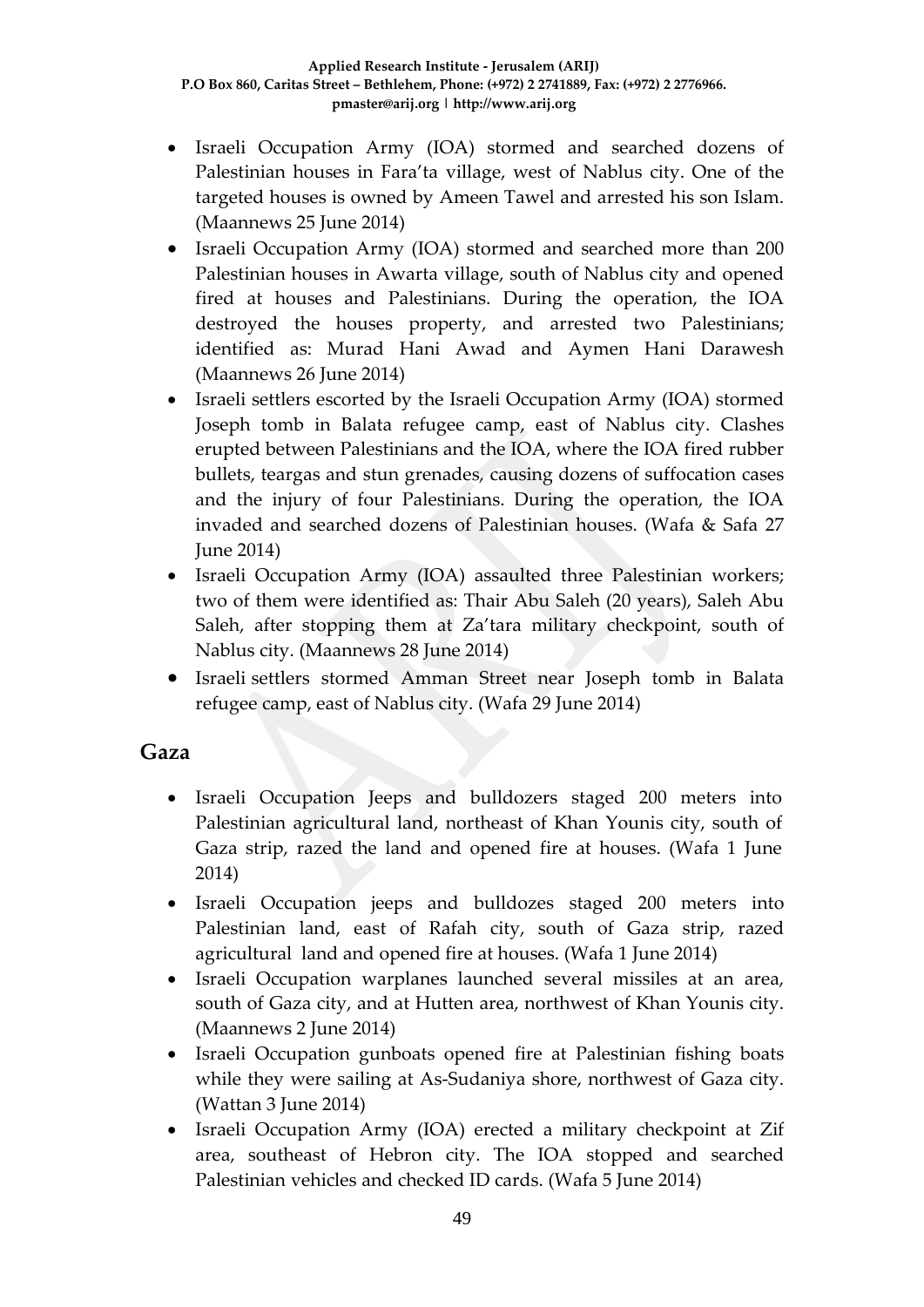- Israeli Occupation Army (IOA) stormed and searched dozens of Palestinian houses in Fara'ta village, west of Nablus city. One of the targeted houses is owned by Ameen Tawel and arrested his son Islam. (Maannews 25 June 2014)
- Israeli Occupation Army (IOA) stormed and searched more than 200 Palestinian houses in Awarta village, south of Nablus city and opened fired at houses and Palestinians. During the operation, the IOA destroyed the houses property, and arrested two Palestinians; identified as: Murad Hani Awad and Aymen Hani Darawesh (Maannews 26 June 2014)
- Israeli settlers escorted by the Israeli Occupation Army (IOA) stormed Joseph tomb in Balata refugee camp, east of Nablus city. Clashes erupted between Palestinians and the IOA, where the IOA fired rubber bullets, teargas and stun grenades, causing dozens of suffocation cases and the injury of four Palestinians. During the operation, the IOA invaded and searched dozens of Palestinian houses. (Wafa & Safa 27 June 2014)
- Israeli Occupation Army (IOA) assaulted three Palestinian workers; two of them were identified as: Thair Abu Saleh (20 years), Saleh Abu Saleh, after stopping them at Za'tara military checkpoint, south of Nablus city. (Maannews 28 June 2014)
- Israeli settlers stormed Amman Street near Joseph tomb in Balata refugee camp, east of Nablus city. (Wafa 29 June 2014)

## Gaza

- Israeli Occupation Jeeps and bulldozers staged 200 meters into Palestinian agricultural land, northeast of Khan Younis city, south of Gaza strip, razed the land and opened fire at houses. (Wafa 1 June 2014)
- Israeli Occupation jeeps and bulldozes staged 200 meters into Palestinian land, east of Rafah city, south of Gaza strip, razed agricultural land and opened fire at houses. (Wafa 1 June 2014)
- Israeli Occupation warplanes launched several missiles at an area, south of Gaza city, and at Hutten area, northwest of Khan Younis city. (Maannews 2 June 2014)
- Israeli Occupation gunboats opened fire at Palestinian fishing boats while they were sailing at As-Sudaniya shore, northwest of Gaza city. (Wattan 3 June 2014)
- Israeli Occupation Army (IOA) erected a military checkpoint at Zif area, southeast of Hebron city. The IOA stopped and searched Palestinian vehicles and checked ID cards. (Wafa 5 June 2014)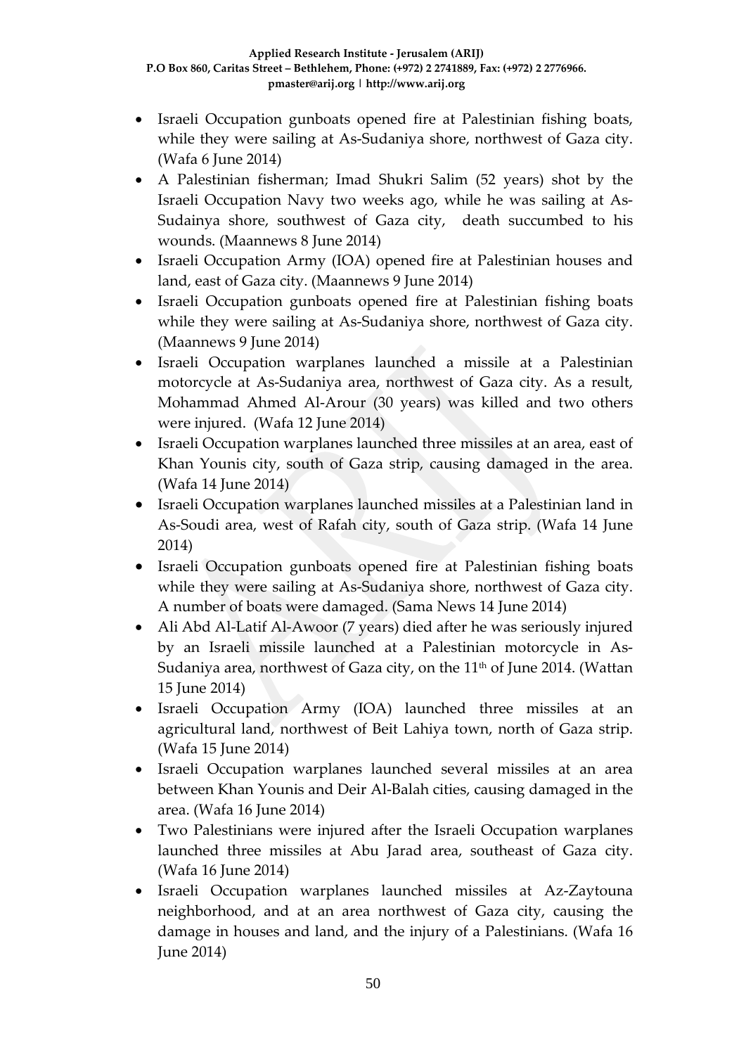- Israeli Occupation gunboats opened fire at Palestinian fishing boats, while they were sailing at As-Sudaniya shore, northwest of Gaza city. (Wafa 6 June 2014)
- A Palestinian fisherman; Imad Shukri Salim (52 years) shot by the Israeli Occupation Navy two weeks ago, while he was sailing at As-Sudainya shore, southwest of Gaza city, death succumbed to his wounds. (Maannews 8 June 2014)
- Israeli Occupation Army (IOA) opened fire at Palestinian houses and land, east of Gaza city. (Maannews 9 June 2014)
- Israeli Occupation gunboats opened fire at Palestinian fishing boats while they were sailing at As-Sudaniya shore, northwest of Gaza city. (Maannews 9 June 2014)
- Israeli Occupation warplanes launched a missile at a Palestinian motorcycle at As-Sudaniya area, northwest of Gaza city. As a result, Mohammad Ahmed Al-Arour (30 years) was killed and two others were injured. (Wafa 12 June 2014)
- Israeli Occupation warplanes launched three missiles at an area, east of Khan Younis city, south of Gaza strip, causing damaged in the area. (Wafa 14 June 2014)
- Israeli Occupation warplanes launched missiles at a Palestinian land in As-Soudi area, west of Rafah city, south of Gaza strip. (Wafa 14 June 2014)
- Israeli Occupation gunboats opened fire at Palestinian fishing boats while they were sailing at As-Sudaniya shore, northwest of Gaza city. A number of boats were damaged. (Sama News 14 June 2014)
- Ali Abd Al-Latif Al-Awoor (7 years) died after he was seriously injured by an Israeli missile launched at a Palestinian motorcycle in As-Sudaniya area, northwest of Gaza city, on the 11th of June 2014. (Wattan 15 June 2014)
- Israeli Occupation Army (IOA) launched three missiles at an agricultural land, northwest of Beit Lahiya town, north of Gaza strip. (Wafa 15 June 2014)
- Israeli Occupation warplanes launched several missiles at an area between Khan Younis and Deir Al-Balah cities, causing damaged in the area. (Wafa 16 June 2014)
- Two Palestinians were injured after the Israeli Occupation warplanes launched three missiles at Abu Jarad area, southeast of Gaza city. (Wafa 16 June 2014)
- Israeli Occupation warplanes launched missiles at Az-Zaytouna neighborhood, and at an area northwest of Gaza city, causing the damage in houses and land, and the injury of a Palestinians. (Wafa 16 June 2014)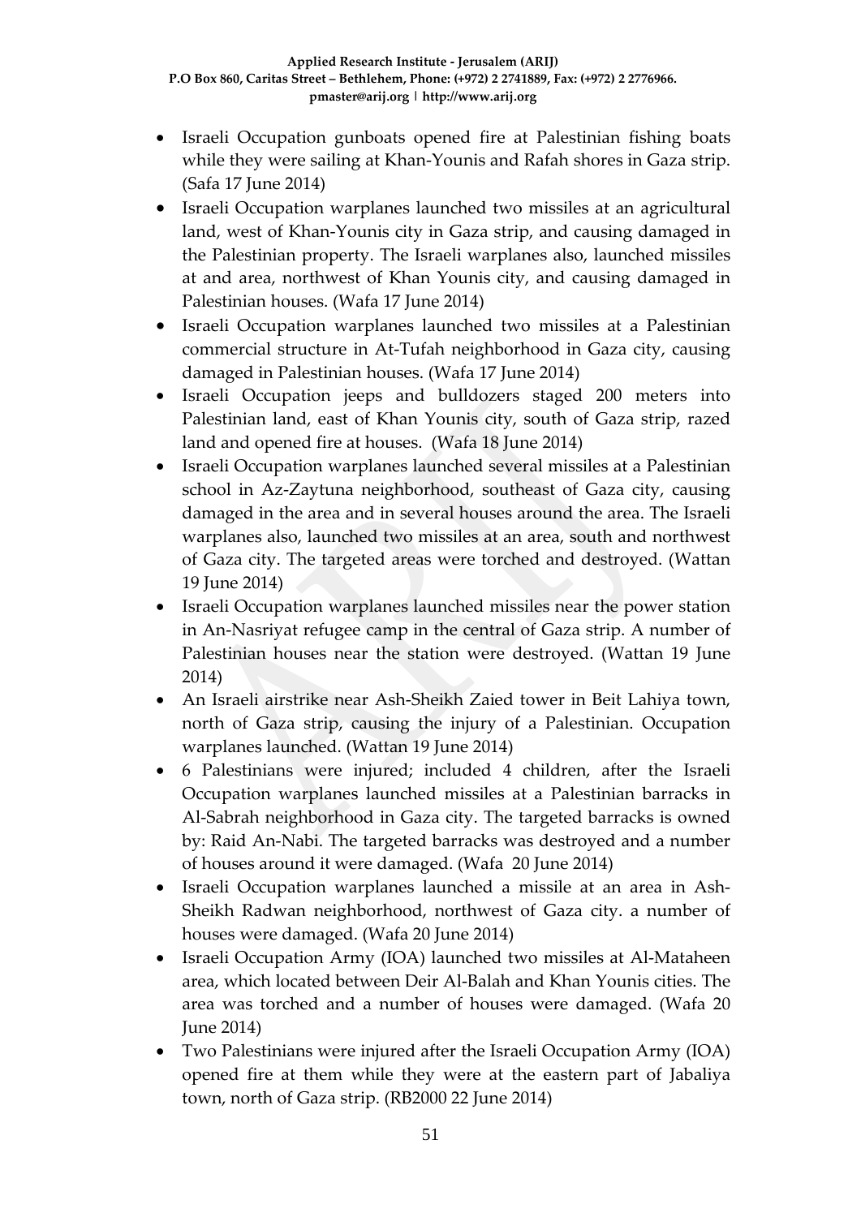- Israeli Occupation gunboats opened fire at Palestinian fishing boats while they were sailing at Khan-Younis and Rafah shores in Gaza strip. (Safa 17 June 2014)
- Israeli Occupation warplanes launched two missiles at an agricultural land, west of Khan-Younis city in Gaza strip, and causing damaged in the Palestinian property. The Israeli warplanes also, launched missiles at and area, northwest of Khan Younis city, and causing damaged in Palestinian houses. (Wafa 17 June 2014)
- Israeli Occupation warplanes launched two missiles at a Palestinian commercial structure in At-Tufah neighborhood in Gaza city, causing damaged in Palestinian houses. (Wafa 17 June 2014)
- Israeli Occupation jeeps and bulldozers staged 200 meters into Palestinian land, east of Khan Younis city, south of Gaza strip, razed land and opened fire at houses. (Wafa 18 June 2014)
- Israeli Occupation warplanes launched several missiles at a Palestinian school in Az-Zaytuna neighborhood, southeast of Gaza city, causing damaged in the area and in several houses around the area. The Israeli warplanes also, launched two missiles at an area, south and northwest of Gaza city. The targeted areas were torched and destroyed. (Wattan 19 June 2014)
- Israeli Occupation warplanes launched missiles near the power station in An-Nasriyat refugee camp in the central of Gaza strip. A number of Palestinian houses near the station were destroyed. (Wattan 19 June 2014)
- An Israeli airstrike near Ash-Sheikh Zaied tower in Beit Lahiya town, north of Gaza strip, causing the injury of a Palestinian. Occupation warplanes launched. (Wattan 19 June 2014)
- 6 Palestinians were injured; included 4 children, after the Israeli Occupation warplanes launched missiles at a Palestinian barracks in Al-Sabrah neighborhood in Gaza city. The targeted barracks is owned by: Raid An-Nabi. The targeted barracks was destroyed and a number of houses around it were damaged. (Wafa 20 June 2014)
- Israeli Occupation warplanes launched a missile at an area in Ash-Sheikh Radwan neighborhood, northwest of Gaza city. a number of houses were damaged. (Wafa 20 June 2014)
- Israeli Occupation Army (IOA) launched two missiles at Al-Mataheen area, which located between Deir Al-Balah and Khan Younis cities. The area was torched and a number of houses were damaged. (Wafa 20 June 2014)
- Two Palestinians were injured after the Israeli Occupation Army (IOA) opened fire at them while they were at the eastern part of Jabaliya town, north of Gaza strip. (RB2000 22 June 2014)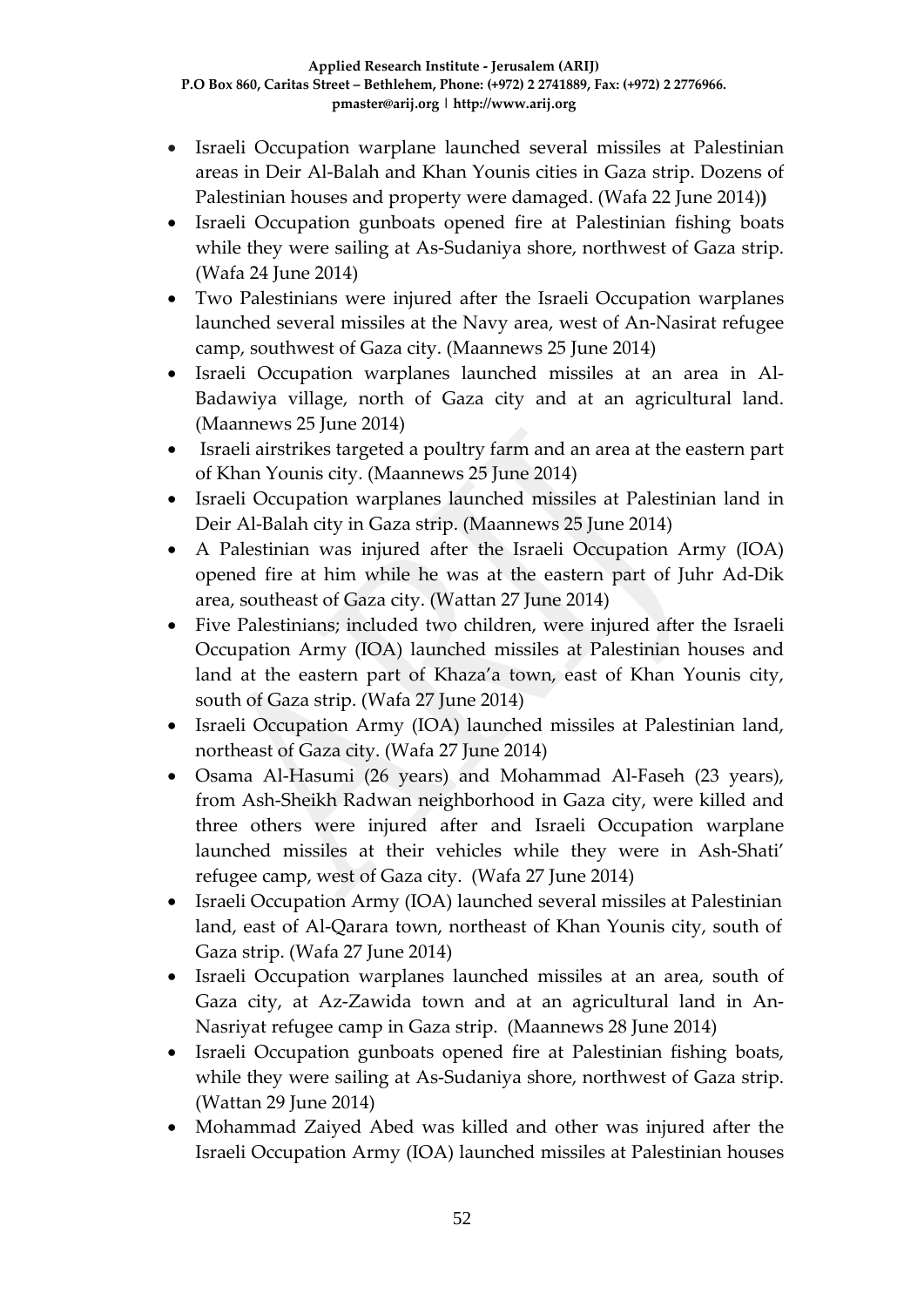- Israeli Occupation warplane launched several missiles at Palestinian areas in Deir Al-Balah and Khan Younis cities in Gaza strip. Dozens of Palestinian houses and property were damaged. (Wafa 22 June 2014))
- Israeli Occupation gunboats opened fire at Palestinian fishing boats while they were sailing at As-Sudaniya shore, northwest of Gaza strip. (Wafa 24 June 2014)
- Two Palestinians were injured after the Israeli Occupation warplanes launched several missiles at the Navy area, west of An-Nasirat refugee camp, southwest of Gaza city. (Maannews 25 June 2014)
- Israeli Occupation warplanes launched missiles at an area in Al-Badawiya village, north of Gaza city and at an agricultural land. (Maannews 25 June 2014)
- Israeli airstrikes targeted a poultry farm and an area at the eastern part of Khan Younis city. (Maannews 25 June 2014)
- Israeli Occupation warplanes launched missiles at Palestinian land in Deir Al-Balah city in Gaza strip. (Maannews 25 June 2014)
- A Palestinian was injured after the Israeli Occupation Army (IOA) opened fire at him while he was at the eastern part of Juhr Ad-Dik area, southeast of Gaza city. (Wattan 27 June 2014)
- Five Palestinians; included two children, were injured after the Israeli Occupation Army (IOA) launched missiles at Palestinian houses and land at the eastern part of Khaza'a town, east of Khan Younis city, south of Gaza strip. (Wafa 27 June 2014)
- Israeli Occupation Army (IOA) launched missiles at Palestinian land, northeast of Gaza city. (Wafa 27 June 2014)
- Osama Al-Hasumi (26 years) and Mohammad Al-Faseh (23 years), from Ash-Sheikh Radwan neighborhood in Gaza city, were killed and three others were injured after and Israeli Occupation warplane launched missiles at their vehicles while they were in Ash-Shati' refugee camp, west of Gaza city. (Wafa 27 June 2014)
- Israeli Occupation Army (IOA) launched several missiles at Palestinian land, east of Al-Qarara town, northeast of Khan Younis city, south of Gaza strip. (Wafa 27 June 2014)
- Israeli Occupation warplanes launched missiles at an area, south of Gaza city, at Az-Zawida town and at an agricultural land in An-Nasriyat refugee camp in Gaza strip. (Maannews 28 June 2014)
- Israeli Occupation gunboats opened fire at Palestinian fishing boats, while they were sailing at As-Sudaniya shore, northwest of Gaza strip. (Wattan 29 June 2014)
- Mohammad Zaiyed Abed was killed and other was injured after the Israeli Occupation Army (IOA) launched missiles at Palestinian houses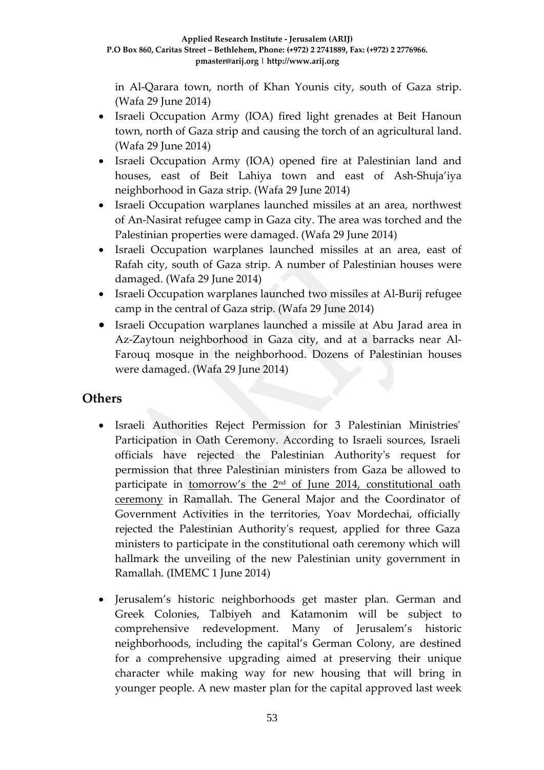in Al-Qarara town, north of Khan Younis city, south of Gaza strip. (Wafa 29 June 2014)

- Israeli Occupation Army (IOA) fired light grenades at Beit Hanoun town, north of Gaza strip and causing the torch of an agricultural land. (Wafa 29 June 2014)
- Israeli Occupation Army (IOA) opened fire at Palestinian land and houses, east of Beit Lahiya town and east of Ash-Shuja'iya neighborhood in Gaza strip. (Wafa 29 June 2014)
- Israeli Occupation warplanes launched missiles at an area, northwest of An-Nasirat refugee camp in Gaza city. The area was torched and the Palestinian properties were damaged. (Wafa 29 June 2014)
- Israeli Occupation warplanes launched missiles at an area, east of Rafah city, south of Gaza strip. A number of Palestinian houses were damaged. (Wafa 29 June 2014)
- Israeli Occupation warplanes launched two missiles at Al-Burij refugee camp in the central of Gaza strip. (Wafa 29 June 2014)
- Israeli Occupation warplanes launched a missile at Abu Jarad area in Az-Zaytoun neighborhood in Gaza city, and at a barracks near Al-Farouq mosque in the neighborhood. Dozens of Palestinian houses were damaged. (Wafa 29 June 2014)

## Others

- Israeli Authorities Reject Permission for 3 Palestinian Ministries' Participation in Oath Ceremony. According to Israeli sources, Israeli officials have rejected the Palestinian Authority's request for permission that three Palestinian ministers from Gaza be allowed to participate in tomorrow's the 2nd of June 2014, constitutional oath ceremony in Ramallah. The General Major and the Coordinator of Government Activities in the territories, Yoav Mordechai, officially rejected the Palestinian Authority's request, applied for three Gaza ministers to participate in the constitutional oath ceremony which will hallmark the unveiling of the new Palestinian unity government in Ramallah. (IMEMC 1 June 2014)

- Jerusalem's historic neighborhoods get master plan. German and Greek Colonies, Talbiyeh and Katamonim will be subject to comprehensive redevelopment. Many of Jerusalem's historic neighborhoods, including the capital's German Colony, are destined for a comprehensive upgrading aimed at preserving their unique character while making way for new housing that will bring in younger people. A new master plan for the capital approved last week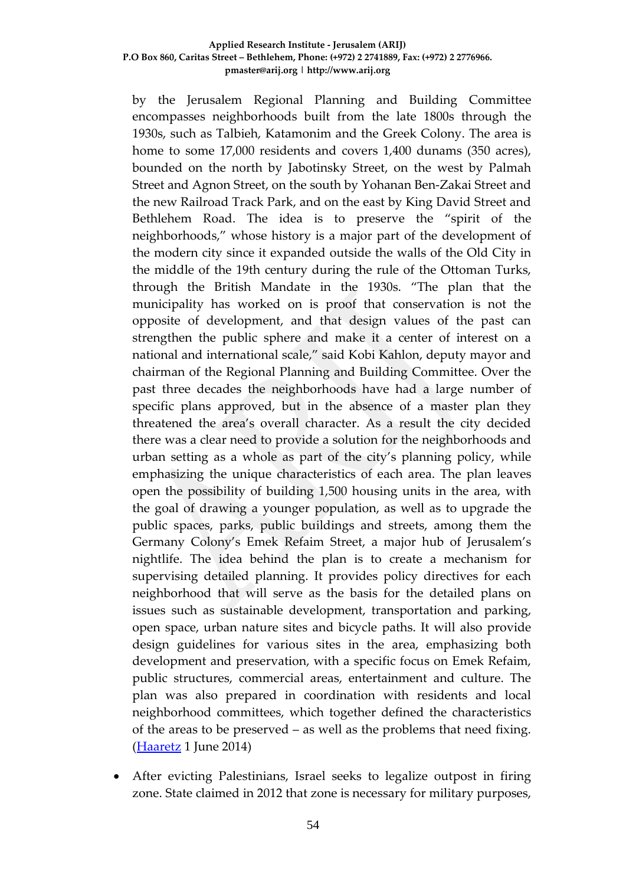by the Jerusalem Regional Planning and Building Committee encompasses neighborhoods built from the late 1800s through the 1930s, such as Talbieh, Katamonim and the Greek Colony. The area is home to some 17,000 residents and covers 1,400 dunams (350 acres), bounded on the north by Jabotinsky Street, on the west by Palmah Street and Agnon Street, on the south by Yohanan Ben-Zakai Street and the new Railroad Track Park, and on the east by King David Street and Bethlehem Road. The idea is to preserve the "spirit of the neighborhoods," whose history is a major part of the development of the modern city since it expanded outside the walls of the Old City in the middle of the 19th century during the rule of the Ottoman Turks, through the British Mandate in the 1930s. "The plan that the municipality has worked on is proof that conservation is not the opposite of development, and that design values of the past can strengthen the public sphere and make it a center of interest on a national and international scale," said Kobi Kahlon, deputy mayor and chairman of the Regional Planning and Building Committee. Over the past three decades the neighborhoods have had a large number of specific plans approved, but in the absence of a master plan they threatened the area's overall character. As a result the city decided there was a clear need to provide a solution for the neighborhoods and urban setting as a whole as part of the city's planning policy, while emphasizing the unique characteristics of each area. The plan leaves open the possibility of building 1,500 housing units in the area, with the goal of drawing a younger population, as well as to upgrade the public spaces, parks, public buildings and streets, among them the Germany Colony's Emek Refaim Street, a major hub of Jerusalem's nightlife. The idea behind the plan is to create a mechanism for supervising detailed planning. It provides policy directives for each neighborhood that will serve as the basis for the detailed plans on issues such as sustainable development, transportation and parking, open space, urban nature sites and bicycle paths. It will also provide design guidelines for various sites in the area, emphasizing both development and preservation, with a specific focus on Emek Refaim, public structures, commercial areas, entertainment and culture. The plan was also prepared in coordination with residents and local neighborhood committees, which together defined the characteristics of the areas to be preserved – as well as the problems that need fixing. (Haaretz 1 June 2014)

- After evicting Palestinians, Israel seeks to legalize outpost in firing zone. State claimed in 2012 that zone is necessary for military purposes,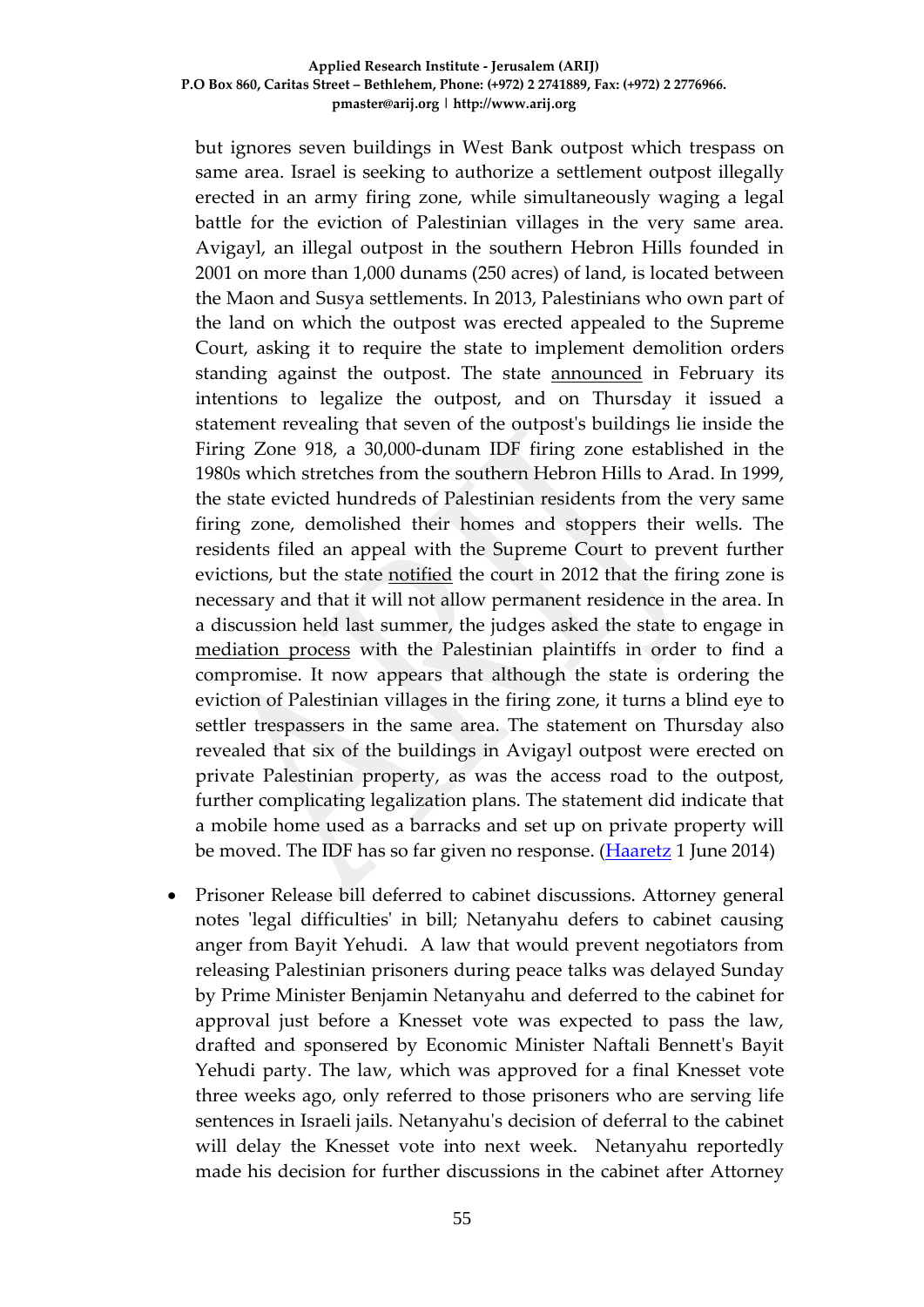but ignores seven buildings in West Bank outpost which trespass on same area. Israel is seeking to authorize a settlement outpost illegally erected in an army firing zone, while simultaneously waging a legal battle for the eviction of Palestinian villages in the very same area. Avigayl, an illegal outpost in the southern Hebron Hills founded in 2001 on more than 1,000 dunams (250 acres) of land, is located between the Maon and Susya settlements. In 2013, Palestinians who own part of the land on which the outpost was erected appealed to the Supreme Court, asking it to require the state to implement demolition orders standing against the outpost. The state announced in February its intentions to legalize the outpost, and on Thursday it issued a statement revealing that seven of the outpost's buildings lie inside the Firing Zone 918, a 30,000-dunam IDF firing zone established in the 1980s which stretches from the southern Hebron Hills to Arad. In 1999, the state evicted hundreds of Palestinian residents from the very same firing zone, demolished their homes and stoppers their wells. The residents filed an appeal with the Supreme Court to prevent further evictions, but the state notified the court in 2012 that the firing zone is necessary and that it will not allow permanent residence in the area. In a discussion held last summer, the judges asked the state to engage in mediation process with the Palestinian plaintiffs in order to find a compromise. It now appears that although the state is ordering the eviction of Palestinian villages in the firing zone, it turns a blind eye to settler trespassers in the same area. The statement on Thursday also revealed that six of the buildings in Avigayl outpost were erected on private Palestinian property, as was the access road to the outpost, further complicating legalization plans. The statement did indicate that a mobile home used as a barracks and set up on private property will be moved. The IDF has so far given no response. (Haaretz 1 June 2014)

- Prisoner Release bill deferred to cabinet discussions. Attorney general notes 'legal difficulties' in bill; Netanyahu defers to cabinet causing anger from Bayit Yehudi. A law that would prevent negotiators from releasing Palestinian prisoners during peace talks was delayed Sunday by Prime Minister Benjamin Netanyahu and deferred to the cabinet for approval just before a Knesset vote was expected to pass the law, drafted and sponsered by Economic Minister Naftali Bennett's Bayit Yehudi party. The law, which was approved for a final Knesset vote three weeks ago, only referred to those prisoners who are serving life sentences in Israeli jails. Netanyahu's decision of deferral to the cabinet will delay the Knesset vote into next week. Netanyahu reportedly made his decision for further discussions in the cabinet after Attorney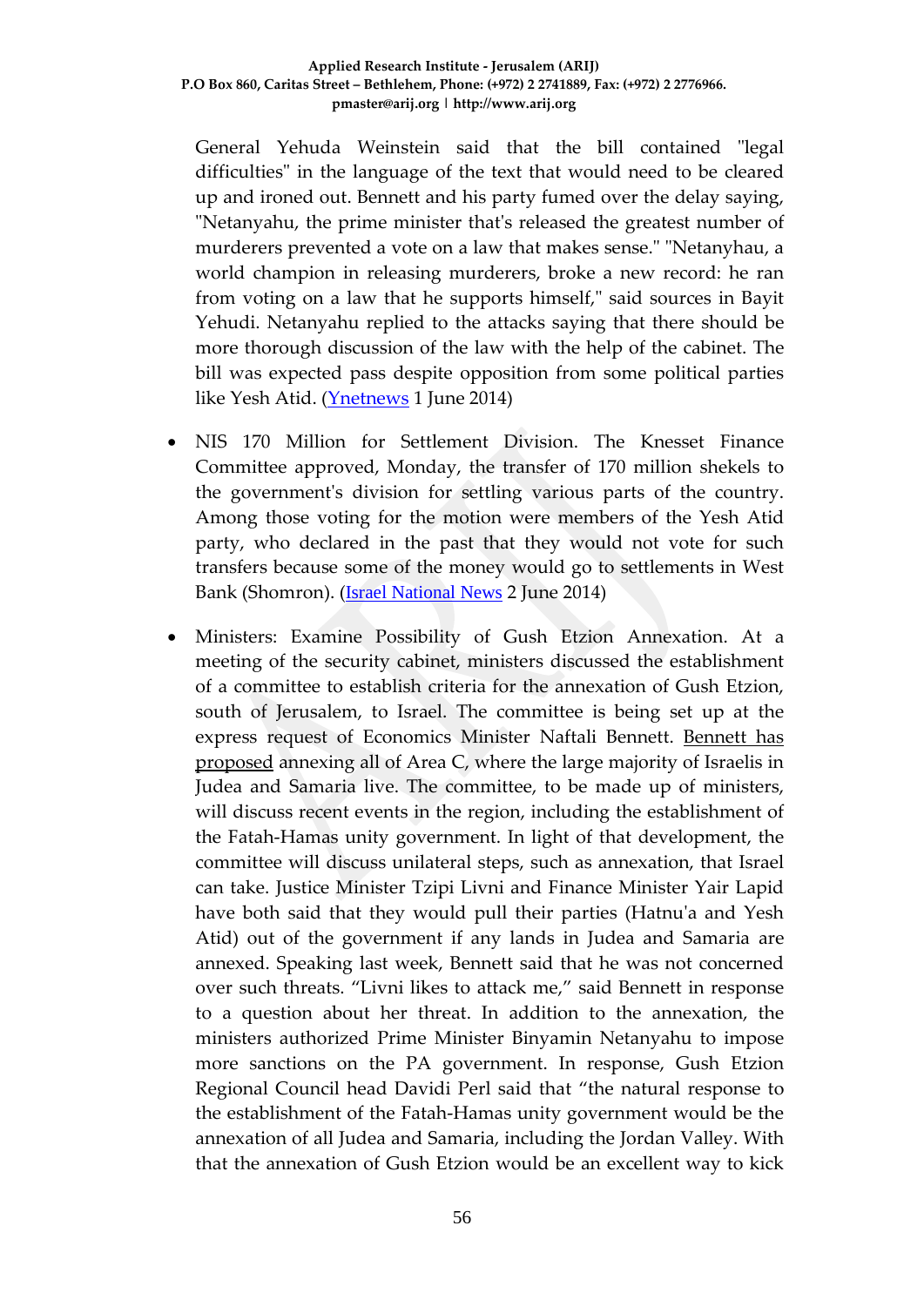General Yehuda Weinstein said that the bill contained "legal difficulties" in the language of the text that would need to be cleared up and ironed out. Bennett and his party fumed over the delay saying, "Netanyahu, the prime minister that's released the greatest number of murderers prevented a vote on a law that makes sense." "Netanyhau, a world champion in releasing murderers, broke a new record: he ran from voting on a law that he supports himself," said sources in Bayit Yehudi. Netanyahu replied to the attacks saying that there should be more thorough discussion of the law with the help of the cabinet. The bill was expected pass despite opposition from some political parties like Yesh Atid. (Ynetnews 1 June 2014)

- NIS 170 Million for Settlement Division. The Knesset Finance Committee approved, Monday, the transfer of 170 million shekels to the government's division for settling various parts of the country. Among those voting for the motion were members of the Yesh Atid party, who declared in the past that they would not vote for such transfers because some of the money would go to settlements in West Bank (Shomron). (Israel National News 2 June 2014)

- Ministers: Examine Possibility of Gush Etzion Annexation. At a meeting of the security cabinet, ministers discussed the establishment of a committee to establish criteria for the annexation of Gush Etzion, south of Jerusalem, to Israel. The committee is being set up at the express request of Economics Minister Naftali Bennett. Bennett has proposed annexing all of Area C, where the large majority of Israelis in Judea and Samaria live. The committee, to be made up of ministers, will discuss recent events in the region, including the establishment of the Fatah-Hamas unity government. In light of that development, the committee will discuss unilateral steps, such as annexation, that Israel can take. Justice Minister Tzipi Livni and Finance Minister Yair Lapid have both said that they would pull their parties (Hatnu'a and Yesh Atid) out of the government if any lands in Judea and Samaria are annexed. Speaking last week, Bennett said that he was not concerned over such threats. "Livni likes to attack me," said Bennett in response to a question about her threat. In addition to the annexation, the ministers authorized Prime Minister Binyamin Netanyahu to impose more sanctions on the PA government. In response, Gush Etzion Regional Council head Davidi Perl said that "the natural response to the establishment of the Fatah-Hamas unity government would be the annexation of all Judea and Samaria, including the Jordan Valley. With that the annexation of Gush Etzion would be an excellent way to kick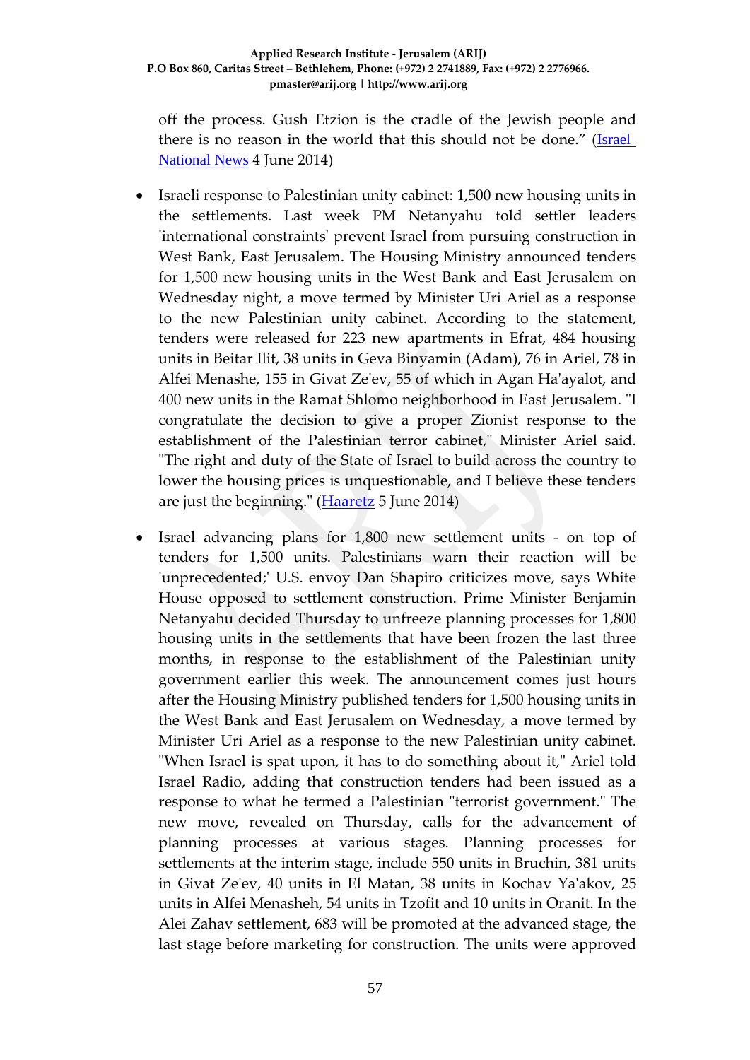off the process. Gush Etzion is the cradle of the Jewish people and there is no reason in the world that this should not be done." (Israel National News 4 June 2014)

- Israeli response to Palestinian unity cabinet: 1,500 new housing units in the settlements. Last week PM Netanyahu told settler leaders 'international constraints' prevent Israel from pursuing construction in West Bank, East Jerusalem. The Housing Ministry announced tenders for 1,500 new housing units in the West Bank and East Jerusalem on Wednesday night, a move termed by Minister Uri Ariel as a response to the new Palestinian unity cabinet. According to the statement, tenders were released for 223 new apartments in Efrat, 484 housing units in Beitar Ilit, 38 units in Geva Binyamin (Adam), 76 in Ariel, 78 in Alfei Menashe, 155 in Givat Ze'ev, 55 of which in Agan Ha'ayalot, and 400 new units in the Ramat Shlomo neighborhood in East Jerusalem. "I congratulate the decision to give a proper Zionist response to the establishment of the Palestinian terror cabinet," Minister Ariel said. "The right and duty of the State of Israel to build across the country to lower the housing prices is unquestionable, and I believe these tenders are just the beginning." (Haaretz 5 June 2014)

- Israel advancing plans for 1,800 new settlement units - on top of tenders for 1,500 units. Palestinians warn their reaction will be 'unprecedented;' U.S. envoy Dan Shapiro criticizes move, says White House opposed to settlement construction. Prime Minister Benjamin Netanyahu decided Thursday to unfreeze planning processes for 1,800 housing units in the settlements that have been frozen the last three months, in response to the establishment of the Palestinian unity government earlier this week. The announcement comes just hours after the Housing Ministry published tenders for 1,500 housing units in the West Bank and East Jerusalem on Wednesday, a move termed by Minister Uri Ariel as a response to the new Palestinian unity cabinet. "When Israel is spat upon, it has to do something about it," Ariel told Israel Radio, adding that construction tenders had been issued as a response to what he termed a Palestinian "terrorist government." The new move, revealed on Thursday, calls for the advancement of planning processes at various stages. Planning processes for settlements at the interim stage, include 550 units in Bruchin, 381 units in Givat Ze'ev, 40 units in El Matan, 38 units in Kochav Ya'akov, 25 units in Alfei Menasheh, 54 units in Tzofit and 10 units in Oranit. In the Alei Zahav settlement, 683 will be promoted at the advanced stage, the last stage before marketing for construction. The units were approved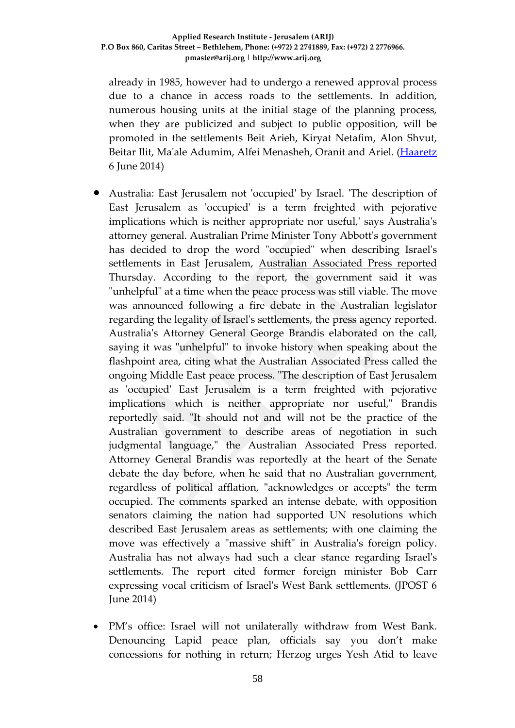already in 1985, however had to undergo a renewed approval process due to a chance in access roads to the settlements. In addition, numerous housing units at the initial stage of the planning process, when they are publicized and subject to public opposition, will be promoted in the settlements Beit Arieh, Kiryat Netafim, Alon Shvut, Beitar Ilit, Ma'ale Adumim, Alfei Menasheh, Oranit and Ariel. (Haaretz 6 June 2014)

- Australia: East Jerusalem not 'occupied' by Israel. 'The description of East Jerusalem as 'occupied' is a term freighted with pejorative implications which is neither appropriate nor useful,' says Australia's attorney general. Australian Prime Minister Tony Abbott's government has decided to drop the word "occupied" when describing Israel's settlements in East Jerusalem, Australian Associated Press reported Thursday. According to the report, the government said it was "unhelpful" at a time when the peace process was still viable. The move was announced following a fire debate in the Australian legislator regarding the legality of Israel's settlements, the press agency reported. Australia's Attorney General George Brandis elaborated on the call, saying it was "unhelpful" to invoke history when speaking about the flashpoint area, citing what the Australian Associated Press called the ongoing Middle East peace process. "The description of East Jerusalem as 'occupied' East Jerusalem is a term freighted with pejorative implications which is neither appropriate nor useful," Brandis reportedly said. "It should not and will not be the practice of the Australian government to describe areas of negotiation in such judgmental language," the Australian Associated Press reported. Attorney General Brandis was reportedly at the heart of the Senate debate the day before, when he said that no Australian government, regardless of political afflation, "acknowledges or accepts" the term occupied. The comments sparked an intense debate, with opposition senators claiming the nation had supported UN resolutions which described East Jerusalem areas as settlements; with one claiming the move was effectively a "massive shift" in Australia's foreign policy. Australia has not always had such a clear stance regarding Israel's settlements. The report cited former foreign minister Bob Carr expressing vocal criticism of Israel's West Bank settlements. (JPOST 6 June 2014)

- PM's office: Israel will not unilaterally withdraw from West Bank. Denouncing Lapid peace plan, officials say you don't make concessions for nothing in return; Herzog urges Yesh Atid to leave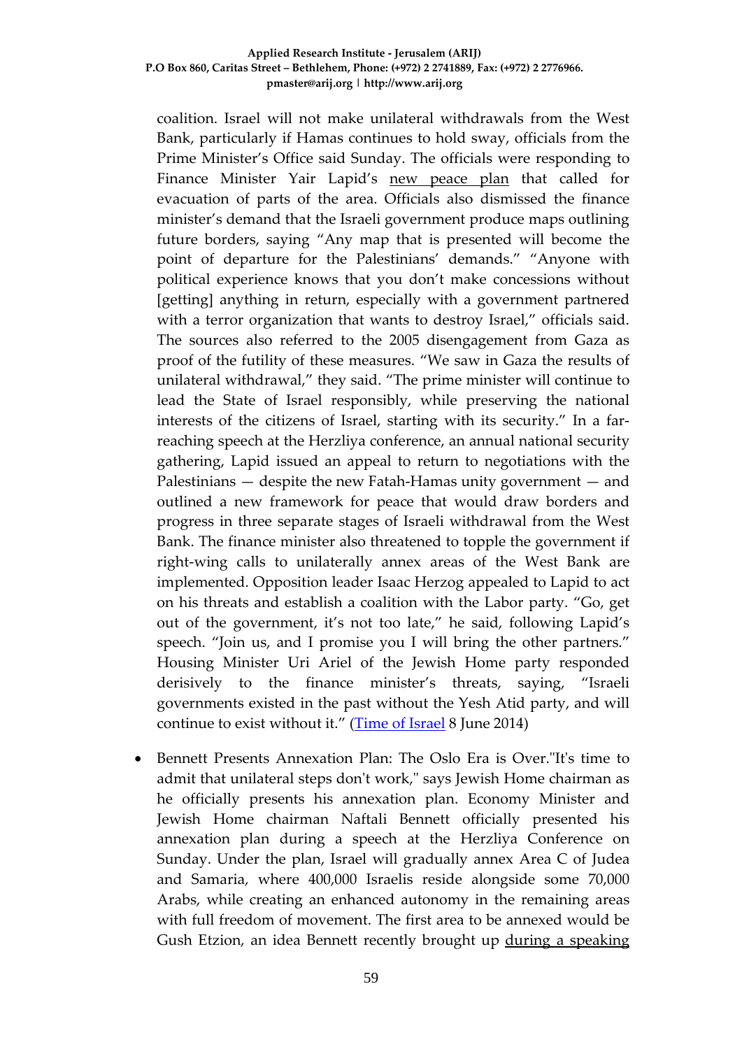coalition. Israel will not make unilateral withdrawals from the West Bank, particularly if Hamas continues to hold sway, officials from the Prime Minister's Office said Sunday. The officials were responding to Finance Minister Yair Lapid's new peace plan that called for evacuation of parts of the area. Officials also dismissed the finance minister's demand that the Israeli government produce maps outlining future borders, saying "Any map that is presented will become the point of departure for the Palestinians' demands." "Anyone with political experience knows that you don't make concessions without [getting] anything in return, especially with a government partnered with a terror organization that wants to destroy Israel," officials said. The sources also referred to the 2005 disengagement from Gaza as proof of the futility of these measures. "We saw in Gaza the results of unilateral withdrawal," they said. "The prime minister will continue to lead the State of Israel responsibly, while preserving the national interests of the citizens of Israel, starting with its security." In a far-reaching speech at the Herzliya conference, an annual national security gathering, Lapid issued an appeal to return to negotiations with the Palestinians — despite the new Fatah-Hamas unity government — and outlined a new framework for peace that would draw borders and progress in three separate stages of Israeli withdrawal from the West Bank. The finance minister also threatened to topple the government if right-wing calls to unilaterally annex areas of the West Bank are implemented. Opposition leader Isaac Herzog appealed to Lapid to act on his threats and establish a coalition with the Labor party. "Go, get out of the government, it's not too late," he said, following Lapid's speech. "Join us, and I promise you I will bring the other partners." Housing Minister Uri Ariel of the Jewish Home party responded derisively to the finance minister's threats, saying, "Israeli governments existed in the past without the Yesh Atid party, and will continue to exist without it." (Time of Israel 8 June 2014)

- Bennett Presents Annexation Plan: The Oslo Era is Over."It's time to admit that unilateral steps don't work," says Jewish Home chairman as he officially presents his annexation plan. Economy Minister and Jewish Home chairman Naftali Bennett officially presented his annexation plan during a speech at the Herzliya Conference on Sunday. Under the plan, Israel will gradually annex Area C of Judea and Samaria, where 400,000 Israelis reside alongside some 70,000 Arabs, while creating an enhanced autonomy in the remaining areas with full freedom of movement. The first area to be annexed would be Gush Etzion, an idea Bennett recently brought up during a speaking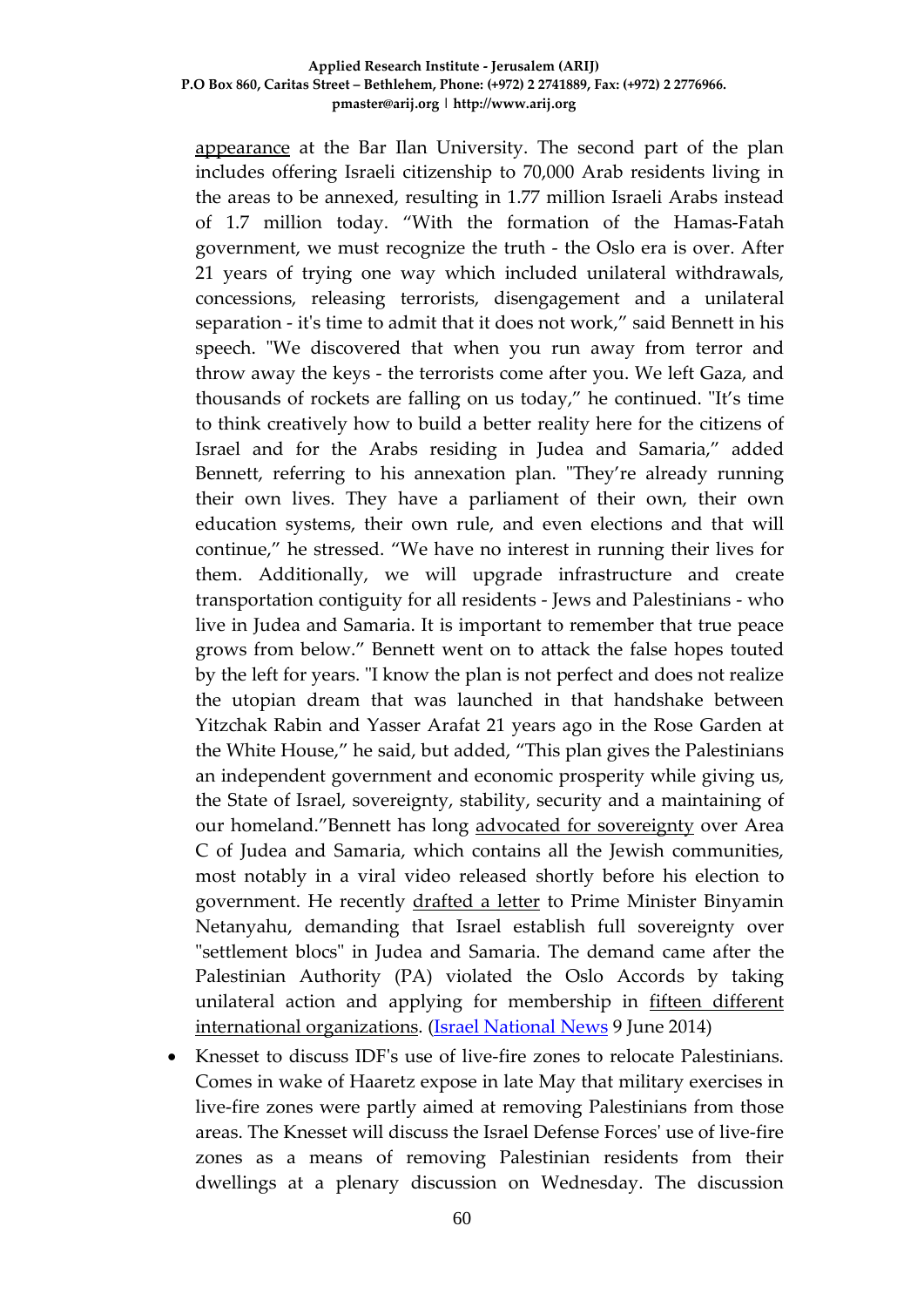appearance at the Bar Ilan University. The second part of the plan includes offering Israeli citizenship to 70,000 Arab residents living in the areas to be annexed, resulting in 1.77 million Israeli Arabs instead of 1.7 million today. "With the formation of the Hamas-Fatah government, we must recognize the truth - the Oslo era is over. After 21 years of trying one way which included unilateral withdrawals, concessions, releasing terrorists, disengagement and a unilateral separation - it's time to admit that it does not work," said Bennett in his speech. "We discovered that when you run away from terror and throw away the keys - the terrorists come after you. We left Gaza, and thousands of rockets are falling on us today," he continued. "It's time to think creatively how to build a better reality here for the citizens of Israel and for the Arabs residing in Judea and Samaria," added Bennett, referring to his annexation plan. "They're already running their own lives. They have a parliament of their own, their own education systems, their own rule, and even elections and that will continue," he stressed. "We have no interest in running their lives for them. Additionally, we will upgrade infrastructure and create transportation contiguity for all residents - Jews and Palestinians - who live in Judea and Samaria. It is important to remember that true peace grows from below." Bennett went on to attack the false hopes touted by the left for years. "I know the plan is not perfect and does not realize the utopian dream that was launched in that handshake between Yitzchak Rabin and Yasser Arafat 21 years ago in the Rose Garden at the White House," he said, but added, "This plan gives the Palestinians an independent government and economic prosperity while giving us, the State of Israel, sovereignty, stability, security and a maintaining of our homeland."Bennett has long advocated for sovereignty over Area C of Judea and Samaria, which contains all the Jewish communities, most notably in a viral video released shortly before his election to government. He recently drafted a letter to Prime Minister Binyamin Netanyahu, demanding that Israel establish full sovereignty over "settlement blocs" in Judea and Samaria. The demand came after the Palestinian Authority (PA) violated the Oslo Accords by taking unilateral action and applying for membership in fifteen different international organizations. (Israel National News 9 June 2014)

- Knesset to discuss IDF's use of live-fire zones to relocate Palestinians. Comes in wake of Haaretz expose in late May that military exercises in live-fire zones were partly aimed at removing Palestinians from those areas. The Knesset will discuss the Israel Defense Forces' use of live-fire zones as a means of removing Palestinian residents from their dwellings at a plenary discussion on Wednesday. The discussion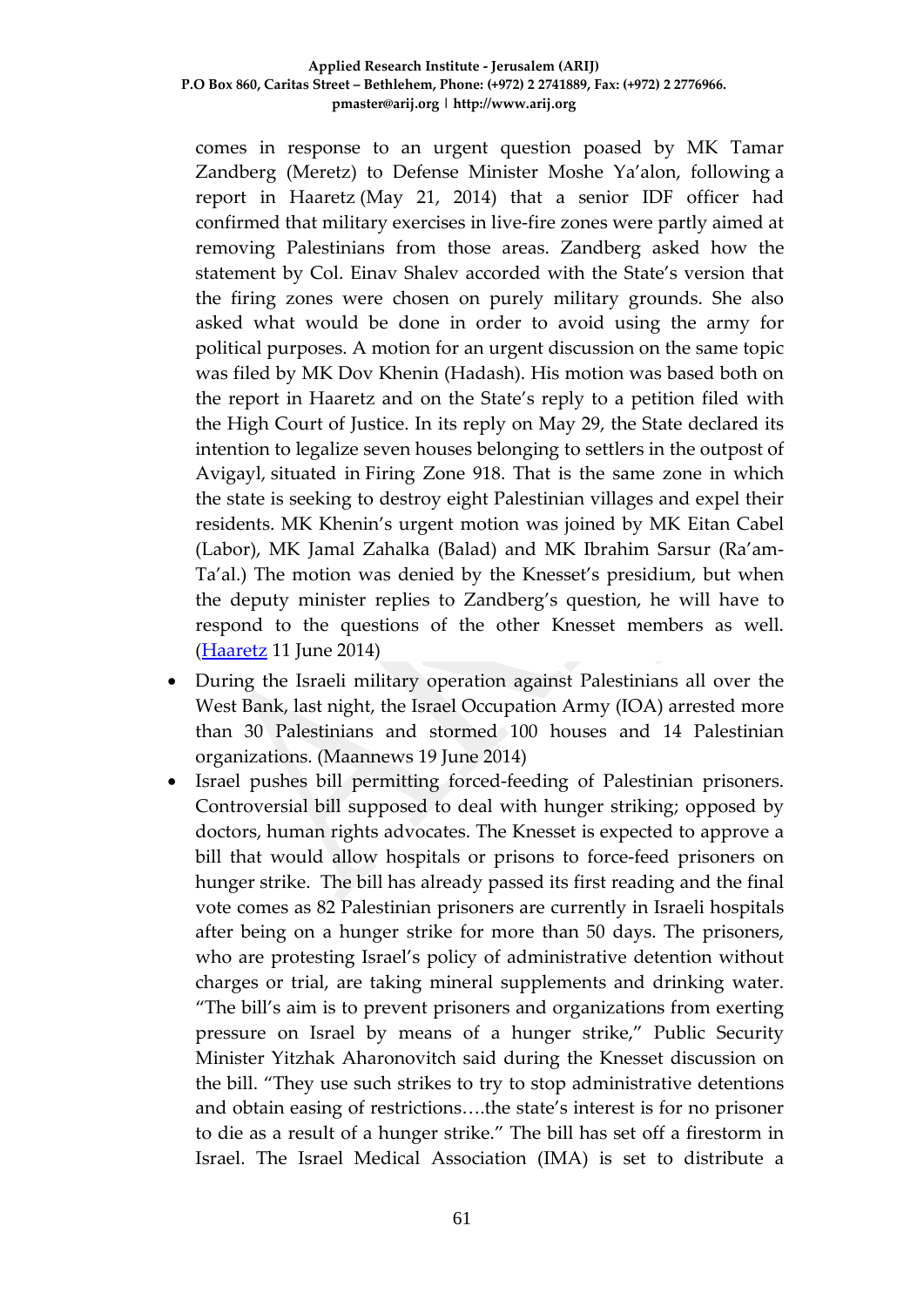comes in response to an urgent question poased by MK Tamar Zandberg (Meretz) to Defense Minister Moshe Ya'alon, following a report in Haaretz (May 21, 2014) that a senior IDF officer had confirmed that military exercises in live-fire zones were partly aimed at removing Palestinians from those areas. Zandberg asked how the statement by Col. Einav Shalev accorded with the State's version that the firing zones were chosen on purely military grounds. She also asked what would be done in order to avoid using the army for political purposes. A motion for an urgent discussion on the same topic was filed by MK Dov Khenin (Hadash). His motion was based both on the report in Haaretz and on the State's reply to a petition filed with the High Court of Justice. In its reply on May 29, the State declared its intention to legalize seven houses belonging to settlers in the outpost of Avigayl, situated in Firing Zone 918. That is the same zone in which the state is seeking to destroy eight Palestinian villages and expel their residents. MK Khenin's urgent motion was joined by MK Eitan Cabel (Labor), MK Jamal Zahalka (Balad) and MK Ibrahim Sarsur (Ra'am-Ta'al.) The motion was denied by the Knesset's presidium, but when the deputy minister replies to Zandberg's question, he will have to respond to the questions of the other Knesset members as well. (Haaretz 11 June 2014)

- During the Israeli military operation against Palestinians all over the West Bank, last night, the Israel Occupation Army (IOA) arrested more than 30 Palestinians and stormed 100 houses and 14 Palestinian organizations. (Maannews 19 June 2014)
- Israel pushes bill permitting forced-feeding of Palestinian prisoners. Controversial bill supposed to deal with hunger striking; opposed by doctors, human rights advocates. The Knesset is expected to approve a bill that would allow hospitals or prisons to force-feed prisoners on hunger strike. The bill has already passed its first reading and the final vote comes as 82 Palestinian prisoners are currently in Israeli hospitals after being on a hunger strike for more than 50 days. The prisoners, who are protesting Israel's policy of administrative detention without charges or trial, are taking mineral supplements and drinking water. "The bill's aim is to prevent prisoners and organizations from exerting pressure on Israel by means of a hunger strike," Public Security Minister Yitzhak Aharonovitch said during the Knesset discussion on the bill. "They use such strikes to try to stop administrative detentions and obtain easing of restrictions….the state's interest is for no prisoner to die as a result of a hunger strike." The bill has set off a firestorm in Israel. The Israel Medical Association (IMA) is set to distribute a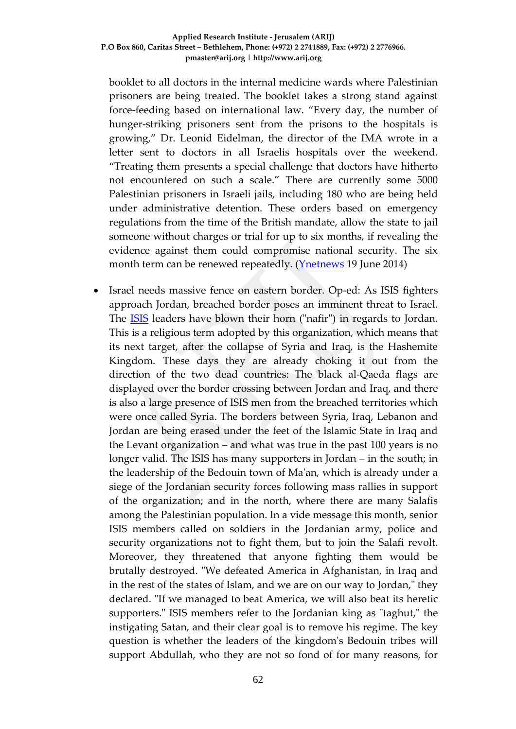booklet to all doctors in the internal medicine wards where Palestinian prisoners are being treated. The booklet takes a strong stand against force-feeding based on international law. "Every day, the number of hunger-striking prisoners sent from the prisons to the hospitals is growing," Dr. Leonid Eidelman, the director of the IMA wrote in a letter sent to doctors in all Israelis hospitals over the weekend. "Treating them presents a special challenge that doctors have hitherto not encountered on such a scale." There are currently some 5000 Palestinian prisoners in Israeli jails, including 180 who are being held under administrative detention. These orders based on emergency regulations from the time of the British mandate, allow the state to jail someone without charges or trial for up to six months, if revealing the evidence against them could compromise national security. The six month term can be renewed repeatedly. (Ynetnews 19 June 2014)

- Israel needs massive fence on eastern border. Op-ed: As ISIS fighters approach Jordan, breached border poses an imminent threat to Israel. The ISIS leaders have blown their horn ("nafir") in regards to Jordan. This is a religious term adopted by this organization, which means that its next target, after the collapse of Syria and Iraq, is the Hashemite Kingdom. These days they are already choking it out from the direction of the two dead countries: The black al-Qaeda flags are displayed over the border crossing between Jordan and Iraq, and there is also a large presence of ISIS men from the breached territories which were once called Syria. The borders between Syria, Iraq, Lebanon and Jordan are being erased under the feet of the Islamic State in Iraq and the Levant organization – and what was true in the past 100 years is no longer valid. The ISIS has many supporters in Jordan – in the south; in the leadership of the Bedouin town of Ma'an, which is already under a siege of the Jordanian security forces following mass rallies in support of the organization; and in the north, where there are many Salafis among the Palestinian population. In a vide message this month, senior ISIS members called on soldiers in the Jordanian army, police and security organizations not to fight them, but to join the Salafi revolt. Moreover, they threatened that anyone fighting them would be brutally destroyed. "We defeated America in Afghanistan, in Iraq and in the rest of the states of Islam, and we are on our way to Jordan," they declared. "If we managed to beat America, we will also beat its heretic supporters." ISIS members refer to the Jordanian king as "taghut," the instigating Satan, and their clear goal is to remove his regime. The key question is whether the leaders of the kingdom's Bedouin tribes will support Abdullah, who they are not so fond of for many reasons, for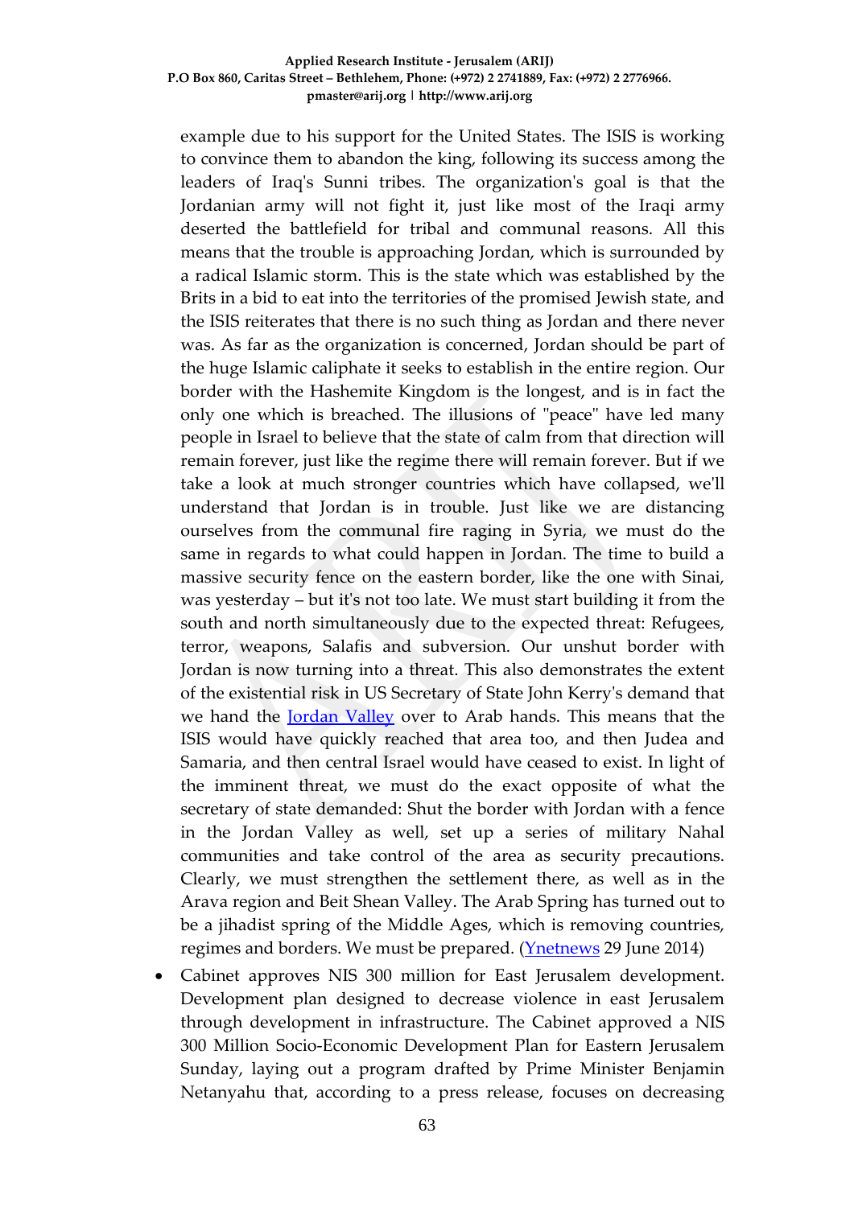example due to his support for the United States. The ISIS is working to convince them to abandon the king, following its success among the leaders of Iraq's Sunni tribes. The organization's goal is that the Jordanian army will not fight it, just like most of the Iraqi army deserted the battlefield for tribal and communal reasons. All this means that the trouble is approaching Jordan, which is surrounded by a radical Islamic storm. This is the state which was established by the Brits in a bid to eat into the territories of the promised Jewish state, and the ISIS reiterates that there is no such thing as Jordan and there never was. As far as the organization is concerned, Jordan should be part of the huge Islamic caliphate it seeks to establish in the entire region. Our border with the Hashemite Kingdom is the longest, and is in fact the only one which is breached. The illusions of "peace" have led many people in Israel to believe that the state of calm from that direction will remain forever, just like the regime there will remain forever. But if we take a look at much stronger countries which have collapsed, we'll understand that Jordan is in trouble. Just like we are distancing ourselves from the communal fire raging in Syria, we must do the same in regards to what could happen in Jordan. The time to build a massive security fence on the eastern border, like the one with Sinai, was yesterday – but it's not too late. We must start building it from the south and north simultaneously due to the expected threat: Refugees, terror, weapons, Salafis and subversion. Our unshut border with Jordan is now turning into a threat. This also demonstrates the extent of the existential risk in US Secretary of State John Kerry's demand that we hand the Jordan Valley over to Arab hands. This means that the ISIS would have quickly reached that area too, and then Judea and Samaria, and then central Israel would have ceased to exist. In light of the imminent threat, we must do the exact opposite of what the secretary of state demanded: Shut the border with Jordan with a fence in the Jordan Valley as well, set up a series of military Nahal communities and take control of the area as security precautions. Clearly, we must strengthen the settlement there, as well as in the Arava region and Beit Shean Valley. The Arab Spring has turned out to be a jihadist spring of the Middle Ages, which is removing countries, regimes and borders. We must be prepared. (Ynetnews 29 June 2014)

- Cabinet approves NIS 300 million for East Jerusalem development. Development plan designed to decrease violence in east Jerusalem through development in infrastructure. The Cabinet approved a NIS 300 Million Socio-Economic Development Plan for Eastern Jerusalem Sunday, laying out a program drafted by Prime Minister Benjamin Netanyahu that, according to a press release, focuses on decreasing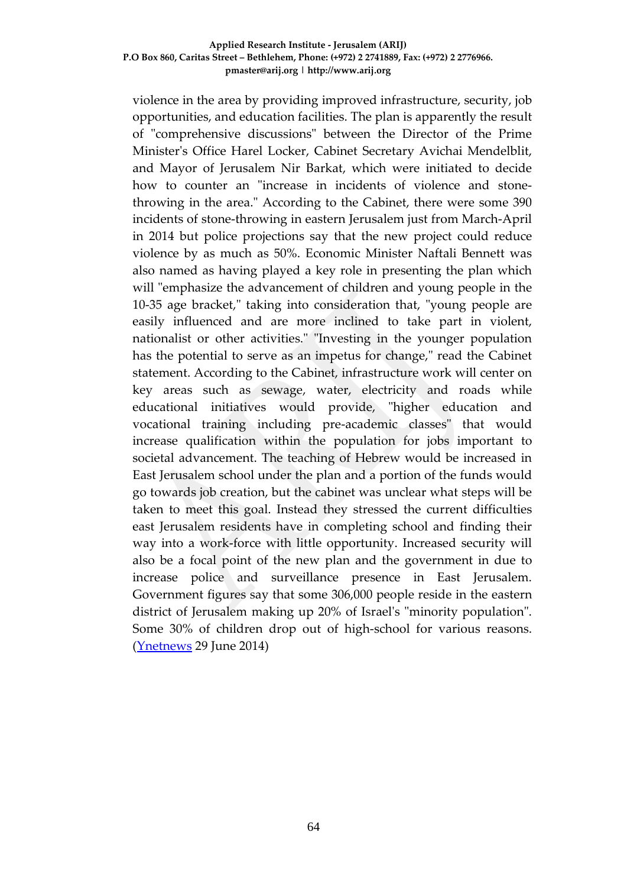violence in the area by providing improved infrastructure, security, job opportunities, and education facilities. The plan is apparently the result of "comprehensive discussions" between the Director of the Prime Minister's Office Harel Locker, Cabinet Secretary Avichai Mendelblit, and Mayor of Jerusalem Nir Barkat, which were initiated to decide how to counter an "increase in incidents of violence and stone-throwing in the area." According to the Cabinet, there were some 390 incidents of stone-throwing in eastern Jerusalem just from March-April in 2014 but police projections say that the new project could reduce violence by as much as 50%. Economic Minister Naftali Bennett was also named as having played a key role in presenting the plan which will "emphasize the advancement of children and young people in the 10-35 age bracket," taking into consideration that, "young people are easily influenced and are more inclined to take part in violent, nationalist or other activities." "Investing in the younger population has the potential to serve as an impetus for change," read the Cabinet statement. According to the Cabinet, infrastructure work will center on key areas such as sewage, water, electricity and roads while educational initiatives would provide, "higher education and vocational training including pre-academic classes" that would increase qualification within the population for jobs important to societal advancement. The teaching of Hebrew would be increased in East Jerusalem school under the plan and a portion of the funds would go towards job creation, but the cabinet was unclear what steps will be taken to meet this goal. Instead they stressed the current difficulties east Jerusalem residents have in completing school and finding their way into a work-force with little opportunity. Increased security will also be a focal point of the new plan and the government in due to increase police and surveillance presence in East Jerusalem. Government figures say that some 306,000 people reside in the eastern district of Jerusalem making up 20% of Israel's "minority population". Some 30% of children drop out of high-school for various reasons. (Ynetnews 29 June 2014)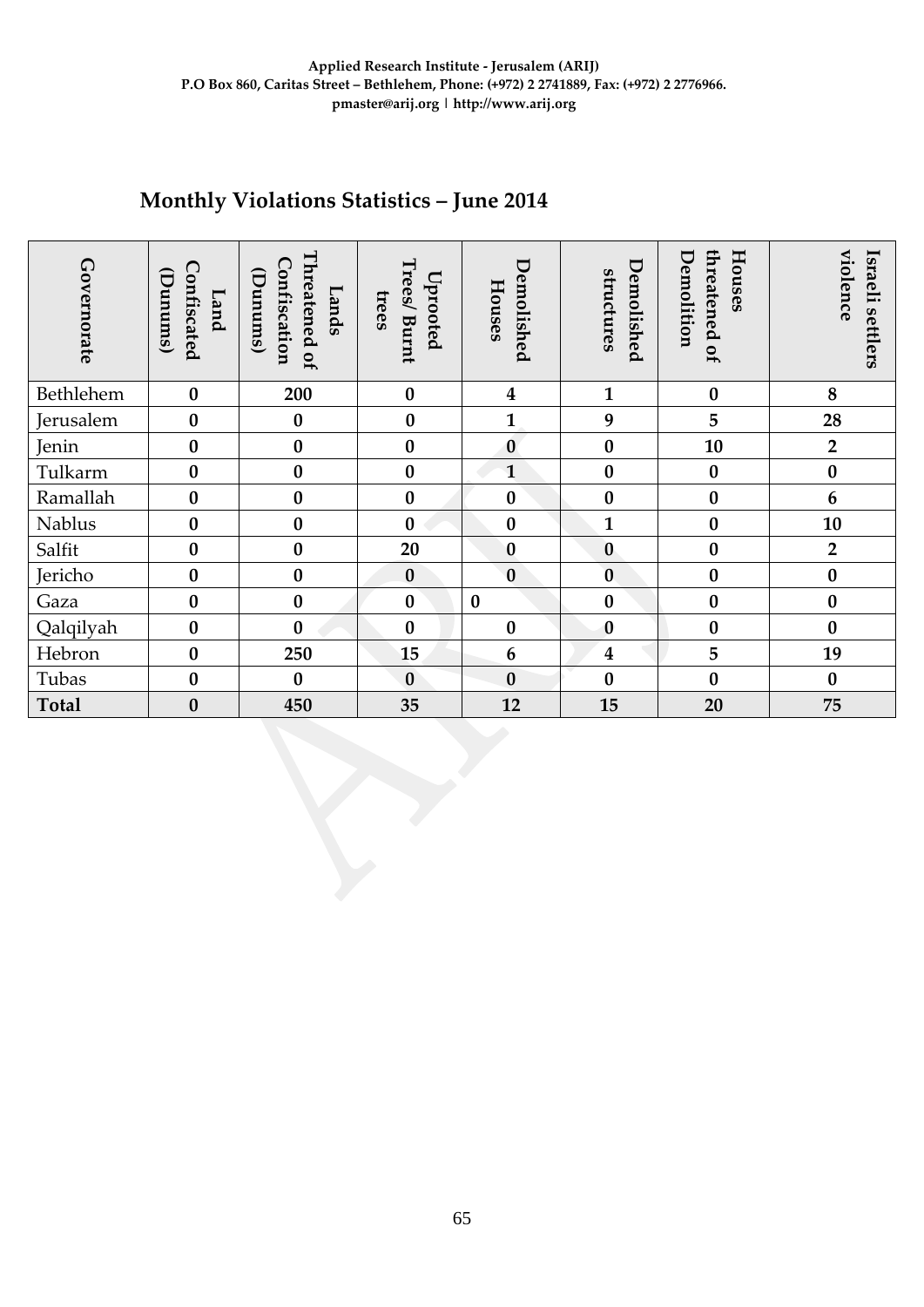Applied Research Institute - Jerusalem (ARIJ)
P.O Box 860, Caritas Street – Bethlehem, Phone: (+972) 2 2741889, Fax: (+972) 2 2776966.
pmaster@arij.org | http://www.arij.org

## Monthly Violations Statistics – June 2014

| Governorate | Land Confiscated (Dunums) | Lands Threatened of Confiscation (Dunums) | Uprooted Trees/ Burnt trees | Demolished Houses | Demolished structures | Houses threatened of Demolition | Israeli settlers violence |
|---|---|---|---|---|---|---|---|
| Bethlehem | **0** | **200** | **0** | **4** | **1** | **0** | **8** |
| Jerusalem | **0** | **0** | **0** | **1** | **9** | **5** | **28** |
| Jenin | **0** | **0** | **0** | **0** | **0** | **10** | **2** |
| Tulkarm | **0** | **0** | **0** | **1** | **0** | **0** | **0** |
| Ramallah | **0** | **0** | **0** | **0** | **0** | **0** | **6** |
| Nablus | **0** | **0** | **0** | **0** | **1** | **0** | **10** |
| Salfit | **0** | **0** | **20** | **0** | **0** | **0** | **2** |
| Jericho | **0** | **0** | **0** | **0** | **0** | **0** | **0** |
| Gaza | **0** | **0** | **0** | **0** | **0** | **0** | **0** |
| Qalqilyah | **0** | **0** | **0** | **0** | **0** | **0** | **0** |
| Hebron | **0** | **250** | **15** | **6** | **4** | **5** | **19** |
| Tubas | **0** | **0** | **0** | **0** | **0** | **0** | **0** |
| **Total** | **0** | **450** | **35** | **12** | **15** | **20** | **75** |